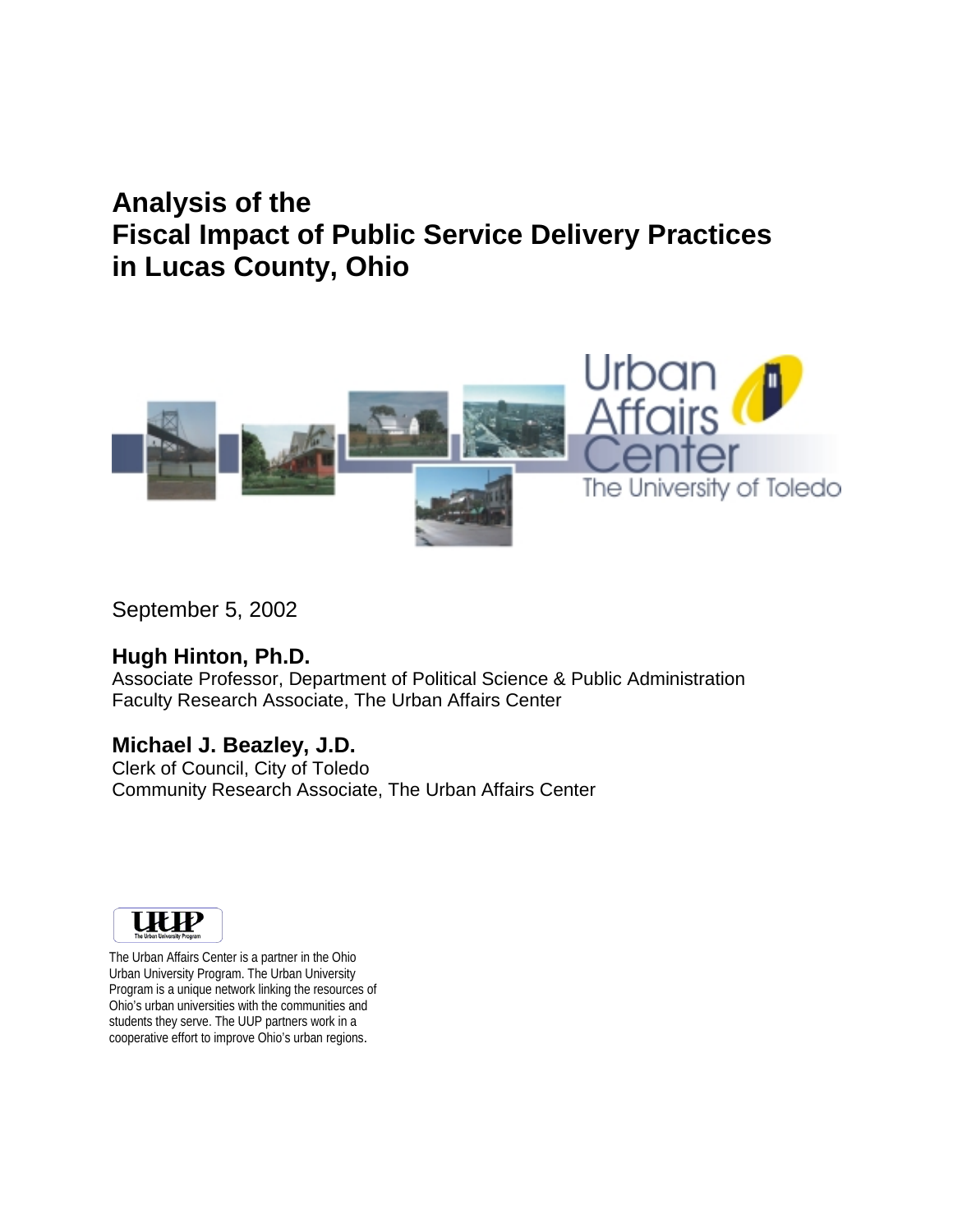# Analysis of the Fiscal Impact of Public Service Delivery Practices in Lucas County, Ohio

Urban Affairs Center

The University of Toledo

September 5, 2002

**Hugh Hinton, Ph.D.**
Associate Professor, Department of Political Science & Public Administration
Faculty Research Associate, The Urban Affairs Center

**Michael J. Beazley, J.D.**
Clerk of Council, City of Toledo
Community Research Associate, The Urban Affairs Center

UUP
The Urban University Program

The Urban Affairs Center is a partner in the Ohio Urban University Program. The Urban University Program is a unique network linking the resources of Ohio's urban universities with the communities and students they serve. The UUP partners work in a cooperative effort to improve Ohio's urban regions.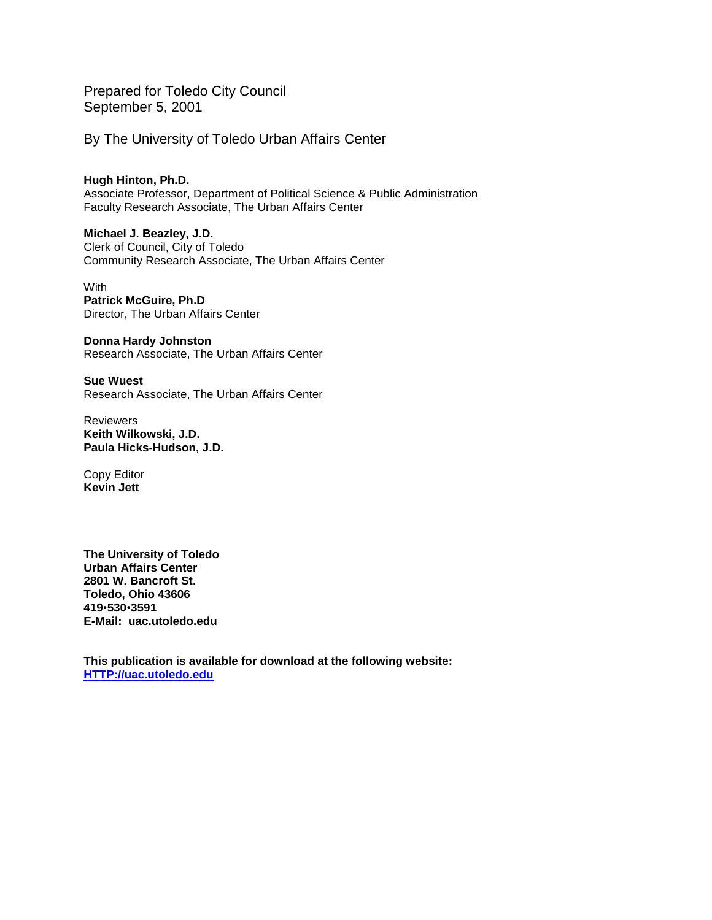Prepared for Toledo City Council
September 5, 2001

By The University of Toledo Urban Affairs Center

**Hugh Hinton, Ph.D.**
Associate Professor, Department of Political Science & Public Administration
Faculty Research Associate, The Urban Affairs Center

**Michael J. Beazley, J.D.**
Clerk of Council, City of Toledo
Community Research Associate, The Urban Affairs Center

With
**Patrick McGuire, Ph.D**
Director, The Urban Affairs Center

**Donna Hardy Johnston**
Research Associate, The Urban Affairs Center

**Sue Wuest**
Research Associate, The Urban Affairs Center

Reviewers
**Keith Wilkowski, J.D.**
**Paula Hicks-Hudson, J.D.**

Copy Editor
**Kevin Jett**

**The University of Toledo**
**Urban Affairs Center**
**2801 W. Bancroft St.**
**Toledo, Ohio 43606**
**419•530•3591**
**E-Mail: uac.utoledo.edu**

**This publication is available for download at the following website:**
**[HTTP://uac.utoledo.edu](HTTP://uac.utoledo.edu)**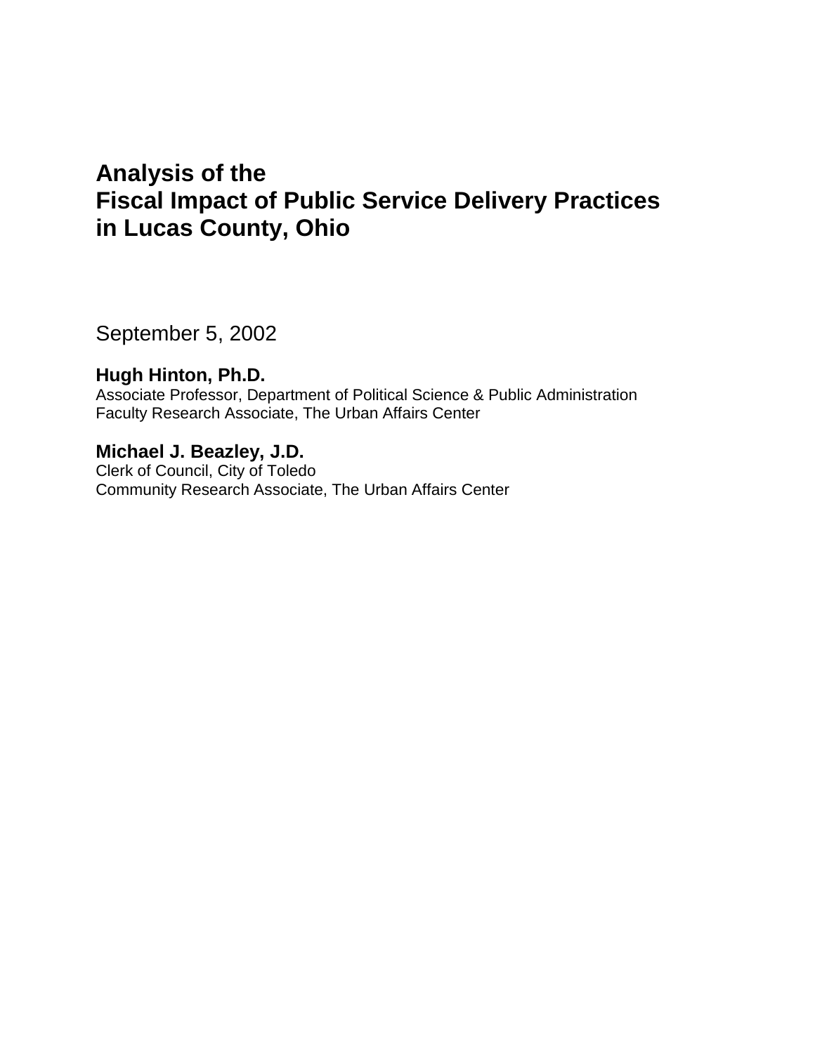# Analysis of the Fiscal Impact of Public Service Delivery Practices in Lucas County, Ohio

September 5, 2002

**Hugh Hinton, Ph.D.**
Associate Professor, Department of Political Science & Public Administration
Faculty Research Associate, The Urban Affairs Center

**Michael J. Beazley, J.D.**
Clerk of Council, City of Toledo
Community Research Associate, The Urban Affairs Center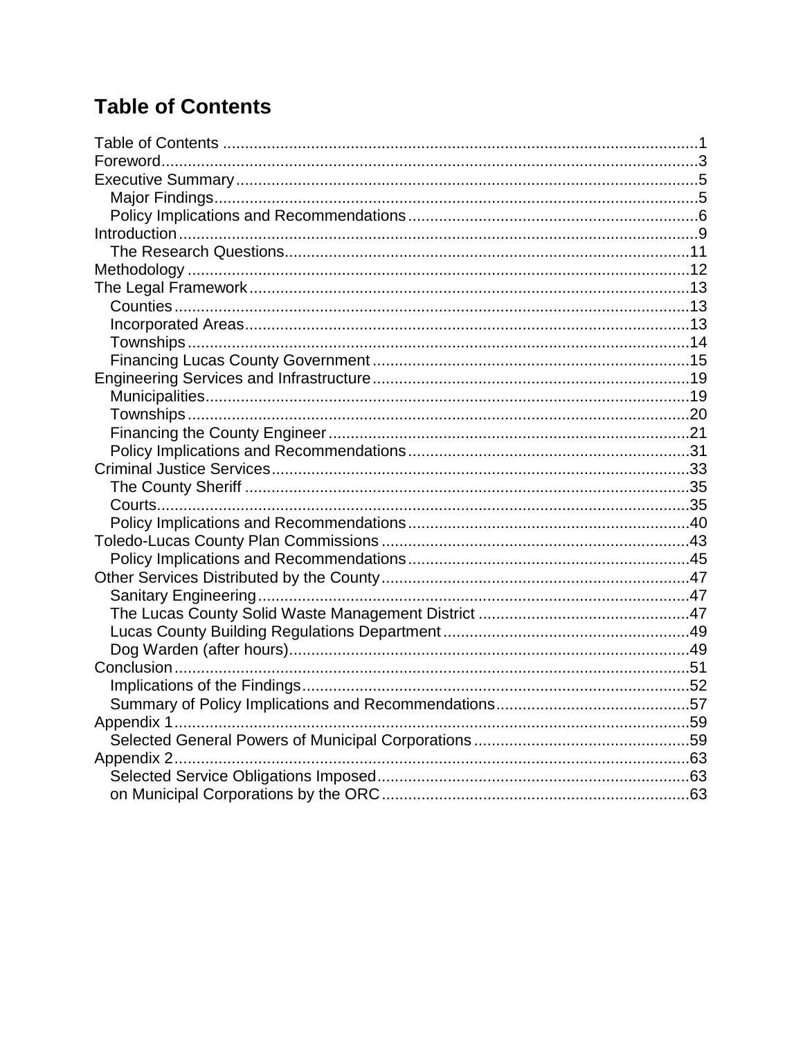# Table of Contents

Table of Contents ............................................................................................................1
Foreword..........................................................................................................................3
Executive Summary.........................................................................................................5
  Major Findings..............................................................................................................5
  Policy Implications and Recommendations.................................................................6
Introduction......................................................................................................................9
  The Research Questions............................................................................................11
Methodology ..................................................................................................................12
The Legal Framework....................................................................................................13
  Counties.....................................................................................................................13
  Incorporated Areas.....................................................................................................13
  Townships..................................................................................................................14
  Financing Lucas County Government .......................................................................15
Engineering Services and Infrastructure.......................................................................19
  Municipalities..............................................................................................................19
  Townships..................................................................................................................20
  Financing the County Engineer..................................................................................21
  Policy Implications and Recommendations................................................................31
Criminal Justice Services...............................................................................................33
  The County Sheriff .....................................................................................................35
  Courts.........................................................................................................................35
  Policy Implications and Recommendations................................................................40
Toledo-Lucas County Plan Commissions .....................................................................43
  Policy Implications and Recommendations................................................................45
Other Services Distributed by the County......................................................................47
  Sanitary Engineering..................................................................................................47
  The Lucas County Solid Waste Management District ................................................47
  Lucas County Building Regulations Department........................................................49
  Dog Warden (after hours)...........................................................................................49
Conclusion.....................................................................................................................51
  Implications of the Findings........................................................................................52
  Summary of Policy Implications and Recommendations............................................57
Appendix 1.....................................................................................................................59
  Selected General Powers of Municipal Corporations.................................................59
Appendix 2.....................................................................................................................63
  Selected Service Obligations Imposed.......................................................................63
  on Municipal Corporations by the ORC......................................................................63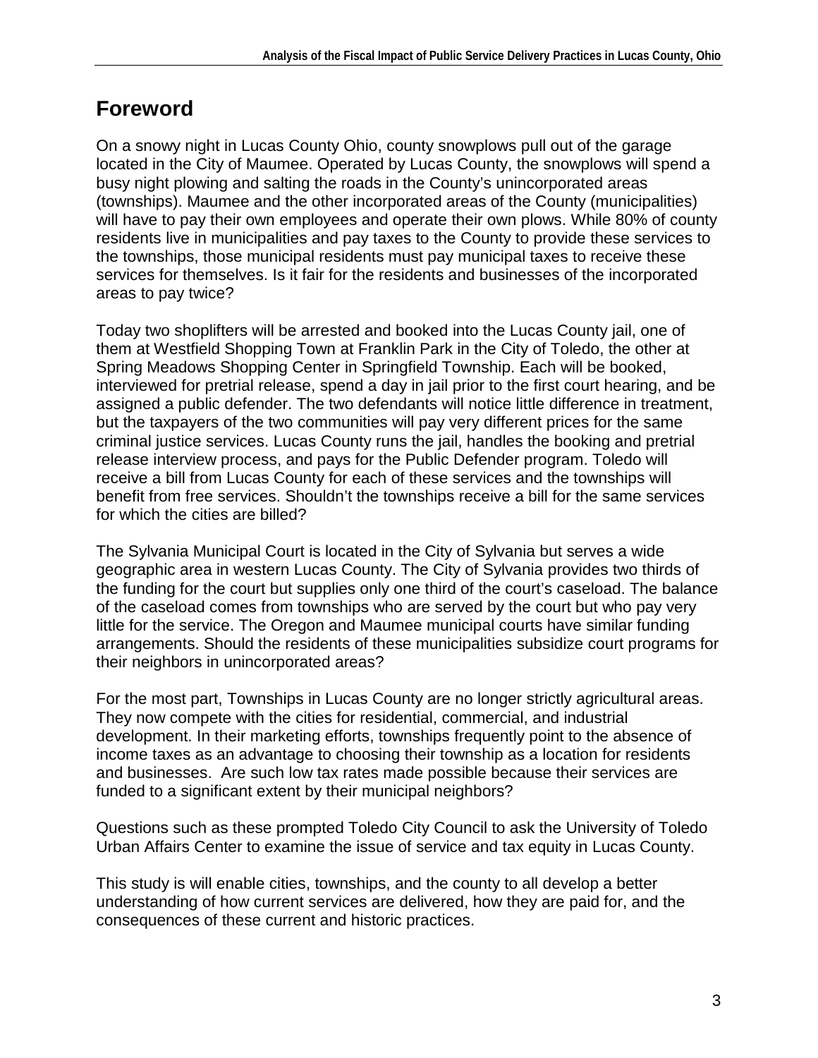# Foreword

On a snowy night in Lucas County Ohio, county snowplows pull out of the garage located in the City of Maumee. Operated by Lucas County, the snowplows will spend a busy night plowing and salting the roads in the County's unincorporated areas (townships). Maumee and the other incorporated areas of the County (municipalities) will have to pay their own employees and operate their own plows. While 80% of county residents live in municipalities and pay taxes to the County to provide these services to the townships, those municipal residents must pay municipal taxes to receive these services for themselves. Is it fair for the residents and businesses of the incorporated areas to pay twice?

Today two shoplifters will be arrested and booked into the Lucas County jail, one of them at Westfield Shopping Town at Franklin Park in the City of Toledo, the other at Spring Meadows Shopping Center in Springfield Township. Each will be booked, interviewed for pretrial release, spend a day in jail prior to the first court hearing, and be assigned a public defender. The two defendants will notice little difference in treatment, but the taxpayers of the two communities will pay very different prices for the same criminal justice services. Lucas County runs the jail, handles the booking and pretrial release interview process, and pays for the Public Defender program. Toledo will receive a bill from Lucas County for each of these services and the townships will benefit from free services. Shouldn't the townships receive a bill for the same services for which the cities are billed?

The Sylvania Municipal Court is located in the City of Sylvania but serves a wide geographic area in western Lucas County. The City of Sylvania provides two thirds of the funding for the court but supplies only one third of the court's caseload. The balance of the caseload comes from townships who are served by the court but who pay very little for the service. The Oregon and Maumee municipal courts have similar funding arrangements. Should the residents of these municipalities subsidize court programs for their neighbors in unincorporated areas?

For the most part, Townships in Lucas County are no longer strictly agricultural areas. They now compete with the cities for residential, commercial, and industrial development. In their marketing efforts, townships frequently point to the absence of income taxes as an advantage to choosing their township as a location for residents and businesses. Are such low tax rates made possible because their services are funded to a significant extent by their municipal neighbors?

Questions such as these prompted Toledo City Council to ask the University of Toledo Urban Affairs Center to examine the issue of service and tax equity in Lucas County.

This study is will enable cities, townships, and the county to all develop a better understanding of how current services are delivered, how they are paid for, and the consequences of these current and historic practices.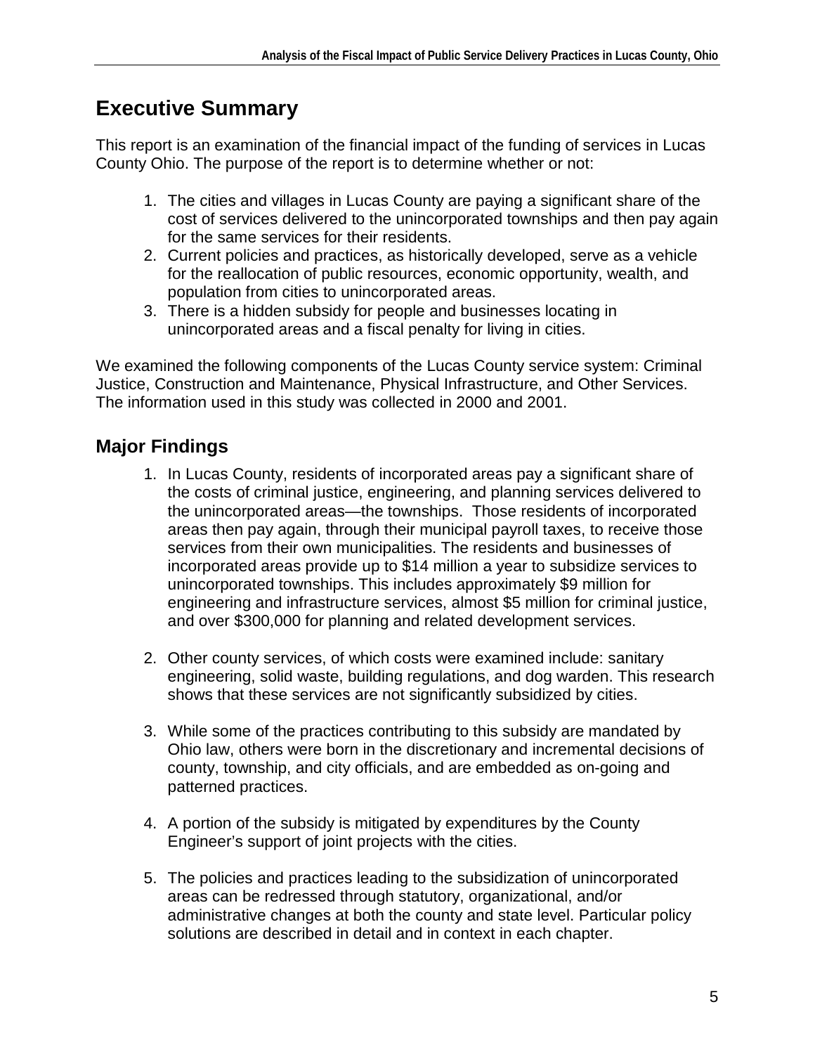# Executive Summary

This report is an examination of the financial impact of the funding of services in Lucas County Ohio. The purpose of the report is to determine whether or not:

1. The cities and villages in Lucas County are paying a significant share of the cost of services delivered to the unincorporated townships and then pay again for the same services for their residents.
2. Current policies and practices, as historically developed, serve as a vehicle for the reallocation of public resources, economic opportunity, wealth, and population from cities to unincorporated areas.
3. There is a hidden subsidy for people and businesses locating in unincorporated areas and a fiscal penalty for living in cities.

We examined the following components of the Lucas County service system: Criminal Justice, Construction and Maintenance, Physical Infrastructure, and Other Services. The information used in this study was collected in 2000 and 2001.

## Major Findings

1. In Lucas County, residents of incorporated areas pay a significant share of the costs of criminal justice, engineering, and planning services delivered to the unincorporated areas—the townships. Those residents of incorporated areas then pay again, through their municipal payroll taxes, to receive those services from their own municipalities. The residents and businesses of incorporated areas provide up to $14 million a year to subsidize services to unincorporated townships. This includes approximately $9 million for engineering and infrastructure services, almost $5 million for criminal justice, and over $300,000 for planning and related development services.

2. Other county services, of which costs were examined include: sanitary engineering, solid waste, building regulations, and dog warden. This research shows that these services are not significantly subsidized by cities.

3. While some of the practices contributing to this subsidy are mandated by Ohio law, others were born in the discretionary and incremental decisions of county, township, and city officials, and are embedded as on-going and patterned practices.

4. A portion of the subsidy is mitigated by expenditures by the County Engineer's support of joint projects with the cities.

5. The policies and practices leading to the subsidization of unincorporated areas can be redressed through statutory, organizational, and/or administrative changes at both the county and state level. Particular policy solutions are described in detail and in context in each chapter.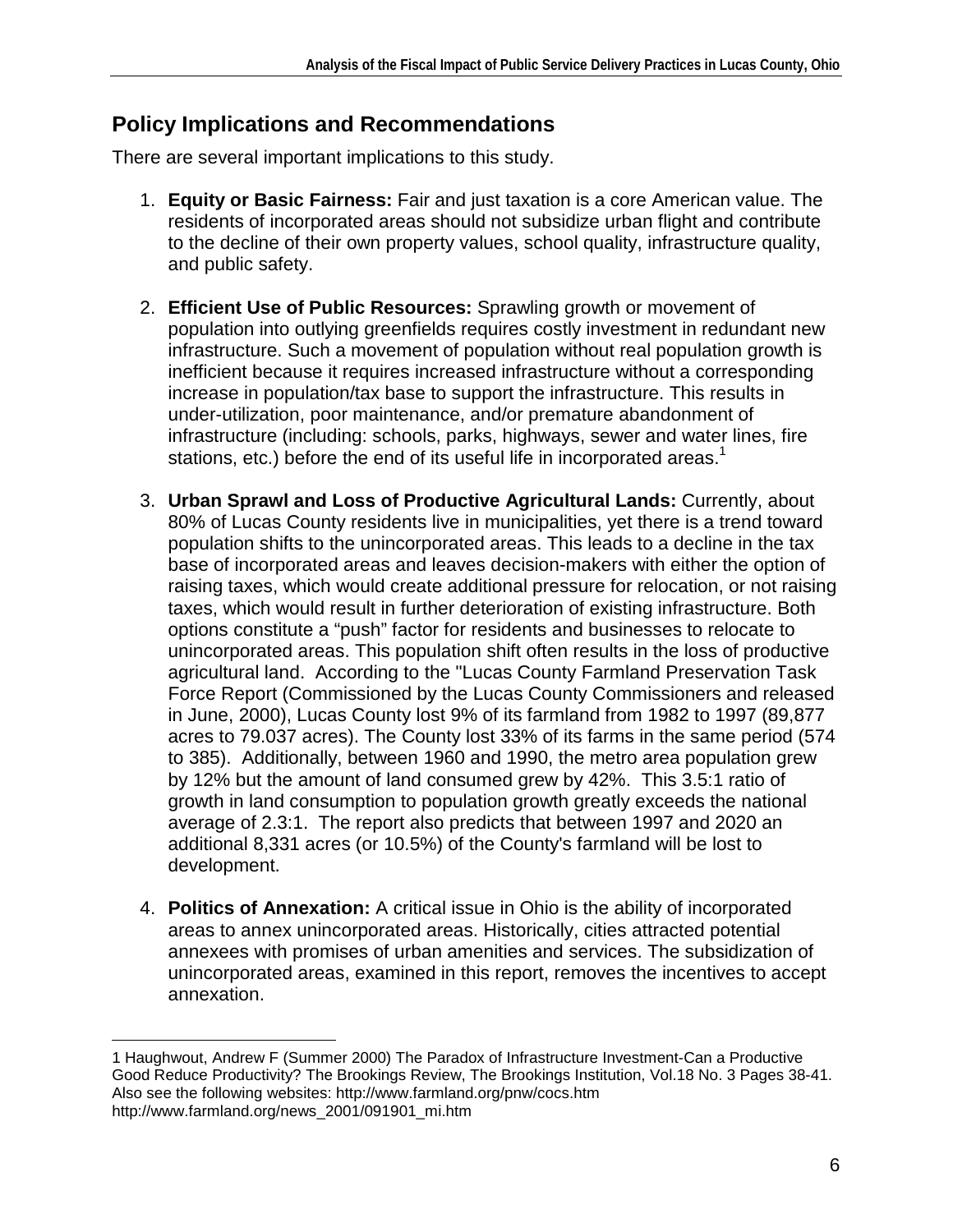## Policy Implications and Recommendations

There are several important implications to this study.

1. **Equity or Basic Fairness:** Fair and just taxation is a core American value. The residents of incorporated areas should not subsidize urban flight and contribute to the decline of their own property values, school quality, infrastructure quality, and public safety.

2. **Efficient Use of Public Resources:** Sprawling growth or movement of population into outlying greenfields requires costly investment in redundant new infrastructure. Such a movement of population without real population growth is inefficient because it requires increased infrastructure without a corresponding increase in population/tax base to support the infrastructure. This results in under-utilization, poor maintenance, and/or premature abandonment of infrastructure (including: schools, parks, highways, sewer and water lines, fire stations, etc.) before the end of its useful life in incorporated areas.[1]

3. **Urban Sprawl and Loss of Productive Agricultural Lands:** Currently, about 80% of Lucas County residents live in municipalities, yet there is a trend toward population shifts to the unincorporated areas. This leads to a decline in the tax base of incorporated areas and leaves decision-makers with either the option of raising taxes, which would create additional pressure for relocation, or not raising taxes, which would result in further deterioration of existing infrastructure. Both options constitute a "push" factor for residents and businesses to relocate to unincorporated areas. This population shift often results in the loss of productive agricultural land. According to the "Lucas County Farmland Preservation Task Force Report (Commissioned by the Lucas County Commissioners and released in June, 2000), Lucas County lost 9% of its farmland from 1982 to 1997 (89,877 acres to 79.037 acres). The County lost 33% of its farms in the same period (574 to 385). Additionally, between 1960 and 1990, the metro area population grew by 12% but the amount of land consumed grew by 42%. This 3.5:1 ratio of growth in land consumption to population growth greatly exceeds the national average of 2.3:1. The report also predicts that between 1997 and 2020 an additional 8,331 acres (or 10.5%) of the County's farmland will be lost to development.

4. **Politics of Annexation:** A critical issue in Ohio is the ability of incorporated areas to annex unincorporated areas. Historically, cities attracted potential annexees with promises of urban amenities and services. The subsidization of unincorporated areas, examined in this report, removes the incentives to accept annexation.

---

1 Haughwout, Andrew F (Summer 2000) The Paradox of Infrastructure Investment-Can a Productive Good Reduce Productivity? The Brookings Review, The Brookings Institution, Vol.18 No. 3 Pages 38-41. Also see the following websites: http://www.farmland.org/pnw/cocs.htm
http://www.farmland.org/news_2001/091901_mi.htm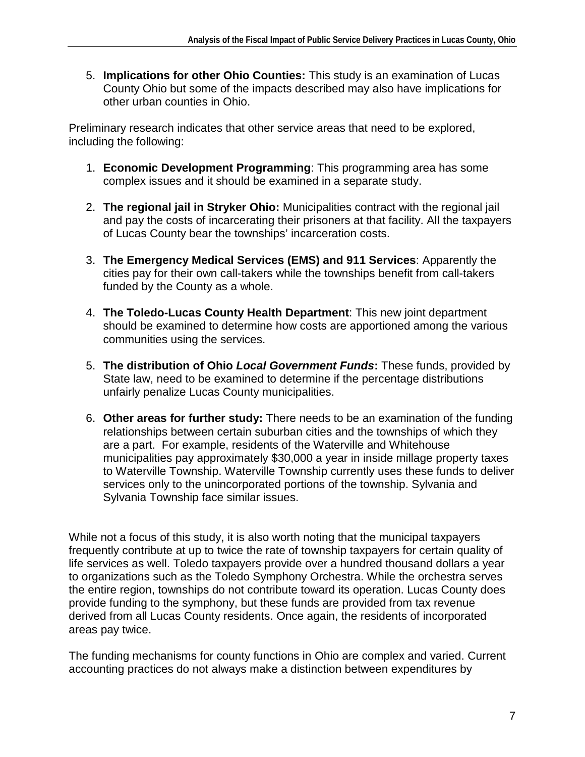5. **Implications for other Ohio Counties:** This study is an examination of Lucas County Ohio but some of the impacts described may also have implications for other urban counties in Ohio.

Preliminary research indicates that other service areas that need to be explored, including the following:

1. **Economic Development Programming**: This programming area has some complex issues and it should be examined in a separate study.

2. **The regional jail in Stryker Ohio:** Municipalities contract with the regional jail and pay the costs of incarcerating their prisoners at that facility. All the taxpayers of Lucas County bear the townships' incarceration costs.

3. **The Emergency Medical Services (EMS) and 911 Services**: Apparently the cities pay for their own call-takers while the townships benefit from call-takers funded by the County as a whole.

4. **The Toledo-Lucas County Health Department**: This new joint department should be examined to determine how costs are apportioned among the various communities using the services.

5. **The distribution of Ohio *Local Government Funds*:** These funds, provided by State law, need to be examined to determine if the percentage distributions unfairly penalize Lucas County municipalities.

6. **Other areas for further study:** There needs to be an examination of the funding relationships between certain suburban cities and the townships of which they are a part. For example, residents of the Waterville and Whitehouse municipalities pay approximately $30,000 a year in inside millage property taxes to Waterville Township. Waterville Township currently uses these funds to deliver services only to the unincorporated portions of the township. Sylvania and Sylvania Township face similar issues.

While not a focus of this study, it is also worth noting that the municipal taxpayers frequently contribute at up to twice the rate of township taxpayers for certain quality of life services as well. Toledo taxpayers provide over a hundred thousand dollars a year to organizations such as the Toledo Symphony Orchestra. While the orchestra serves the entire region, townships do not contribute toward its operation. Lucas County does provide funding to the symphony, but these funds are provided from tax revenue derived from all Lucas County residents. Once again, the residents of incorporated areas pay twice.

The funding mechanisms for county functions in Ohio are complex and varied. Current accounting practices do not always make a distinction between expenditures by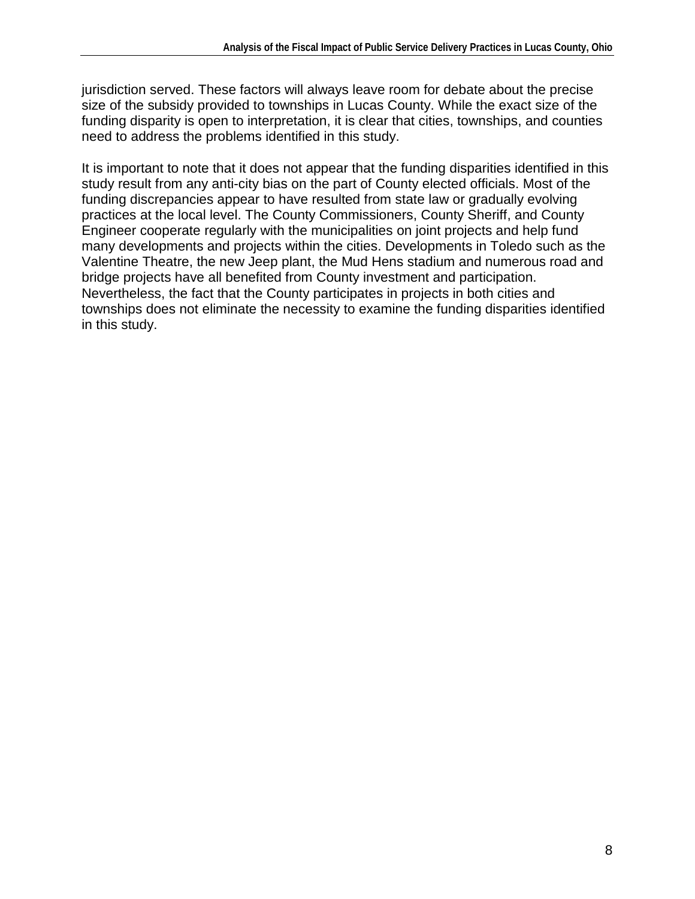jurisdiction served. These factors will always leave room for debate about the precise size of the subsidy provided to townships in Lucas County. While the exact size of the funding disparity is open to interpretation, it is clear that cities, townships, and counties need to address the problems identified in this study.

It is important to note that it does not appear that the funding disparities identified in this study result from any anti-city bias on the part of County elected officials. Most of the funding discrepancies appear to have resulted from state law or gradually evolving practices at the local level. The County Commissioners, County Sheriff, and County Engineer cooperate regularly with the municipalities on joint projects and help fund many developments and projects within the cities. Developments in Toledo such as the Valentine Theatre, the new Jeep plant, the Mud Hens stadium and numerous road and bridge projects have all benefited from County investment and participation. Nevertheless, the fact that the County participates in projects in both cities and townships does not eliminate the necessity to examine the funding disparities identified in this study.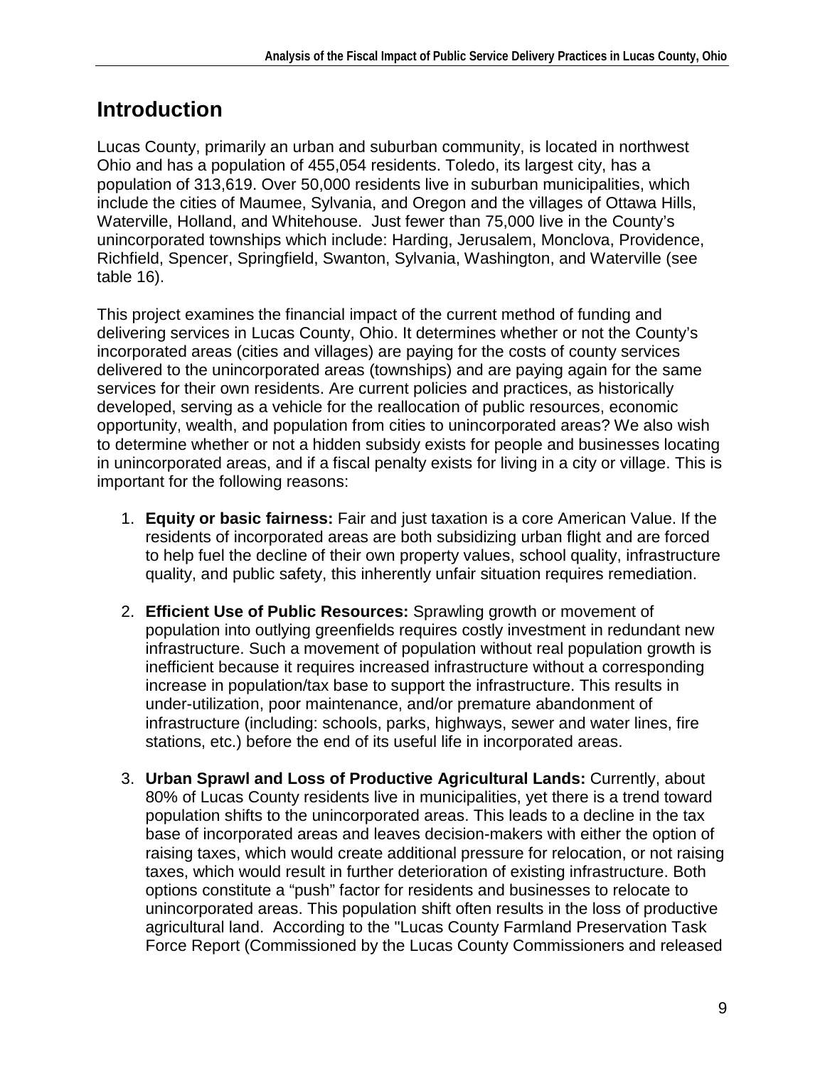# Introduction

Lucas County, primarily an urban and suburban community, is located in northwest Ohio and has a population of 455,054 residents. Toledo, its largest city, has a population of 313,619. Over 50,000 residents live in suburban municipalities, which include the cities of Maumee, Sylvania, and Oregon and the villages of Ottawa Hills, Waterville, Holland, and Whitehouse. Just fewer than 75,000 live in the County's unincorporated townships which include: Harding, Jerusalem, Monclova, Providence, Richfield, Spencer, Springfield, Swanton, Sylvania, Washington, and Waterville (see table 16).

This project examines the financial impact of the current method of funding and delivering services in Lucas County, Ohio. It determines whether or not the County's incorporated areas (cities and villages) are paying for the costs of county services delivered to the unincorporated areas (townships) and are paying again for the same services for their own residents. Are current policies and practices, as historically developed, serving as a vehicle for the reallocation of public resources, economic opportunity, wealth, and population from cities to unincorporated areas? We also wish to determine whether or not a hidden subsidy exists for people and businesses locating in unincorporated areas, and if a fiscal penalty exists for living in a city or village. This is important for the following reasons:

1. **Equity or basic fairness:** Fair and just taxation is a core American Value. If the residents of incorporated areas are both subsidizing urban flight and are forced to help fuel the decline of their own property values, school quality, infrastructure quality, and public safety, this inherently unfair situation requires remediation.

2. **Efficient Use of Public Resources:** Sprawling growth or movement of population into outlying greenfields requires costly investment in redundant new infrastructure. Such a movement of population without real population growth is inefficient because it requires increased infrastructure without a corresponding increase in population/tax base to support the infrastructure. This results in under-utilization, poor maintenance, and/or premature abandonment of infrastructure (including: schools, parks, highways, sewer and water lines, fire stations, etc.) before the end of its useful life in incorporated areas.

3. **Urban Sprawl and Loss of Productive Agricultural Lands:** Currently, about 80% of Lucas County residents live in municipalities, yet there is a trend toward population shifts to the unincorporated areas. This leads to a decline in the tax base of incorporated areas and leaves decision-makers with either the option of raising taxes, which would create additional pressure for relocation, or not raising taxes, which would result in further deterioration of existing infrastructure. Both options constitute a "push" factor for residents and businesses to relocate to unincorporated areas. This population shift often results in the loss of productive agricultural land. According to the "Lucas County Farmland Preservation Task Force Report (Commissioned by the Lucas County Commissioners and released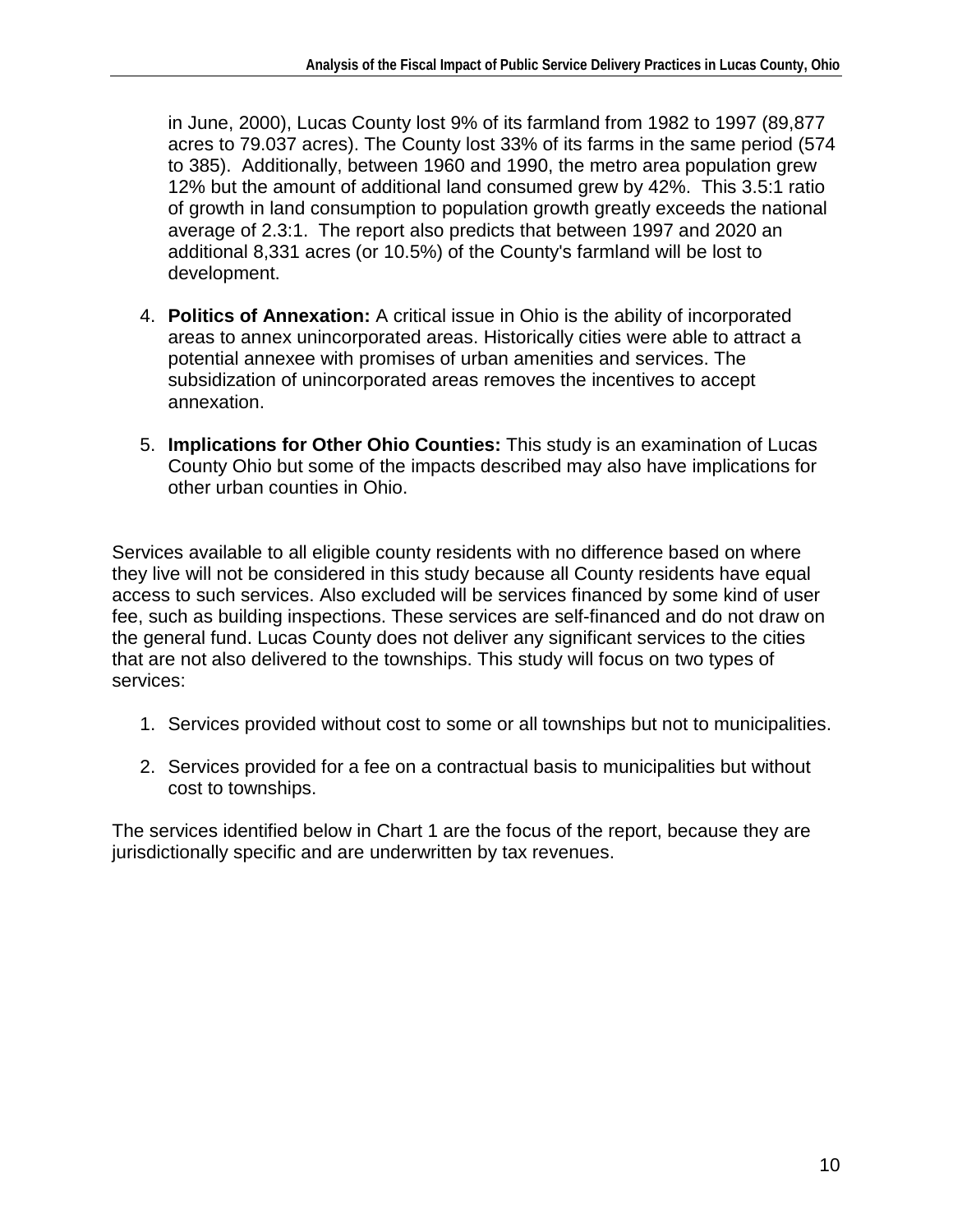in June, 2000), Lucas County lost 9% of its farmland from 1982 to 1997 (89,877 acres to 79.037 acres). The County lost 33% of its farms in the same period (574 to 385). Additionally, between 1960 and 1990, the metro area population grew 12% but the amount of additional land consumed grew by 42%. This 3.5:1 ratio of growth in land consumption to population growth greatly exceeds the national average of 2.3:1. The report also predicts that between 1997 and 2020 an additional 8,331 acres (or 10.5%) of the County's farmland will be lost to development.

4. **Politics of Annexation:** A critical issue in Ohio is the ability of incorporated areas to annex unincorporated areas. Historically cities were able to attract a potential annexee with promises of urban amenities and services. The subsidization of unincorporated areas removes the incentives to accept annexation.

5. **Implications for Other Ohio Counties:** This study is an examination of Lucas County Ohio but some of the impacts described may also have implications for other urban counties in Ohio.

Services available to all eligible county residents with no difference based on where they live will not be considered in this study because all County residents have equal access to such services. Also excluded will be services financed by some kind of user fee, such as building inspections. These services are self-financed and do not draw on the general fund. Lucas County does not deliver any significant services to the cities that are not also delivered to the townships. This study will focus on two types of services:

1. Services provided without cost to some or all townships but not to municipalities.

2. Services provided for a fee on a contractual basis to municipalities but without cost to townships.

The services identified below in Chart 1 are the focus of the report, because they are jurisdictionally specific and are underwritten by tax revenues.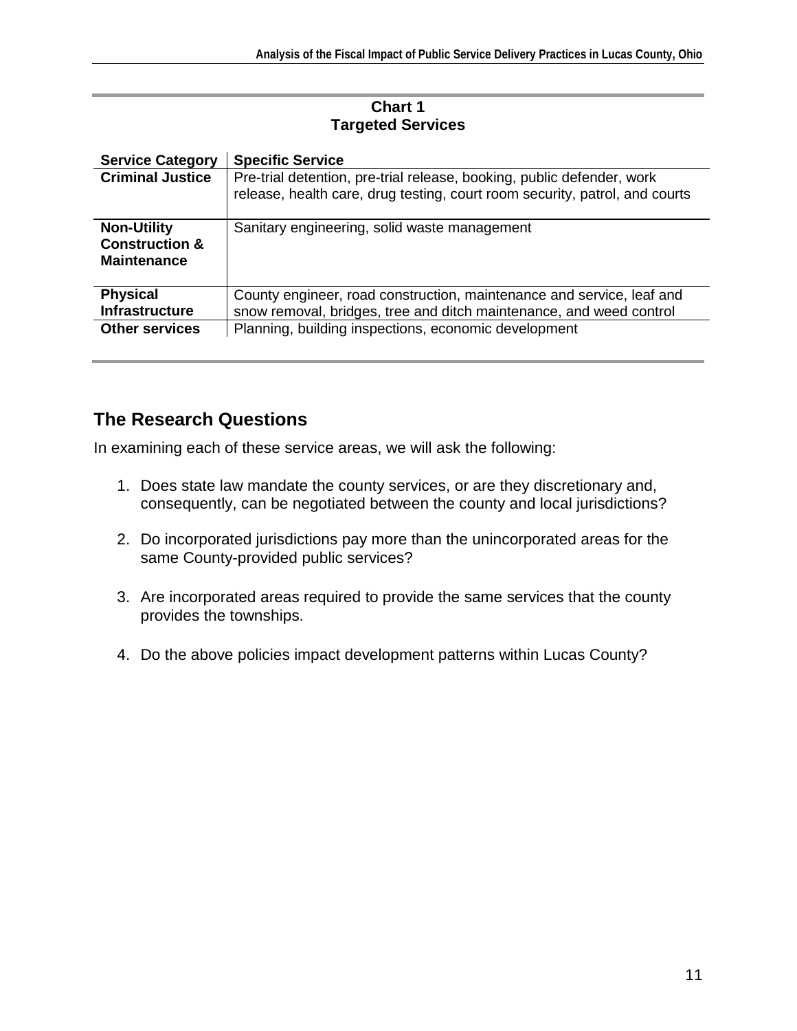**Chart 1**
**Targeted Services**

| Service Category | Specific Service |
|---|---|
| **Criminal Justice** | Pre-trial detention, pre-trial release, booking, public defender, work release, health care, drug testing, court room security, patrol, and courts |
| **Non-Utility Construction & Maintenance** | Sanitary engineering, solid waste management |
| **Physical Infrastructure** | County engineer, road construction, maintenance and service, leaf and snow removal, bridges, tree and ditch maintenance, and weed control |
| **Other services** | Planning, building inspections, economic development |

## The Research Questions

In examining each of these service areas, we will ask the following:

1. Does state law mandate the county services, or are they discretionary and, consequently, can be negotiated between the county and local jurisdictions?

2. Do incorporated jurisdictions pay more than the unincorporated areas for the same County-provided public services?

3. Are incorporated areas required to provide the same services that the county provides the townships.

4. Do the above policies impact development patterns within Lucas County?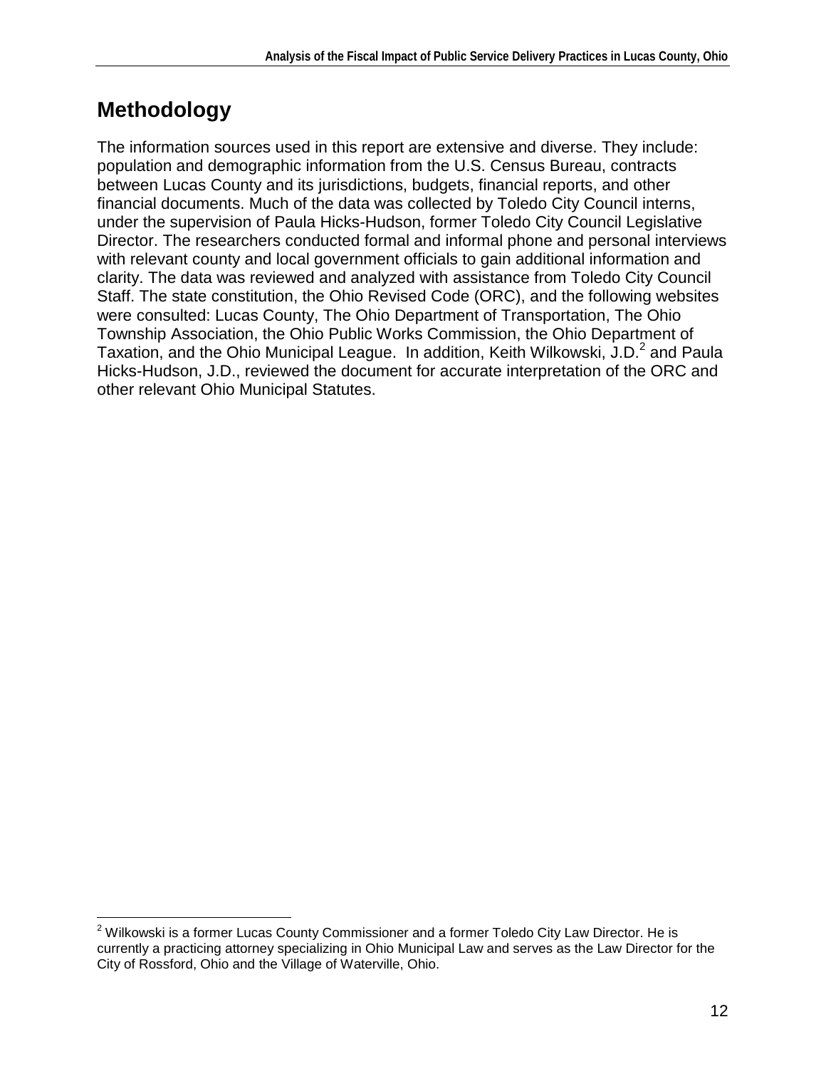# Methodology

The information sources used in this report are extensive and diverse. They include: population and demographic information from the U.S. Census Bureau, contracts between Lucas County and its jurisdictions, budgets, financial reports, and other financial documents. Much of the data was collected by Toledo City Council interns, under the supervision of Paula Hicks-Hudson, former Toledo City Council Legislative Director. The researchers conducted formal and informal phone and personal interviews with relevant county and local government officials to gain additional information and clarity. The data was reviewed and analyzed with assistance from Toledo City Council Staff. The state constitution, the Ohio Revised Code (ORC), and the following websites were consulted: Lucas County, The Ohio Department of Transportation, The Ohio Township Association, the Ohio Public Works Commission, the Ohio Department of Taxation, and the Ohio Municipal League. In addition, Keith Wilkowski, J.D.[2] and Paula Hicks-Hudson, J.D., reviewed the document for accurate interpretation of the ORC and other relevant Ohio Municipal Statutes.

---

[2] Wilkowski is a former Lucas County Commissioner and a former Toledo City Law Director. He is currently a practicing attorney specializing in Ohio Municipal Law and serves as the Law Director for the City of Rossford, Ohio and the Village of Waterville, Ohio.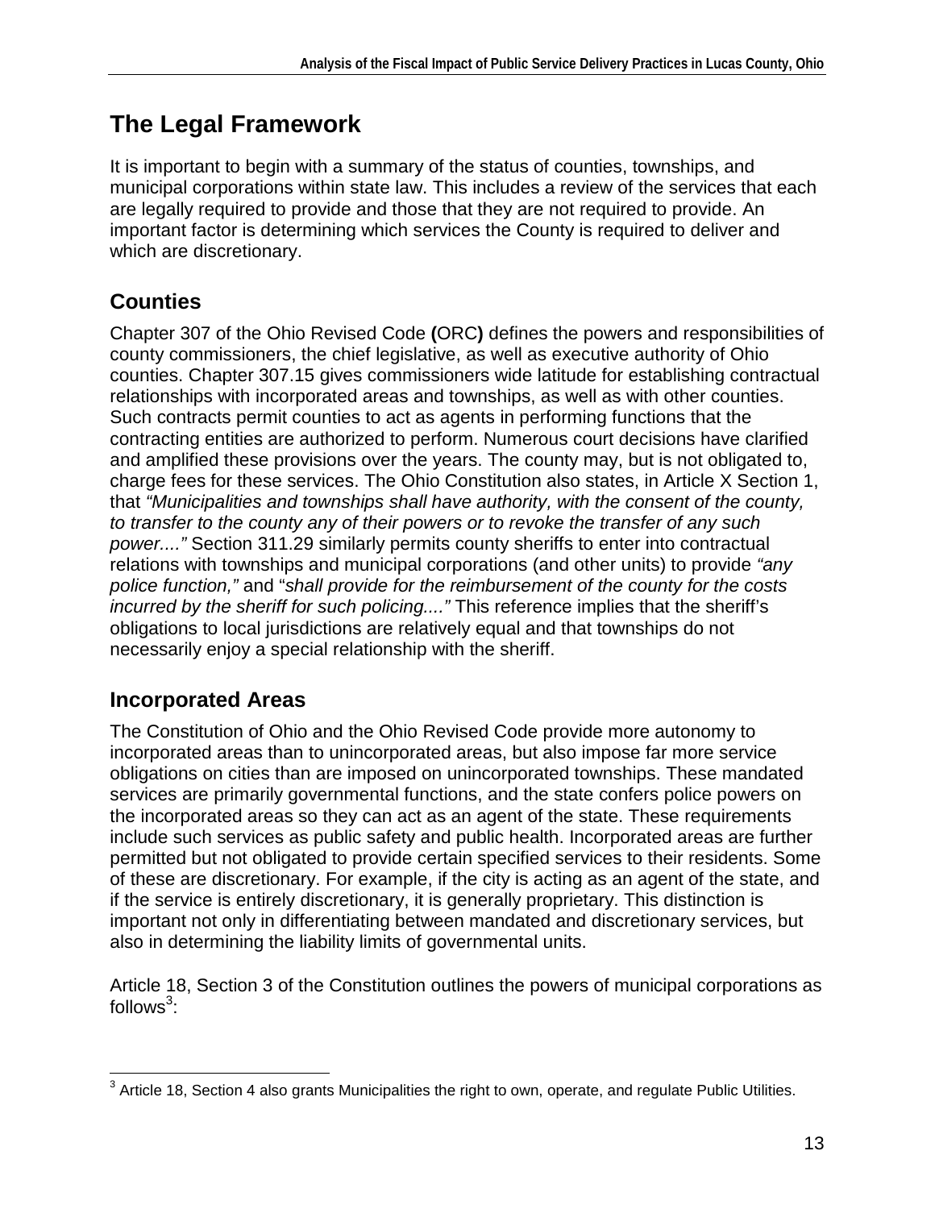# The Legal Framework

It is important to begin with a summary of the status of counties, townships, and municipal corporations within state law. This includes a review of the services that each are legally required to provide and those that they are not required to provide. An important factor is determining which services the County is required to deliver and which are discretionary.

## Counties

Chapter 307 of the Ohio Revised Code **(**ORC**)** defines the powers and responsibilities of county commissioners, the chief legislative, as well as executive authority of Ohio counties. Chapter 307.15 gives commissioners wide latitude for establishing contractual relationships with incorporated areas and townships, as well as with other counties. Such contracts permit counties to act as agents in performing functions that the contracting entities are authorized to perform. Numerous court decisions have clarified and amplified these provisions over the years. The county may, but is not obligated to, charge fees for these services. The Ohio Constitution also states, in Article X Section 1, that *"Municipalities and townships shall have authority, with the consent of the county, to transfer to the county any of their powers or to revoke the transfer of any such power...."* Section 311.29 similarly permits county sheriffs to enter into contractual relations with townships and municipal corporations (and other units) to provide *"any police function,"* and "*shall provide for the reimbursement of the county for the costs incurred by the sheriff for such policing...."* This reference implies that the sheriff's obligations to local jurisdictions are relatively equal and that townships do not necessarily enjoy a special relationship with the sheriff.

## Incorporated Areas

The Constitution of Ohio and the Ohio Revised Code provide more autonomy to incorporated areas than to unincorporated areas, but also impose far more service obligations on cities than are imposed on unincorporated townships. These mandated services are primarily governmental functions, and the state confers police powers on the incorporated areas so they can act as an agent of the state. These requirements include such services as public safety and public health. Incorporated areas are further permitted but not obligated to provide certain specified services to their residents. Some of these are discretionary. For example, if the city is acting as an agent of the state, and if the service is entirely discretionary, it is generally proprietary. This distinction is important not only in differentiating between mandated and discretionary services, but also in determining the liability limits of governmental units.

Article 18, Section 3 of the Constitution outlines the powers of municipal corporations as follows[3]:

[3] Article 18, Section 4 also grants Municipalities the right to own, operate, and regulate Public Utilities.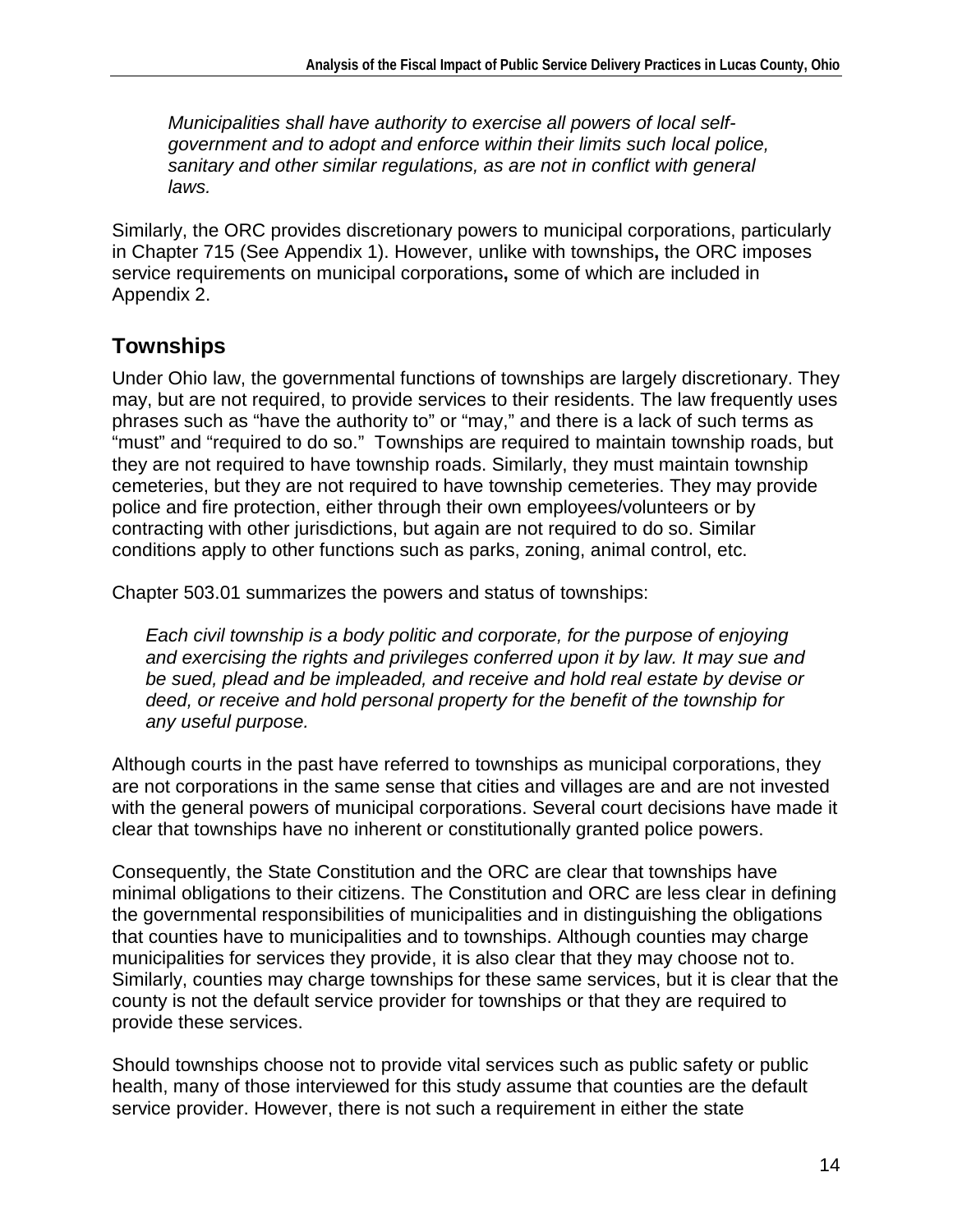> *Municipalities shall have authority to exercise all powers of local self-government and to adopt and enforce within their limits such local police, sanitary and other similar regulations, as are not in conflict with general laws.*

Similarly, the ORC provides discretionary powers to municipal corporations, particularly in Chapter 715 (See Appendix 1). However, unlike with townships**,** the ORC imposes service requirements on municipal corporations**,** some of which are included in Appendix 2.

## Townships

Under Ohio law, the governmental functions of townships are largely discretionary. They may, but are not required, to provide services to their residents. The law frequently uses phrases such as "have the authority to" or "may," and there is a lack of such terms as "must" and "required to do so." Townships are required to maintain township roads, but they are not required to have township roads. Similarly, they must maintain township cemeteries, but they are not required to have township cemeteries. They may provide police and fire protection, either through their own employees/volunteers or by contracting with other jurisdictions, but again are not required to do so. Similar conditions apply to other functions such as parks, zoning, animal control, etc.

Chapter 503.01 summarizes the powers and status of townships:

> *Each civil township is a body politic and corporate, for the purpose of enjoying and exercising the rights and privileges conferred upon it by law. It may sue and be sued, plead and be impleaded, and receive and hold real estate by devise or deed, or receive and hold personal property for the benefit of the township for any useful purpose.*

Although courts in the past have referred to townships as municipal corporations, they are not corporations in the same sense that cities and villages are and are not invested with the general powers of municipal corporations. Several court decisions have made it clear that townships have no inherent or constitutionally granted police powers.

Consequently, the State Constitution and the ORC are clear that townships have minimal obligations to their citizens. The Constitution and ORC are less clear in defining the governmental responsibilities of municipalities and in distinguishing the obligations that counties have to municipalities and to townships. Although counties may charge municipalities for services they provide, it is also clear that they may choose not to. Similarly, counties may charge townships for these same services, but it is clear that the county is not the default service provider for townships or that they are required to provide these services.

Should townships choose not to provide vital services such as public safety or public health, many of those interviewed for this study assume that counties are the default service provider. However, there is not such a requirement in either the state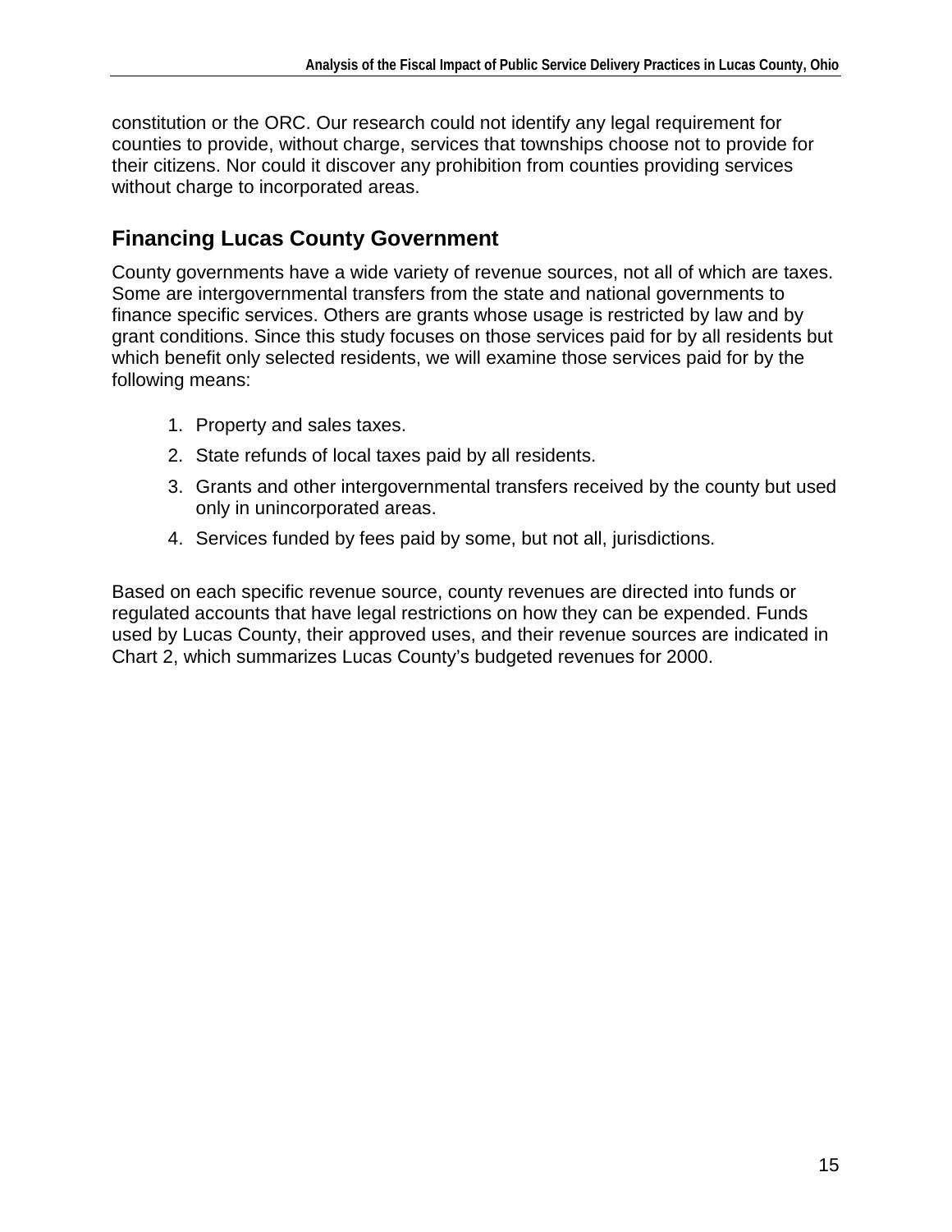constitution or the ORC. Our research could not identify any legal requirement for counties to provide, without charge, services that townships choose not to provide for their citizens. Nor could it discover any prohibition from counties providing services without charge to incorporated areas.

## Financing Lucas County Government

County governments have a wide variety of revenue sources, not all of which are taxes. Some are intergovernmental transfers from the state and national governments to finance specific services. Others are grants whose usage is restricted by law and by grant conditions. Since this study focuses on those services paid for by all residents but which benefit only selected residents, we will examine those services paid for by the following means:

1. Property and sales taxes.
2. State refunds of local taxes paid by all residents.
3. Grants and other intergovernmental transfers received by the county but used only in unincorporated areas.
4. Services funded by fees paid by some, but not all, jurisdictions.

Based on each specific revenue source, county revenues are directed into funds or regulated accounts that have legal restrictions on how they can be expended. Funds used by Lucas County, their approved uses, and their revenue sources are indicated in Chart 2, which summarizes Lucas County's budgeted revenues for 2000.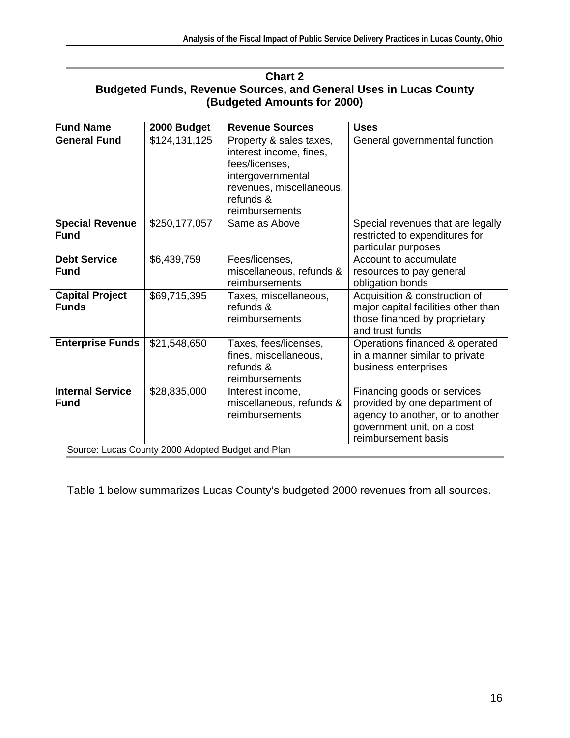**Chart 2**
**Budgeted Funds, Revenue Sources, and General Uses in Lucas County**
**(Budgeted Amounts for 2000)**

| Fund Name | 2000 Budget | Revenue Sources | Uses |
|---|---|---|---|
| **General Fund** | $124,131,125 | Property & sales taxes, interest income, fines, fees/licenses, intergovernmental revenues, miscellaneous, refunds & reimbursements | General governmental function |
| **Special Revenue Fund** | $250,177,057 | Same as Above | Special revenues that are legally restricted to expenditures for particular purposes |
| **Debt Service Fund** | $6,439,759 | Fees/licenses, miscellaneous, refunds & reimbursements | Account to accumulate resources to pay general obligation bonds |
| **Capital Project Funds** | $69,715,395 | Taxes, miscellaneous, refunds & reimbursements | Acquisition & construction of major capital facilities other than those financed by proprietary and trust funds |
| **Enterprise Funds** | $21,548,650 | Taxes, fees/licenses, fines, miscellaneous, refunds & reimbursements | Operations financed & operated in a manner similar to private business enterprises |
| **Internal Service Fund** | $28,835,000 | Interest income, miscellaneous, refunds & reimbursements | Financing goods or services provided by one department of agency to another, or to another government unit, on a cost reimbursement basis |

Source: Lucas County 2000 Adopted Budget and Plan

Table 1 below summarizes Lucas County's budgeted 2000 revenues from all sources.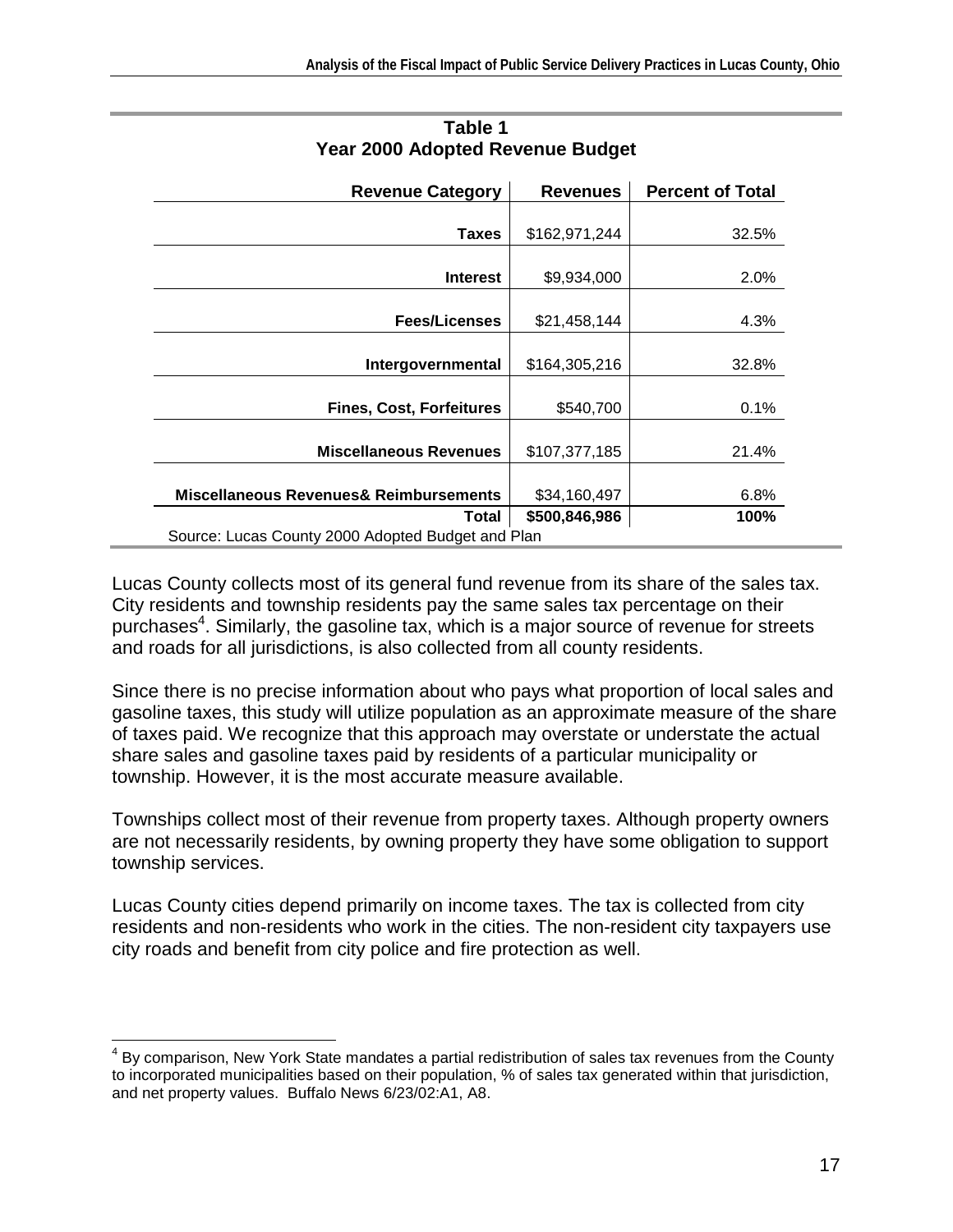**Table 1**
**Year 2000 Adopted Revenue Budget**

| Revenue Category | Revenues | Percent of Total |
|---|---|---|
| Taxes | $162,971,244 | 32.5% |
| Interest | $9,934,000 | 2.0% |
| Fees/Licenses | $21,458,144 | 4.3% |
| Intergovernmental | $164,305,216 | 32.8% |
| Fines, Cost, Forfeitures | $540,700 | 0.1% |
| Miscellaneous Revenues | $107,377,185 | 21.4% |
| Miscellaneous Revenues& Reimbursements | $34,160,497 | 6.8% |
| **Total** | **$500,846,986** | **100%** |

Source: Lucas County 2000 Adopted Budget and Plan

Lucas County collects most of its general fund revenue from its share of the sales tax. City residents and township residents pay the same sales tax percentage on their purchases[4]. Similarly, the gasoline tax, which is a major source of revenue for streets and roads for all jurisdictions, is also collected from all county residents.

Since there is no precise information about who pays what proportion of local sales and gasoline taxes, this study will utilize population as an approximate measure of the share of taxes paid. We recognize that this approach may overstate or understate the actual share sales and gasoline taxes paid by residents of a particular municipality or township. However, it is the most accurate measure available.

Townships collect most of their revenue from property taxes. Although property owners are not necessarily residents, by owning property they have some obligation to support township services.

Lucas County cities depend primarily on income taxes. The tax is collected from city residents and non-residents who work in the cities. The non-resident city taxpayers use city roads and benefit from city police and fire protection as well.

[4] By comparison, New York State mandates a partial redistribution of sales tax revenues from the County to incorporated municipalities based on their population, % of sales tax generated within that jurisdiction, and net property values. Buffalo News 6/23/02:A1, A8.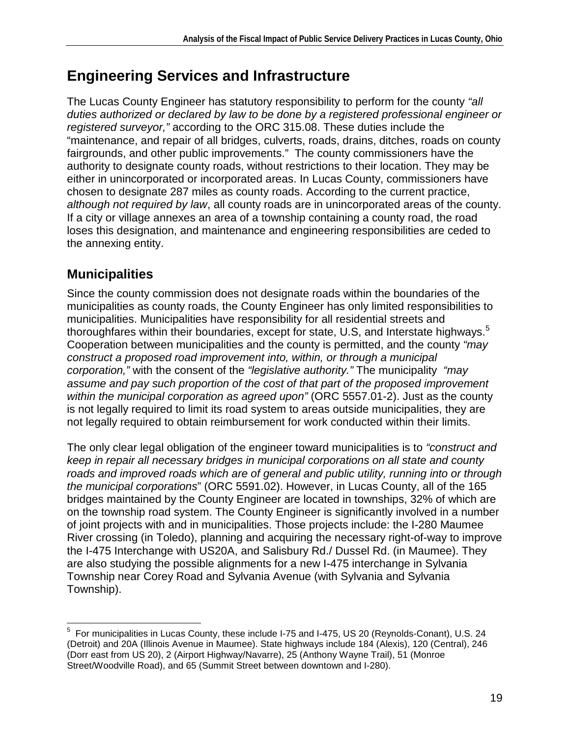## Engineering Services and Infrastructure

The Lucas County Engineer has statutory responsibility to perform for the county *"all duties authorized or declared by law to be done by a registered professional engineer or registered surveyor,"* according to the ORC 315.08. These duties include the "maintenance, and repair of all bridges, culverts, roads, drains, ditches, roads on county fairgrounds, and other public improvements." The county commissioners have the authority to designate county roads, without restrictions to their location. They may be either in unincorporated or incorporated areas. In Lucas County, commissioners have chosen to designate 287 miles as county roads. According to the current practice, *although not required by law*, all county roads are in unincorporated areas of the county. If a city or village annexes an area of a township containing a county road, the road loses this designation, and maintenance and engineering responsibilities are ceded to the annexing entity.

### Municipalities

Since the county commission does not designate roads within the boundaries of the municipalities as county roads, the County Engineer has only limited responsibilities to municipalities. Municipalities have responsibility for all residential streets and thoroughfares within their boundaries, except for state, U.S, and Interstate highways.[5] Cooperation between municipalities and the county is permitted, and the county *"may construct a proposed road improvement into, within, or through a municipal corporation,"* with the consent of the *"legislative authority."* The municipality *"may assume and pay such proportion of the cost of that part of the proposed improvement within the municipal corporation as agreed upon"* (ORC 5557.01-2). Just as the county is not legally required to limit its road system to areas outside municipalities, they are not legally required to obtain reimbursement for work conducted within their limits.

The only clear legal obligation of the engineer toward municipalities is to *"construct and keep in repair all necessary bridges in municipal corporations on all state and county roads and improved roads which are of general and public utility, running into or through the municipal corporations*" (ORC 5591.02). However, in Lucas County, all of the 165 bridges maintained by the County Engineer are located in townships, 32% of which are on the township road system. The County Engineer is significantly involved in a number of joint projects with and in municipalities. Those projects include: the I-280 Maumee River crossing (in Toledo), planning and acquiring the necessary right-of-way to improve the I-475 Interchange with US20A, and Salisbury Rd./ Dussel Rd. (in Maumee). They are also studying the possible alignments for a new I-475 interchange in Sylvania Township near Corey Road and Sylvania Avenue (with Sylvania and Sylvania Township).

---

[5] For municipalities in Lucas County, these include I-75 and I-475, US 20 (Reynolds-Conant), U.S. 24 (Detroit) and 20A (Illinois Avenue in Maumee). State highways include 184 (Alexis), 120 (Central), 246 (Dorr east from US 20), 2 (Airport Highway/Navarre), 25 (Anthony Wayne Trail), 51 (Monroe Street/Woodville Road), and 65 (Summit Street between downtown and I-280).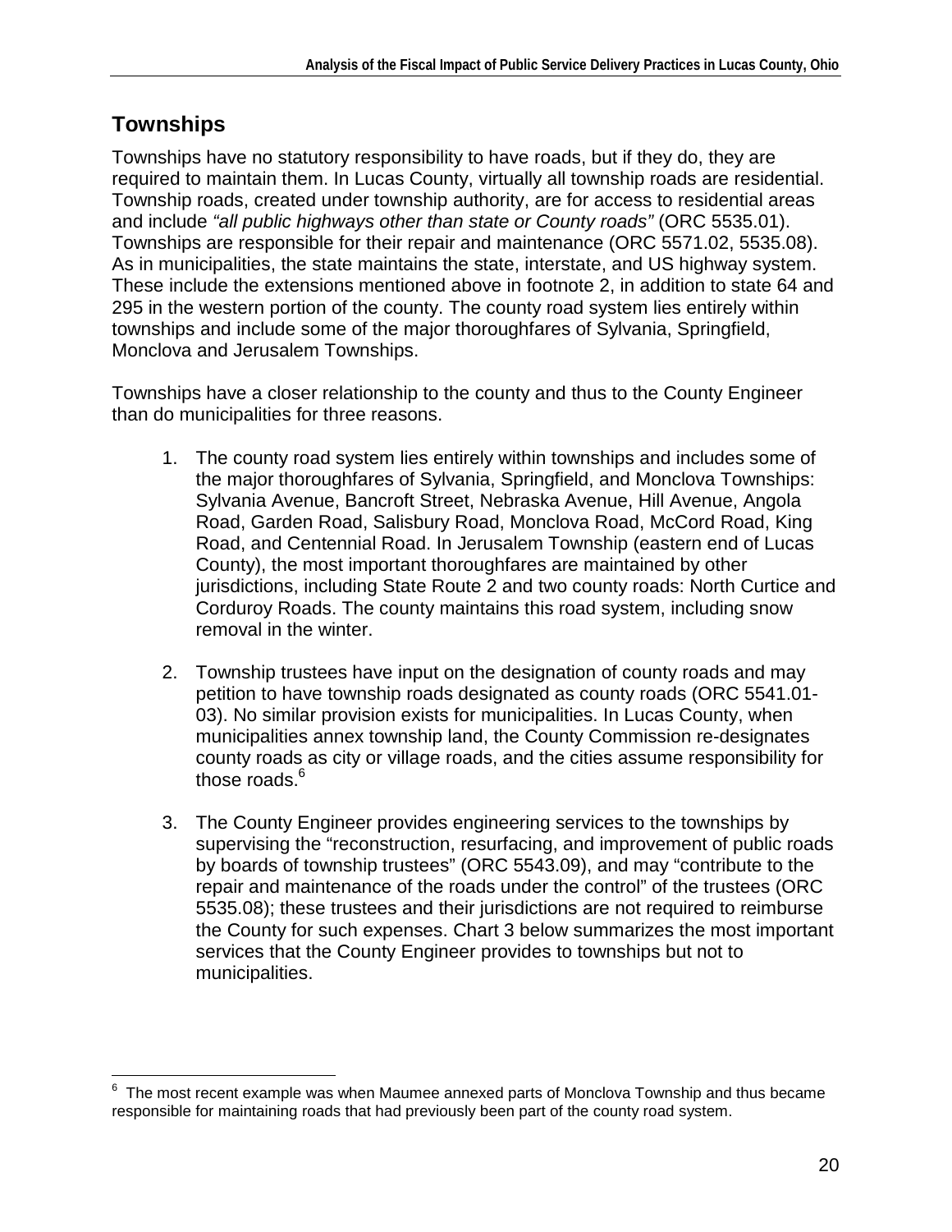## Townships

Townships have no statutory responsibility to have roads, but if they do, they are required to maintain them. In Lucas County, virtually all township roads are residential. Township roads, created under township authority, are for access to residential areas and include *"all public highways other than state or County roads"* (ORC 5535.01). Townships are responsible for their repair and maintenance (ORC 5571.02, 5535.08). As in municipalities, the state maintains the state, interstate, and US highway system. These include the extensions mentioned above in footnote 2, in addition to state 64 and 295 in the western portion of the county. The county road system lies entirely within townships and include some of the major thoroughfares of Sylvania, Springfield, Monclova and Jerusalem Townships.

Townships have a closer relationship to the county and thus to the County Engineer than do municipalities for three reasons.

1. The county road system lies entirely within townships and includes some of the major thoroughfares of Sylvania, Springfield, and Monclova Townships: Sylvania Avenue, Bancroft Street, Nebraska Avenue, Hill Avenue, Angola Road, Garden Road, Salisbury Road, Monclova Road, McCord Road, King Road, and Centennial Road. In Jerusalem Township (eastern end of Lucas County), the most important thoroughfares are maintained by other jurisdictions, including State Route 2 and two county roads: North Curtice and Corduroy Roads. The county maintains this road system, including snow removal in the winter.

2. Township trustees have input on the designation of county roads and may petition to have township roads designated as county roads (ORC 5541.01-03). No similar provision exists for municipalities. In Lucas County, when municipalities annex township land, the County Commission re-designates county roads as city or village roads, and the cities assume responsibility for those roads.[6]

3. The County Engineer provides engineering services to the townships by supervising the "reconstruction, resurfacing, and improvement of public roads by boards of township trustees" (ORC 5543.09), and may "contribute to the repair and maintenance of the roads under the control" of the trustees (ORC 5535.08); these trustees and their jurisdictions are not required to reimburse the County for such expenses. Chart 3 below summarizes the most important services that the County Engineer provides to townships but not to municipalities.

---

[6] The most recent example was when Maumee annexed parts of Monclova Township and thus became responsible for maintaining roads that had previously been part of the county road system.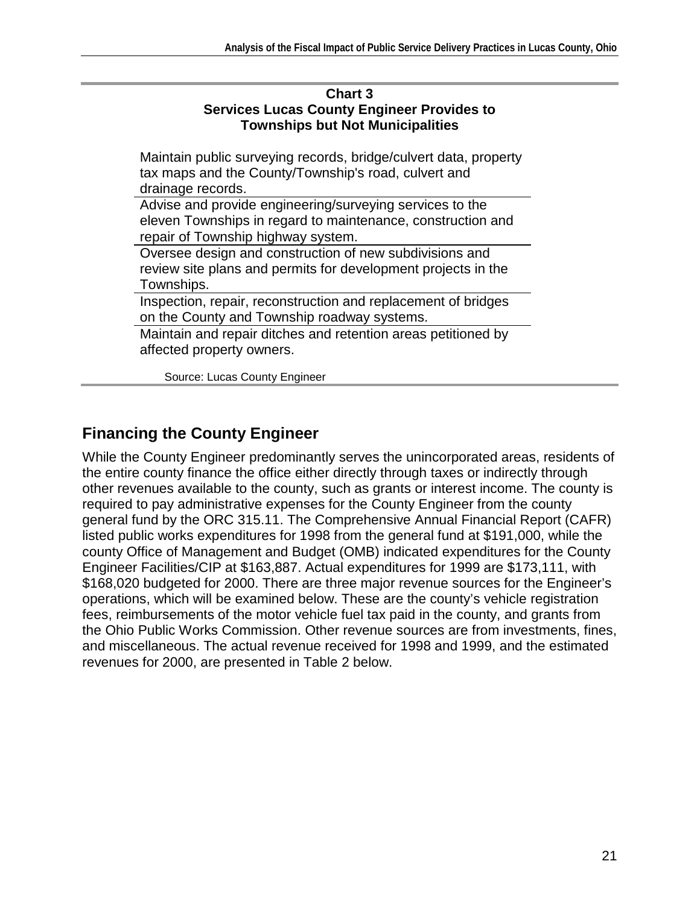**Chart 3**
**Services Lucas County Engineer Provides to Townships but Not Municipalities**

| |
|---|
| Maintain public surveying records, bridge/culvert data, property tax maps and the County/Township's road, culvert and drainage records. |
| Advise and provide engineering/surveying services to the eleven Townships in regard to maintenance, construction and repair of Township highway system. |
| Oversee design and construction of new subdivisions and review site plans and permits for development projects in the Townships. |
| Inspection, repair, reconstruction and replacement of bridges on the County and Township roadway systems. |
| Maintain and repair ditches and retention areas petitioned by affected property owners. |

Source: Lucas County Engineer

## Financing the County Engineer

While the County Engineer predominantly serves the unincorporated areas, residents of the entire county finance the office either directly through taxes or indirectly through other revenues available to the county, such as grants or interest income. The county is required to pay administrative expenses for the County Engineer from the county general fund by the ORC 315.11. The Comprehensive Annual Financial Report (CAFR) listed public works expenditures for 1998 from the general fund at $191,000, while the county Office of Management and Budget (OMB) indicated expenditures for the County Engineer Facilities/CIP at $163,887. Actual expenditures for 1999 are $173,111, with $168,020 budgeted for 2000. There are three major revenue sources for the Engineer's operations, which will be examined below. These are the county's vehicle registration fees, reimbursements of the motor vehicle fuel tax paid in the county, and grants from the Ohio Public Works Commission. Other revenue sources are from investments, fines, and miscellaneous. The actual revenue received for 1998 and 1999, and the estimated revenues for 2000, are presented in Table 2 below.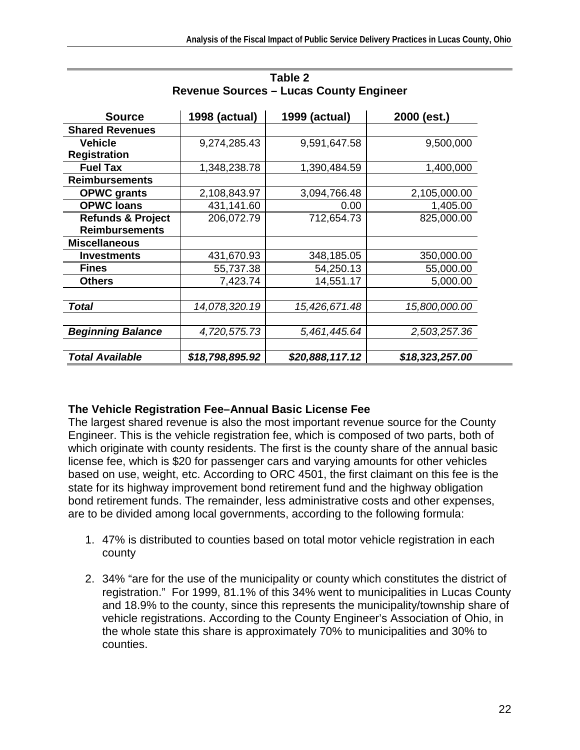**Table 2**
**Revenue Sources – Lucas County Engineer**

| Source | 1998 (actual) | 1999 (actual) | 2000 (est.) |
|---|---|---|---|
| **Shared Revenues** | | | |
| **Vehicle Registration** | 9,274,285.43 | 9,591,647.58 | 9,500,000 |
| **Fuel Tax** | 1,348,238.78 | 1,390,484.59 | 1,400,000 |
| **Reimbursements** | | | |
| **OPWC grants** | 2,108,843.97 | 3,094,766.48 | 2,105,000.00 |
| **OPWC loans** | 431,141.60 | 0.00 | 1,405.00 |
| **Refunds & Project Reimbursements** | 206,072.79 | 712,654.73 | 825,000.00 |
| **Miscellaneous** | | | |
| **Investments** | 431,670.93 | 348,185.05 | 350,000.00 |
| **Fines** | 55,737.38 | 54,250.13 | 55,000.00 |
| **Others** | 7,423.74 | 14,551.17 | 5,000.00 |
| | | | |
| ***Total*** | *14,078,320.19* | *15,426,671.48* | *15,800,000.00* |
| | | | |
| ***Beginning Balance*** | *4,720,575.73* | *5,461,445.64* | *2,503,257.36* |
| | | | |
| ***Total Available*** | ***$18,798,895.92*** | ***$20,888,117.12*** | ***$18,323,257.00*** |

**The Vehicle Registration Fee–Annual Basic License Fee**

The largest shared revenue is also the most important revenue source for the County Engineer. This is the vehicle registration fee, which is composed of two parts, both of which originate with county residents. The first is the county share of the annual basic license fee, which is $20 for passenger cars and varying amounts for other vehicles based on use, weight, etc. According to ORC 4501, the first claimant on this fee is the state for its highway improvement bond retirement fund and the highway obligation bond retirement funds. The remainder, less administrative costs and other expenses, are to be divided among local governments, according to the following formula:

1. 47% is distributed to counties based on total motor vehicle registration in each county

2. 34% "are for the use of the municipality or county which constitutes the district of registration." For 1999, 81.1% of this 34% went to municipalities in Lucas County and 18.9% to the county, since this represents the municipality/township share of vehicle registrations. According to the County Engineer's Association of Ohio, in the whole state this share is approximately 70% to municipalities and 30% to counties.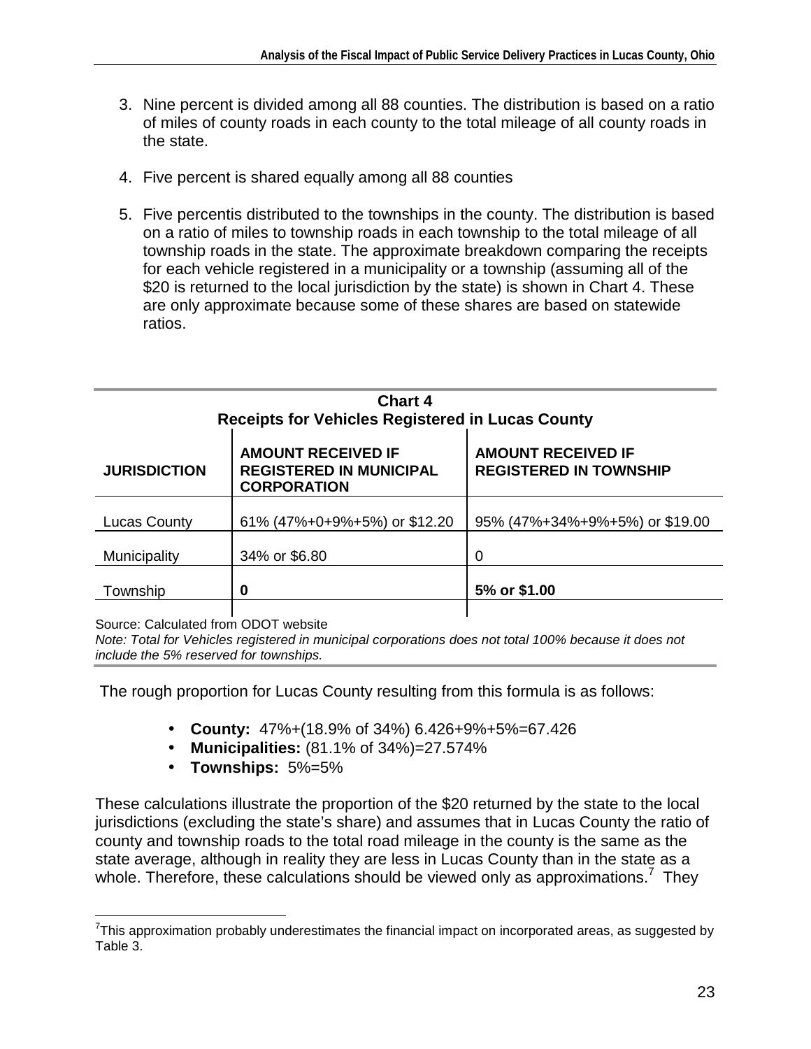3. Nine percent is divided among all 88 counties. The distribution is based on a ratio of miles of county roads in each county to the total mileage of all county roads in the state.

4. Five percent is shared equally among all 88 counties

5. Five percentis distributed to the townships in the county. The distribution is based on a ratio of miles to township roads in each township to the total mileage of all township roads in the state. The approximate breakdown comparing the receipts for each vehicle registered in a municipality or a township (assuming all of the $20 is returned to the local jurisdiction by the state) is shown in Chart 4. These are only approximate because some of these shares are based on statewide ratios.

**Chart 4**
**Receipts for Vehicles Registered in Lucas County**

| JURISDICTION | AMOUNT RECEIVED IF REGISTERED IN MUNICIPAL CORPORATION | AMOUNT RECEIVED IF REGISTERED IN TOWNSHIP |
|---|---|---|
| Lucas County | 61% (47%+0+9%+5%) or $12.20 | 95% (47%+34%+9%+5%) or $19.00 |
| Municipality | 34% or $6.80 | 0 |
| Township | **0** | **5% or $1.00** |

Source: Calculated from ODOT website
*Note: Total for Vehicles registered in municipal corporations does not total 100% because it does not include the 5% reserved for townships.*

The rough proportion for Lucas County resulting from this formula is as follows:

- **County:** 47%+(18.9% of 34%) 6.426+9%+5%=67.426
- **Municipalities:** (81.1% of 34%)=27.574%
- **Townships:** 5%=5%

These calculations illustrate the proportion of the $20 returned by the state to the local jurisdictions (excluding the state's share) and assumes that in Lucas County the ratio of county and township roads to the total road mileage in the county is the same as the state average, although in reality they are less in Lucas County than in the state as a whole. Therefore, these calculations should be viewed only as approximations.[7] They

[7] This approximation probably underestimates the financial impact on incorporated areas, as suggested by Table 3.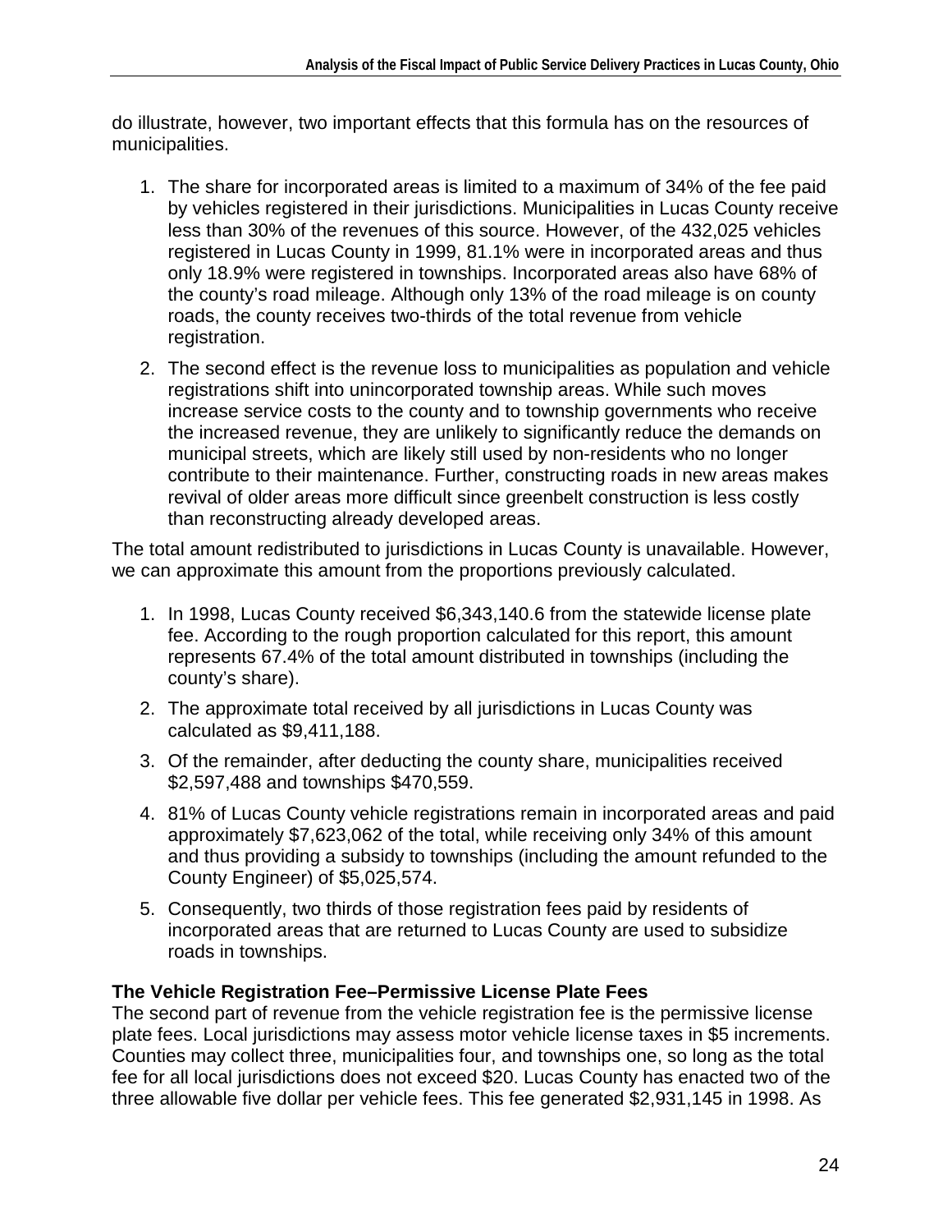do illustrate, however, two important effects that this formula has on the resources of municipalities.

1. The share for incorporated areas is limited to a maximum of 34% of the fee paid by vehicles registered in their jurisdictions. Municipalities in Lucas County receive less than 30% of the revenues of this source. However, of the 432,025 vehicles registered in Lucas County in 1999, 81.1% were in incorporated areas and thus only 18.9% were registered in townships. Incorporated areas also have 68% of the county's road mileage. Although only 13% of the road mileage is on county roads, the county receives two-thirds of the total revenue from vehicle registration.
2. The second effect is the revenue loss to municipalities as population and vehicle registrations shift into unincorporated township areas. While such moves increase service costs to the county and to township governments who receive the increased revenue, they are unlikely to significantly reduce the demands on municipal streets, which are likely still used by non-residents who no longer contribute to their maintenance. Further, constructing roads in new areas makes revival of older areas more difficult since greenbelt construction is less costly than reconstructing already developed areas.

The total amount redistributed to jurisdictions in Lucas County is unavailable. However, we can approximate this amount from the proportions previously calculated.

1. In 1998, Lucas County received $6,343,140.6 from the statewide license plate fee. According to the rough proportion calculated for this report, this amount represents 67.4% of the total amount distributed in townships (including the county's share).
2. The approximate total received by all jurisdictions in Lucas County was calculated as $9,411,188.
3. Of the remainder, after deducting the county share, municipalities received $2,597,488 and townships $470,559.
4. 81% of Lucas County vehicle registrations remain in incorporated areas and paid approximately $7,623,062 of the total, while receiving only 34% of this amount and thus providing a subsidy to townships (including the amount refunded to the County Engineer) of $5,025,574.
5. Consequently, two thirds of those registration fees paid by residents of incorporated areas that are returned to Lucas County are used to subsidize roads in townships.

**The Vehicle Registration Fee–Permissive License Plate Fees**

The second part of revenue from the vehicle registration fee is the permissive license plate fees. Local jurisdictions may assess motor vehicle license taxes in $5 increments. Counties may collect three, municipalities four, and townships one, so long as the total fee for all local jurisdictions does not exceed $20. Lucas County has enacted two of the three allowable five dollar per vehicle fees. This fee generated $2,931,145 in 1998. As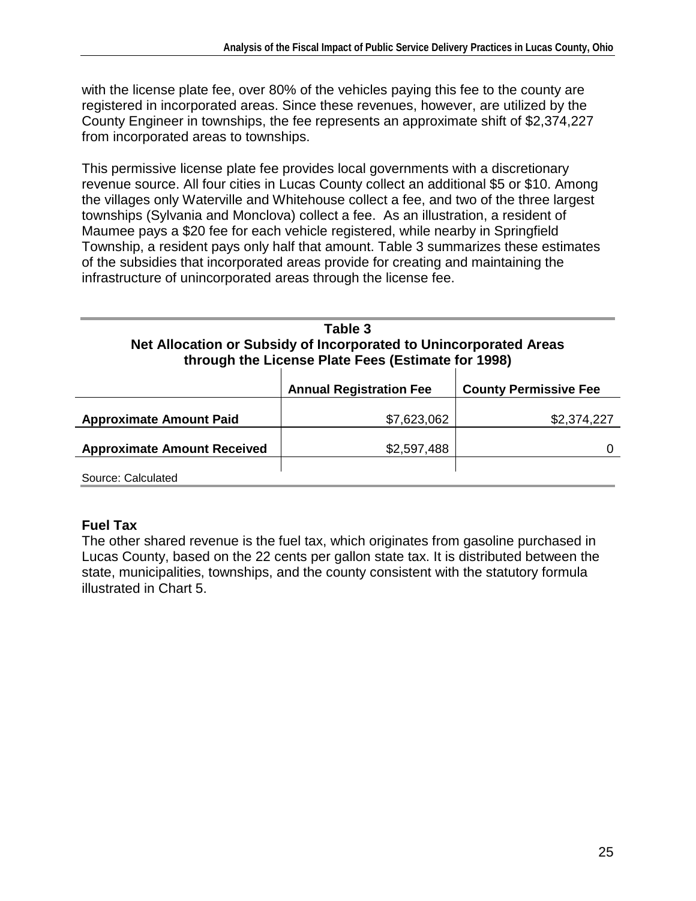with the license plate fee, over 80% of the vehicles paying this fee to the county are registered in incorporated areas. Since these revenues, however, are utilized by the County Engineer in townships, the fee represents an approximate shift of $2,374,227 from incorporated areas to townships.

This permissive license plate fee provides local governments with a discretionary revenue source. All four cities in Lucas County collect an additional $5 or $10. Among the villages only Waterville and Whitehouse collect a fee, and two of the three largest townships (Sylvania and Monclova) collect a fee. As an illustration, a resident of Maumee pays a $20 fee for each vehicle registered, while nearby in Springfield Township, a resident pays only half that amount. Table 3 summarizes these estimates of the subsidies that incorporated areas provide for creating and maintaining the infrastructure of unincorporated areas through the license fee.

**Table 3**
**Net Allocation or Subsidy of Incorporated to Unincorporated Areas through the License Plate Fees (Estimate for 1998)**

| | Annual Registration Fee | County Permissive Fee |
|---|---|---|
| **Approximate Amount Paid** | $7,623,062 | $2,374,227 |
| **Approximate Amount Received** | $2,597,488 | 0 |

Source: Calculated

### Fuel Tax

The other shared revenue is the fuel tax, which originates from gasoline purchased in Lucas County, based on the 22 cents per gallon state tax. It is distributed between the state, municipalities, townships, and the county consistent with the statutory formula illustrated in Chart 5.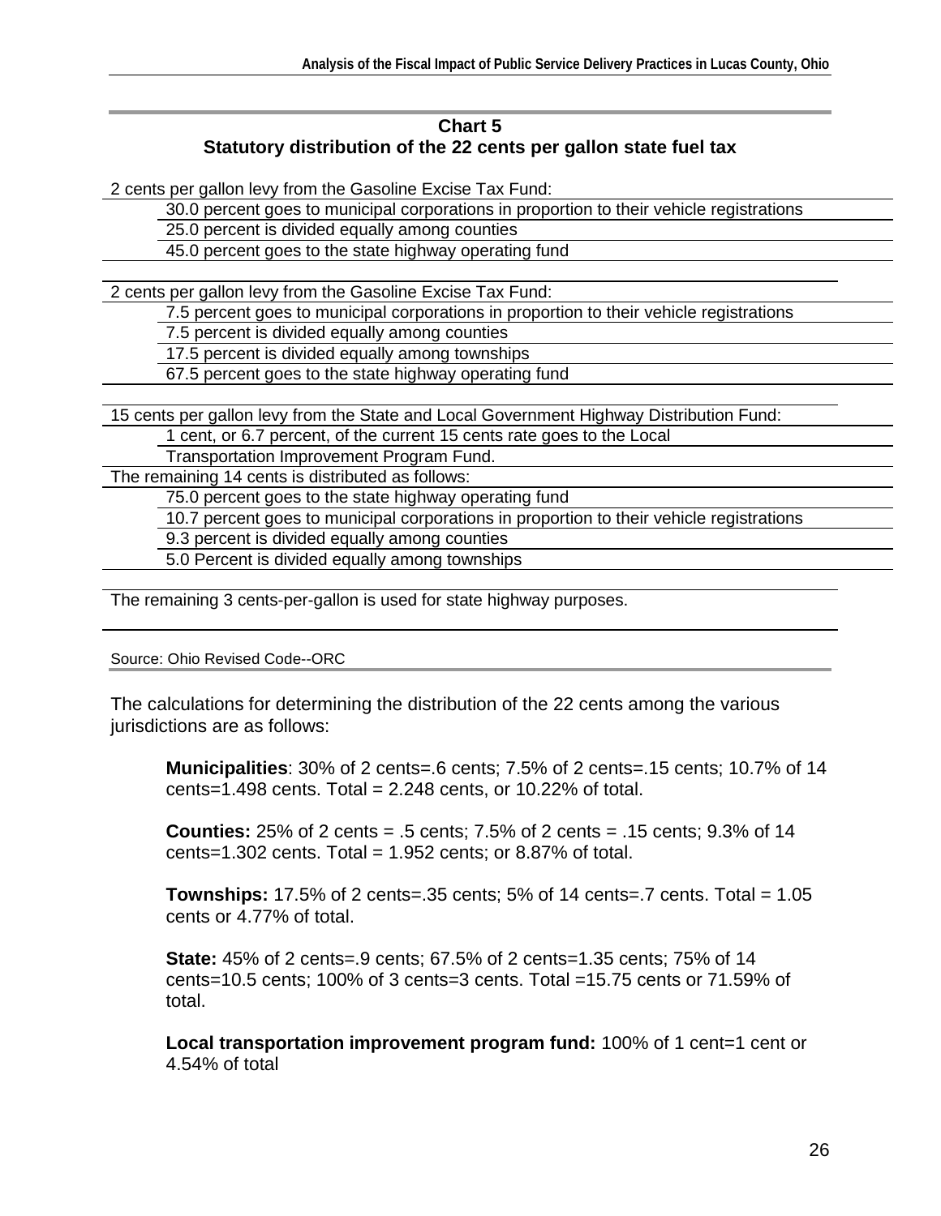**Chart 5**
**Statutory distribution of the 22 cents per gallon state fuel tax**

2 cents per gallon levy from the Gasoline Excise Tax Fund:

- 30.0 percent goes to municipal corporations in proportion to their vehicle registrations
- 25.0 percent is divided equally among counties
- 45.0 percent goes to the state highway operating fund

2 cents per gallon levy from the Gasoline Excise Tax Fund:

- 7.5 percent goes to municipal corporations in proportion to their vehicle registrations
- 7.5 percent is divided equally among counties
- 17.5 percent is divided equally among townships
- 67.5 percent goes to the state highway operating fund

15 cents per gallon levy from the State and Local Government Highway Distribution Fund:

- 1 cent, or 6.7 percent, of the current 15 cents rate goes to the Local Transportation Improvement Program Fund.

The remaining 14 cents is distributed as follows:

- 75.0 percent goes to the state highway operating fund
- 10.7 percent goes to municipal corporations in proportion to their vehicle registrations
- 9.3 percent is divided equally among counties
- 5.0 Percent is divided equally among townships

The remaining 3 cents-per-gallon is used for state highway purposes.

Source: Ohio Revised Code--ORC

The calculations for determining the distribution of the 22 cents among the various jurisdictions are as follows:

**Municipalities**: 30% of 2 cents=.6 cents; 7.5% of 2 cents=.15 cents; 10.7% of 14 cents=1.498 cents. Total = 2.248 cents, or 10.22% of total.

**Counties:** 25% of 2 cents = .5 cents; 7.5% of 2 cents = .15 cents; 9.3% of 14 cents=1.302 cents. Total = 1.952 cents; or 8.87% of total.

**Townships:** 17.5% of 2 cents=.35 cents; 5% of 14 cents=.7 cents. Total = 1.05 cents or 4.77% of total.

**State:** 45% of 2 cents=.9 cents; 67.5% of 2 cents=1.35 cents; 75% of 14 cents=10.5 cents; 100% of 3 cents=3 cents. Total =15.75 cents or 71.59% of total.

**Local transportation improvement program fund:** 100% of 1 cent=1 cent or 4.54% of total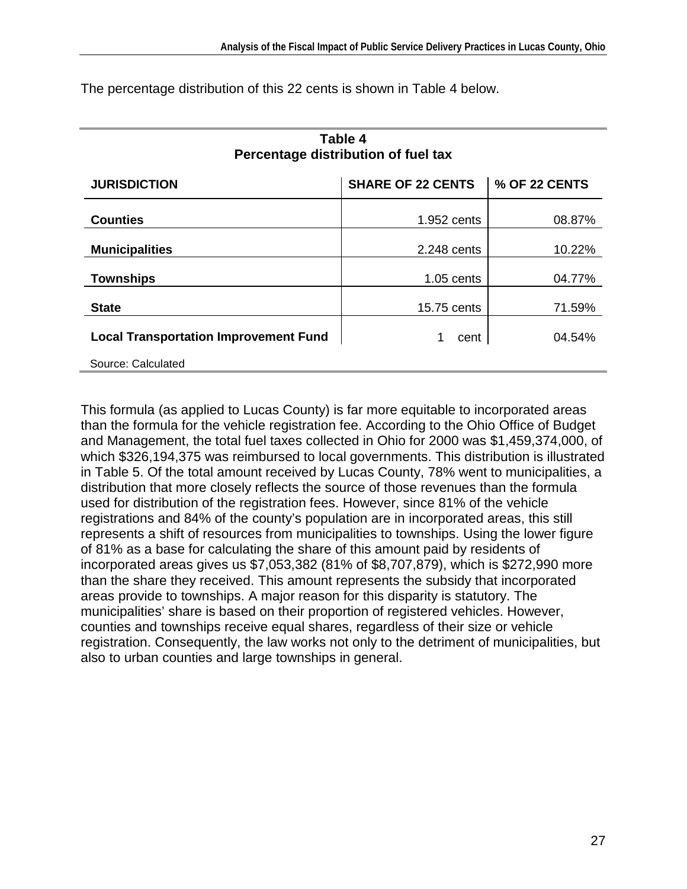The percentage distribution of this 22 cents is shown in Table 4 below.

**Table 4**
**Percentage distribution of fuel tax**

| JURISDICTION | SHARE OF 22 CENTS | % OF 22 CENTS |
|---|---|---|
| **Counties** | 1.952 cents | 08.87% |
| **Municipalities** | 2.248 cents | 10.22% |
| **Townships** | 1.05 cents | 04.77% |
| **State** | 15.75 cents | 71.59% |
| **Local Transportation Improvement Fund** | 1 cent | 04.54% |

Source: Calculated

This formula (as applied to Lucas County) is far more equitable to incorporated areas than the formula for the vehicle registration fee. According to the Ohio Office of Budget and Management, the total fuel taxes collected in Ohio for 2000 was $1,459,374,000, of which $326,194,375 was reimbursed to local governments. This distribution is illustrated in Table 5. Of the total amount received by Lucas County, 78% went to municipalities, a distribution that more closely reflects the source of those revenues than the formula used for distribution of the registration fees. However, since 81% of the vehicle registrations and 84% of the county's population are in incorporated areas, this still represents a shift of resources from municipalities to townships. Using the lower figure of 81% as a base for calculating the share of this amount paid by residents of incorporated areas gives us $7,053,382 (81% of $8,707,879), which is $272,990 more than the share they received. This amount represents the subsidy that incorporated areas provide to townships. A major reason for this disparity is statutory. The municipalities' share is based on their proportion of registered vehicles. However, counties and townships receive equal shares, regardless of their size or vehicle registration. Consequently, the law works not only to the detriment of municipalities, but also to urban counties and large townships in general.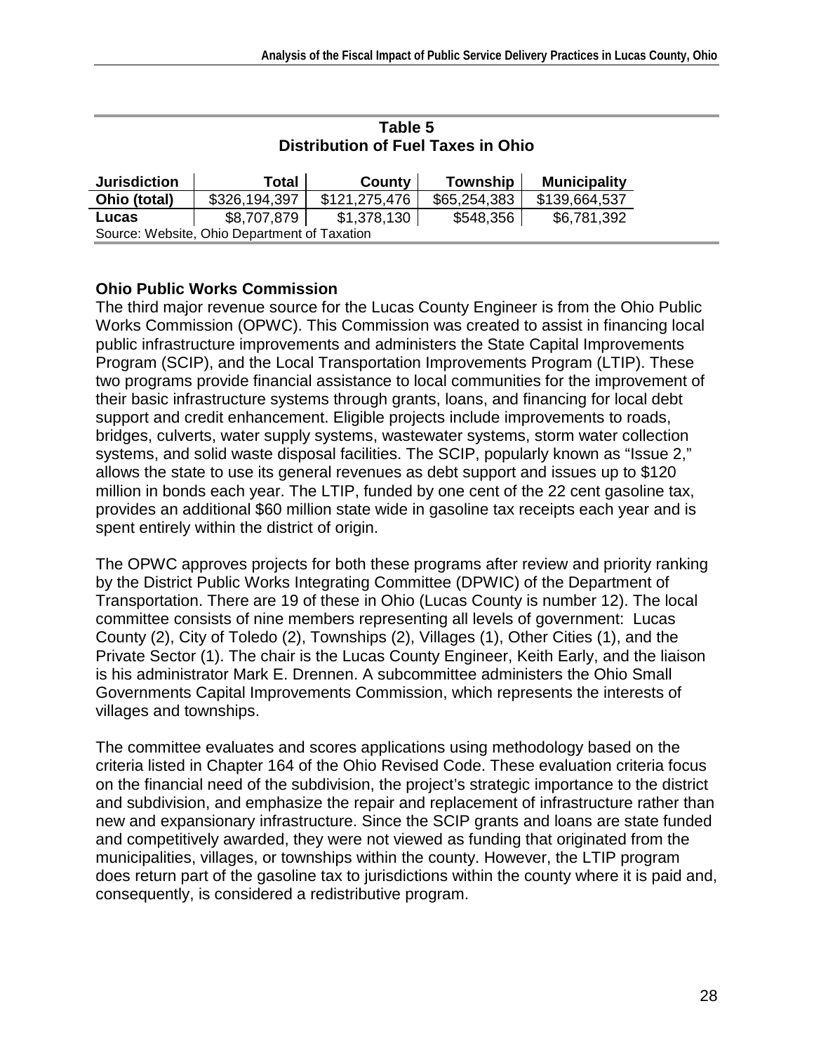**Table 5**
**Distribution of Fuel Taxes in Ohio**

| Jurisdiction | Total | County | Township | Municipality |
|---|---|---|---|---|
| **Ohio (total)** | $326,194,397 | $121,275,476 | $65,254,383 | $139,664,537 |
| **Lucas** | $8,707,879 | $1,378,130 | $548,356 | $6,781,392 |

Source: Website, Ohio Department of Taxation

**Ohio Public Works Commission**

The third major revenue source for the Lucas County Engineer is from the Ohio Public Works Commission (OPWC). This Commission was created to assist in financing local public infrastructure improvements and administers the State Capital Improvements Program (SCIP), and the Local Transportation Improvements Program (LTIP). These two programs provide financial assistance to local communities for the improvement of their basic infrastructure systems through grants, loans, and financing for local debt support and credit enhancement. Eligible projects include improvements to roads, bridges, culverts, water supply systems, wastewater systems, storm water collection systems, and solid waste disposal facilities. The SCIP, popularly known as "Issue 2," allows the state to use its general revenues as debt support and issues up to $120 million in bonds each year. The LTIP, funded by one cent of the 22 cent gasoline tax, provides an additional $60 million state wide in gasoline tax receipts each year and is spent entirely within the district of origin.

The OPWC approves projects for both these programs after review and priority ranking by the District Public Works Integrating Committee (DPWIC) of the Department of Transportation. There are 19 of these in Ohio (Lucas County is number 12). The local committee consists of nine members representing all levels of government: Lucas County (2), City of Toledo (2), Townships (2), Villages (1), Other Cities (1), and the Private Sector (1). The chair is the Lucas County Engineer, Keith Early, and the liaison is his administrator Mark E. Drennen. A subcommittee administers the Ohio Small Governments Capital Improvements Commission, which represents the interests of villages and townships.

The committee evaluates and scores applications using methodology based on the criteria listed in Chapter 164 of the Ohio Revised Code. These evaluation criteria focus on the financial need of the subdivision, the project's strategic importance to the district and subdivision, and emphasize the repair and replacement of infrastructure rather than new and expansionary infrastructure. Since the SCIP grants and loans are state funded and competitively awarded, they were not viewed as funding that originated from the municipalities, villages, or townships within the county. However, the LTIP program does return part of the gasoline tax to jurisdictions within the county where it is paid and, consequently, is considered a redistributive program.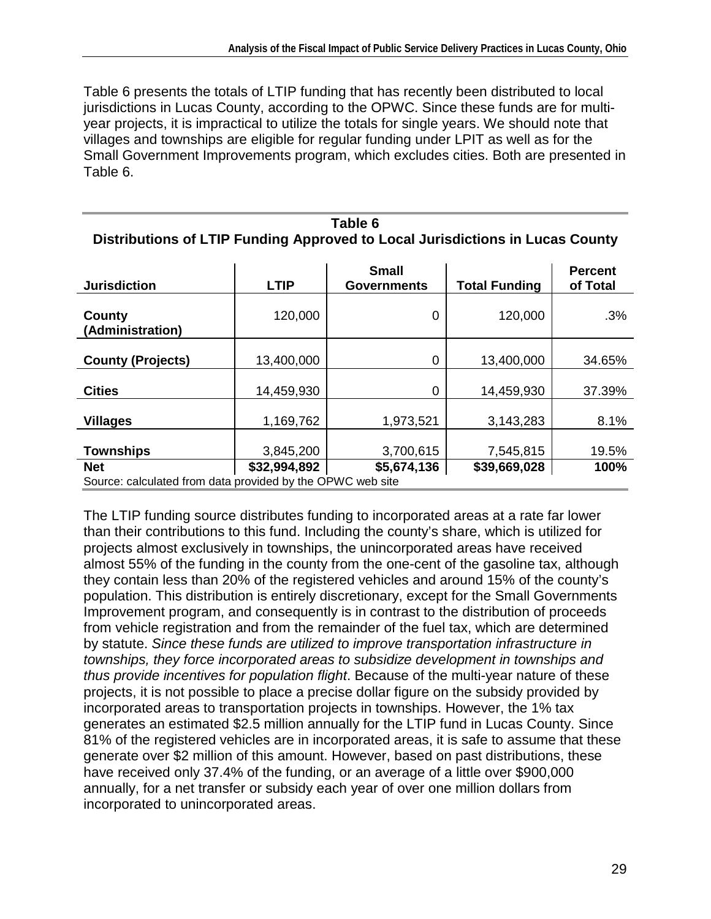Table 6 presents the totals of LTIP funding that has recently been distributed to local jurisdictions in Lucas County, according to the OPWC. Since these funds are for multi-year projects, it is impractical to utilize the totals for single years. We should note that villages and townships are eligible for regular funding under LPIT as well as for the Small Government Improvements program, which excludes cities. Both are presented in Table 6.

**Table 6**
**Distributions of LTIP Funding Approved to Local Jurisdictions in Lucas County**

| Jurisdiction | LTIP | Small Governments | Total Funding | Percent of Total |
|---|---|---|---|---|
| **County (Administration)** | 120,000 | 0 | 120,000 | .3% |
| **County (Projects)** | 13,400,000 | 0 | 13,400,000 | 34.65% |
| **Cities** | 14,459,930 | 0 | 14,459,930 | 37.39% |
| **Villages** | 1,169,762 | 1,973,521 | 3,143,283 | 8.1% |
| **Townships** | 3,845,200 | 3,700,615 | 7,545,815 | 19.5% |
| **Net** | **$32,994,892** | **$5,674,136** | **$39,669,028** | **100%** |

Source: calculated from data provided by the OPWC web site

The LTIP funding source distributes funding to incorporated areas at a rate far lower than their contributions to this fund. Including the county's share, which is utilized for projects almost exclusively in townships, the unincorporated areas have received almost 55% of the funding in the county from the one-cent of the gasoline tax, although they contain less than 20% of the registered vehicles and around 15% of the county's population. This distribution is entirely discretionary, except for the Small Governments Improvement program, and consequently is in contrast to the distribution of proceeds from vehicle registration and from the remainder of the fuel tax, which are determined by statute. *Since these funds are utilized to improve transportation infrastructure in townships, they force incorporated areas to subsidize development in townships and thus provide incentives for population flight*. Because of the multi-year nature of these projects, it is not possible to place a precise dollar figure on the subsidy provided by incorporated areas to transportation projects in townships. However, the 1% tax generates an estimated $2.5 million annually for the LTIP fund in Lucas County. Since 81% of the registered vehicles are in incorporated areas, it is safe to assume that these generate over $2 million of this amount. However, based on past distributions, these have received only 37.4% of the funding, or an average of a little over $900,000 annually, for a net transfer or subsidy each year of over one million dollars from incorporated to unincorporated areas.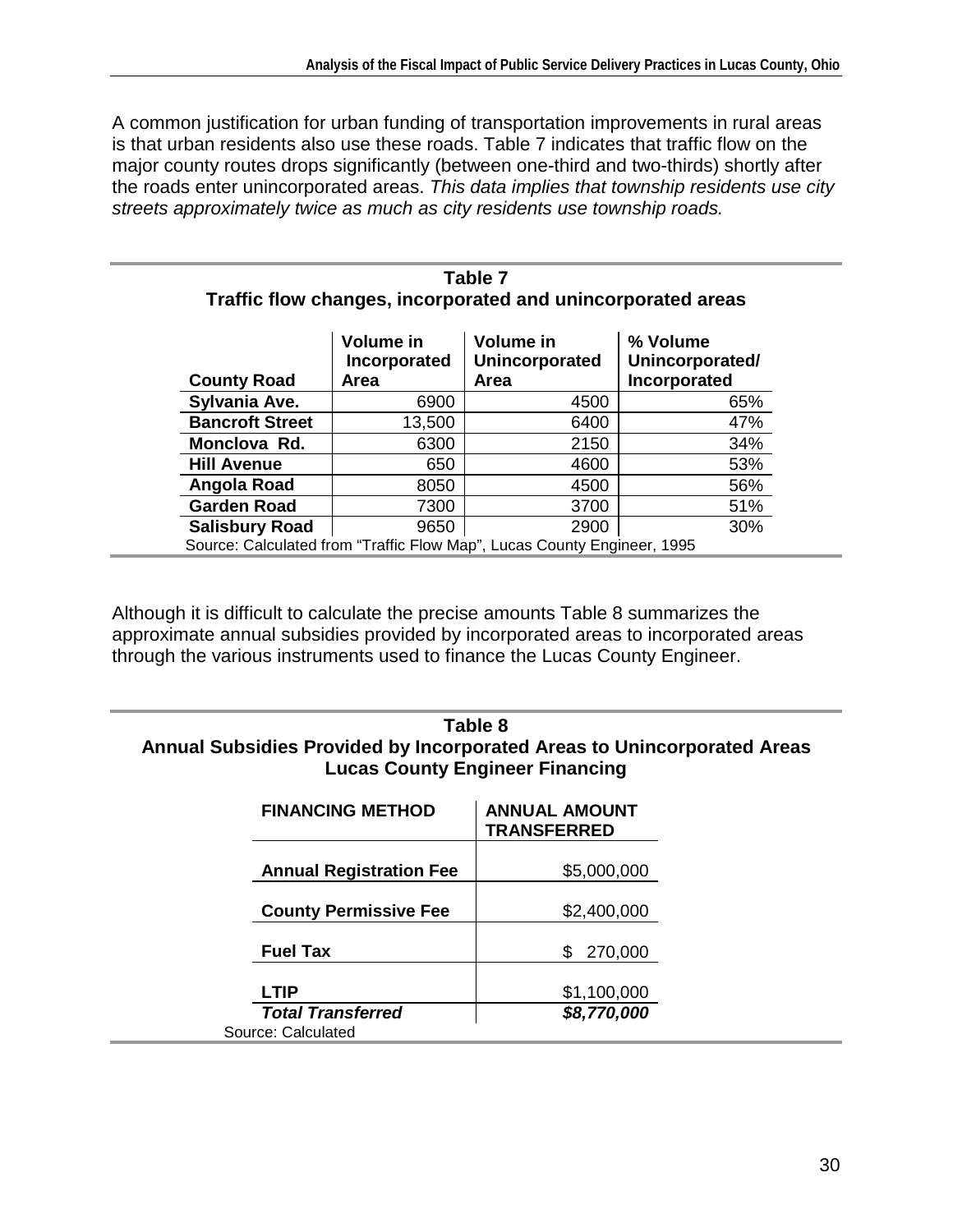A common justification for urban funding of transportation improvements in rural areas is that urban residents also use these roads. Table 7 indicates that traffic flow on the major county routes drops significantly (between one-third and two-thirds) shortly after the roads enter unincorporated areas. *This data implies that township residents use city streets approximately twice as much as city residents use township roads.*

**Table 7**
**Traffic flow changes, incorporated and unincorporated areas**

| County Road | Volume in Incorporated Area | Volume in Unincorporated Area | % Volume Unincorporated/ Incorporated |
|---|---|---|---|
| **Sylvania Ave.** | 6900 | 4500 | 65% |
| **Bancroft Street** | 13,500 | 6400 | 47% |
| **Monclova Rd.** | 6300 | 2150 | 34% |
| **Hill Avenue** | 650 | 4600 | 53% |
| **Angola Road** | 8050 | 4500 | 56% |
| **Garden Road** | 7300 | 3700 | 51% |
| **Salisbury Road** | 9650 | 2900 | 30% |

Source: Calculated from "Traffic Flow Map", Lucas County Engineer, 1995

Although it is difficult to calculate the precise amounts Table 8 summarizes the approximate annual subsidies provided by incorporated areas to incorporated areas through the various instruments used to finance the Lucas County Engineer.

**Table 8**
**Annual Subsidies Provided by Incorporated Areas to Unincorporated Areas**
**Lucas County Engineer Financing**

| FINANCING METHOD | ANNUAL AMOUNT TRANSFERRED |
|---|---|
| **Annual Registration Fee** | $5,000,000 |
| **County Permissive Fee** | $2,400,000 |
| **Fuel Tax** | $ 270,000 |
| **LTIP** | $1,100,000 |
| ***Total Transferred*** | ***$8,770,000*** |

Source: Calculated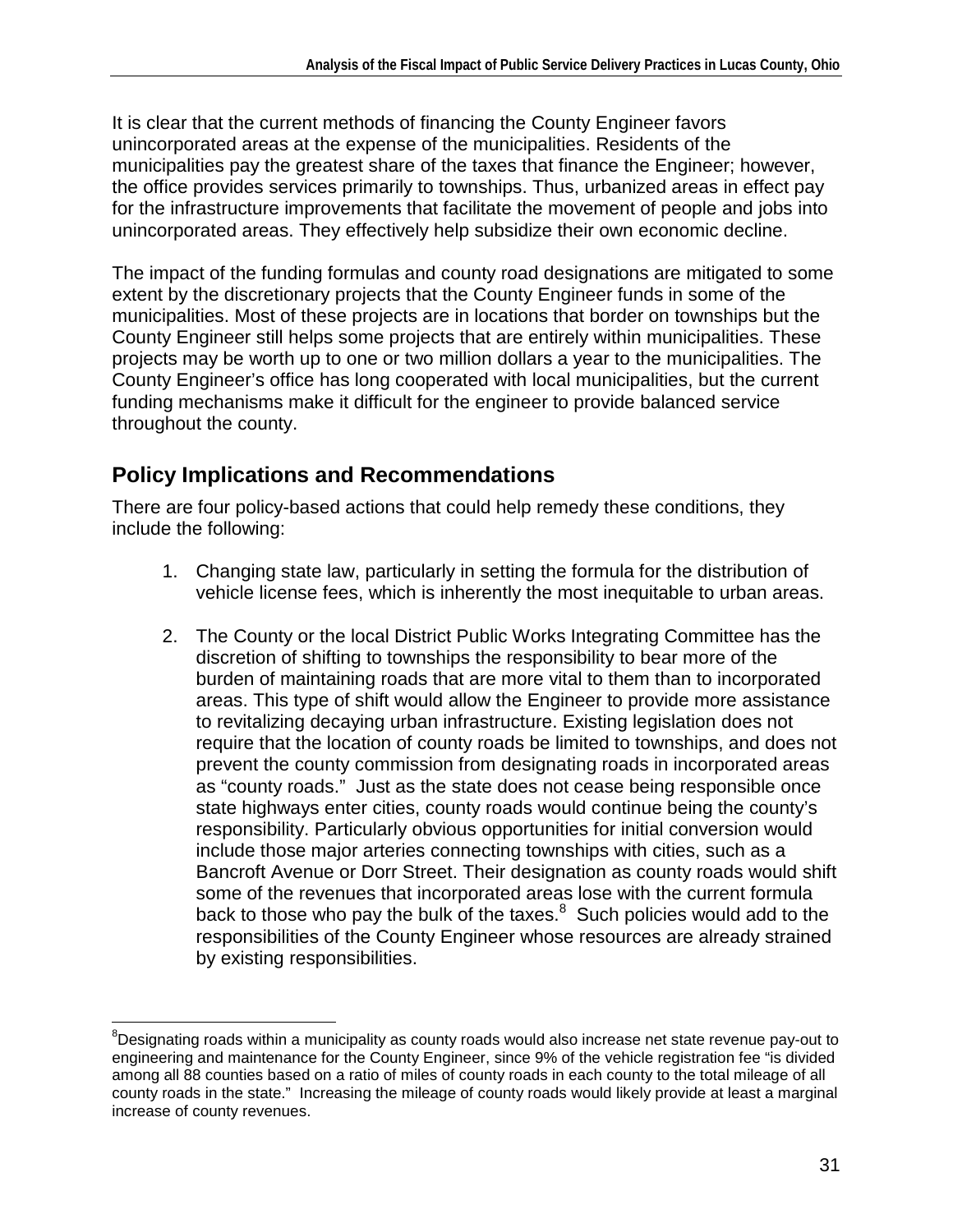It is clear that the current methods of financing the County Engineer favors unincorporated areas at the expense of the municipalities. Residents of the municipalities pay the greatest share of the taxes that finance the Engineer; however, the office provides services primarily to townships. Thus, urbanized areas in effect pay for the infrastructure improvements that facilitate the movement of people and jobs into unincorporated areas. They effectively help subsidize their own economic decline.

The impact of the funding formulas and county road designations are mitigated to some extent by the discretionary projects that the County Engineer funds in some of the municipalities. Most of these projects are in locations that border on townships but the County Engineer still helps some projects that are entirely within municipalities. These projects may be worth up to one or two million dollars a year to the municipalities. The County Engineer's office has long cooperated with local municipalities, but the current funding mechanisms make it difficult for the engineer to provide balanced service throughout the county.

## Policy Implications and Recommendations

There are four policy-based actions that could help remedy these conditions, they include the following:

1. Changing state law, particularly in setting the formula for the distribution of vehicle license fees, which is inherently the most inequitable to urban areas.

2. The County or the local District Public Works Integrating Committee has the discretion of shifting to townships the responsibility to bear more of the burden of maintaining roads that are more vital to them than to incorporated areas. This type of shift would allow the Engineer to provide more assistance to revitalizing decaying urban infrastructure. Existing legislation does not require that the location of county roads be limited to townships, and does not prevent the county commission from designating roads in incorporated areas as "county roads." Just as the state does not cease being responsible once state highways enter cities, county roads would continue being the county's responsibility. Particularly obvious opportunities for initial conversion would include those major arteries connecting townships with cities, such as a Bancroft Avenue or Dorr Street. Their designation as county roads would shift some of the revenues that incorporated areas lose with the current formula back to those who pay the bulk of the taxes.[8] Such policies would add to the responsibilities of the County Engineer whose resources are already strained by existing responsibilities.

[8]Designating roads within a municipality as county roads would also increase net state revenue pay-out to engineering and maintenance for the County Engineer, since 9% of the vehicle registration fee "is divided among all 88 counties based on a ratio of miles of county roads in each county to the total mileage of all county roads in the state." Increasing the mileage of county roads would likely provide at least a marginal increase of county revenues.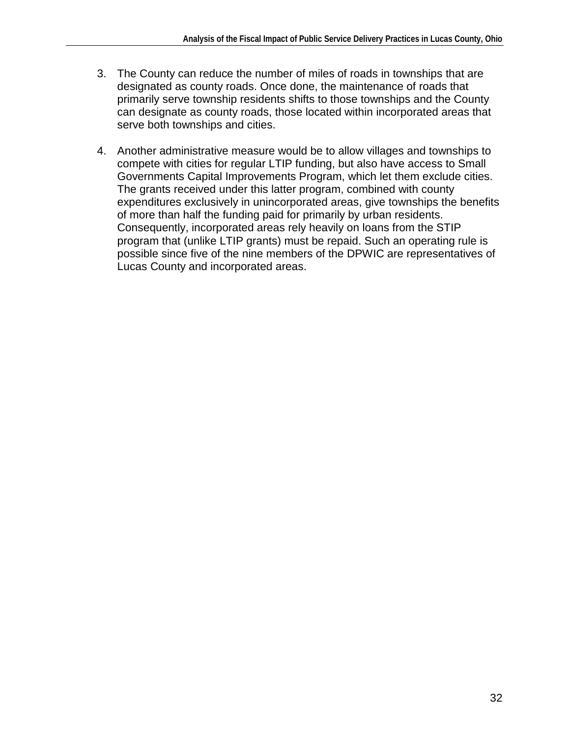3. The County can reduce the number of miles of roads in townships that are designated as county roads. Once done, the maintenance of roads that primarily serve township residents shifts to those townships and the County can designate as county roads, those located within incorporated areas that serve both townships and cities.

4. Another administrative measure would be to allow villages and townships to compete with cities for regular LTIP funding, but also have access to Small Governments Capital Improvements Program, which let them exclude cities. The grants received under this latter program, combined with county expenditures exclusively in unincorporated areas, give townships the benefits of more than half the funding paid for primarily by urban residents. Consequently, incorporated areas rely heavily on loans from the STIP program that (unlike LTIP grants) must be repaid. Such an operating rule is possible since five of the nine members of the DPWIC are representatives of Lucas County and incorporated areas.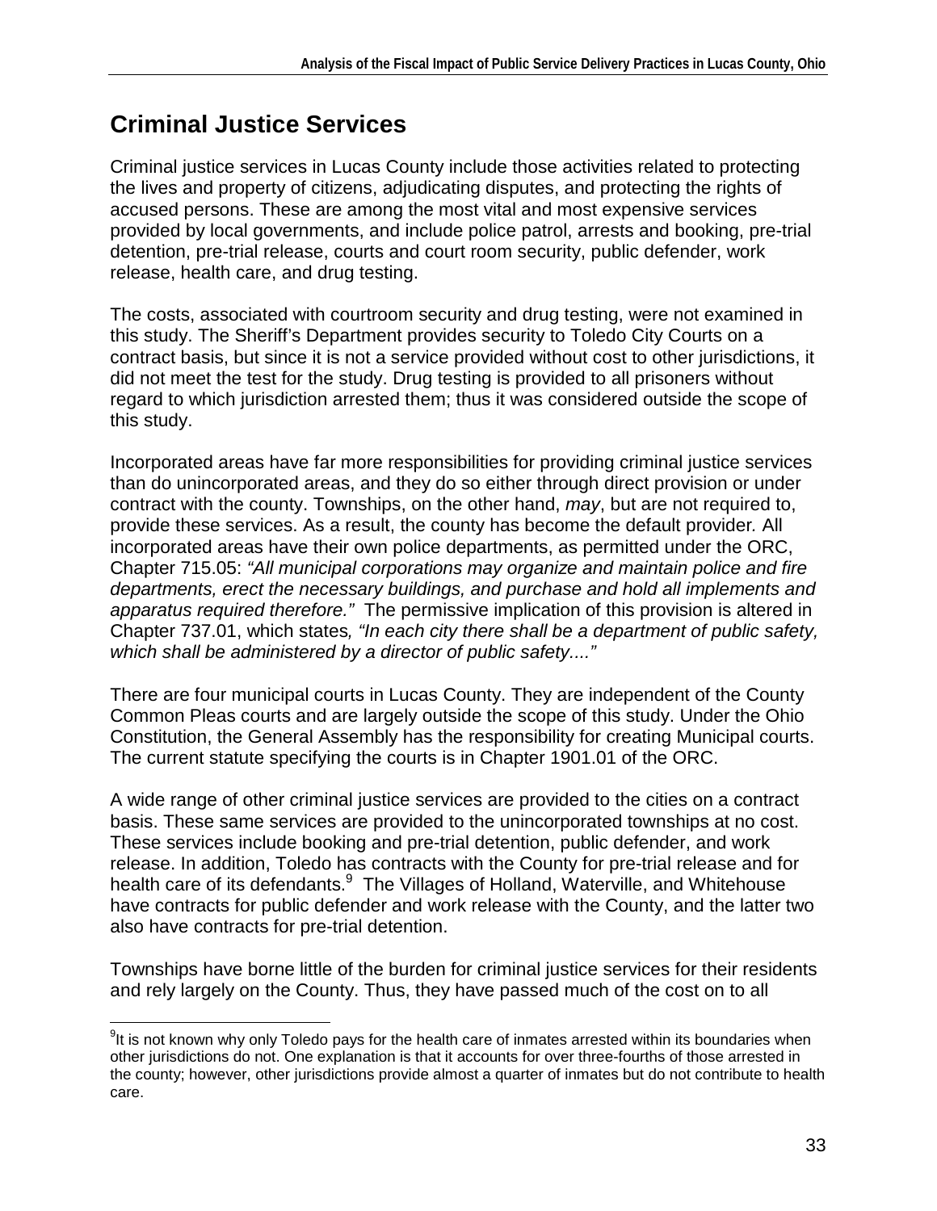## Criminal Justice Services

Criminal justice services in Lucas County include those activities related to protecting the lives and property of citizens, adjudicating disputes, and protecting the rights of accused persons. These are among the most vital and most expensive services provided by local governments, and include police patrol, arrests and booking, pre-trial detention, pre-trial release, courts and court room security, public defender, work release, health care, and drug testing.

The costs, associated with courtroom security and drug testing, were not examined in this study. The Sheriff's Department provides security to Toledo City Courts on a contract basis, but since it is not a service provided without cost to other jurisdictions, it did not meet the test for the study. Drug testing is provided to all prisoners without regard to which jurisdiction arrested them; thus it was considered outside the scope of this study.

Incorporated areas have far more responsibilities for providing criminal justice services than do unincorporated areas, and they do so either through direct provision or under contract with the county. Townships, on the other hand, *may*, but are not required to, provide these services. As a result, the county has become the default provider. All incorporated areas have their own police departments, as permitted under the ORC, Chapter 715.05: *"All municipal corporations may organize and maintain police and fire departments, erect the necessary buildings, and purchase and hold all implements and apparatus required therefore."* The permissive implication of this provision is altered in Chapter 737.01, which states*, "In each city there shall be a department of public safety, which shall be administered by a director of public safety...."*

There are four municipal courts in Lucas County. They are independent of the County Common Pleas courts and are largely outside the scope of this study. Under the Ohio Constitution, the General Assembly has the responsibility for creating Municipal courts. The current statute specifying the courts is in Chapter 1901.01 of the ORC.

A wide range of other criminal justice services are provided to the cities on a contract basis. These same services are provided to the unincorporated townships at no cost. These services include booking and pre-trial detention, public defender, and work release. In addition, Toledo has contracts with the County for pre-trial release and for health care of its defendants.[9] The Villages of Holland, Waterville, and Whitehouse have contracts for public defender and work release with the County, and the latter two also have contracts for pre-trial detention.

Townships have borne little of the burden for criminal justice services for their residents and rely largely on the County. Thus, they have passed much of the cost on to all

[9] It is not known why only Toledo pays for the health care of inmates arrested within its boundaries when other jurisdictions do not. One explanation is that it accounts for over three-fourths of those arrested in the county; however, other jurisdictions provide almost a quarter of inmates but do not contribute to health care.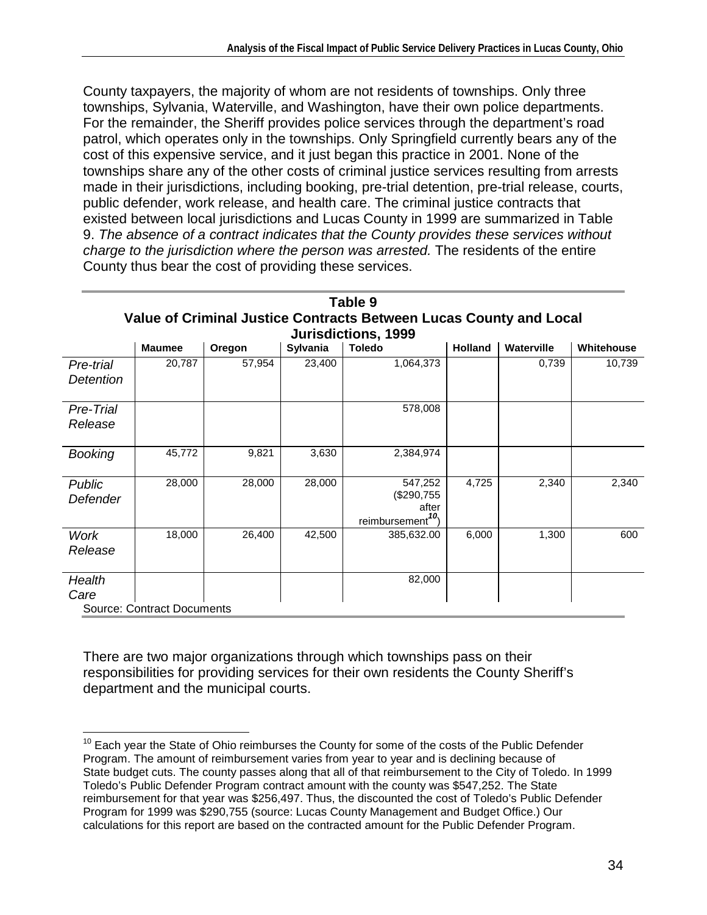County taxpayers, the majority of whom are not residents of townships. Only three townships, Sylvania, Waterville, and Washington, have their own police departments. For the remainder, the Sheriff provides police services through the department's road patrol, which operates only in the townships. Only Springfield currently bears any of the cost of this expensive service, and it just began this practice in 2001. None of the townships share any of the other costs of criminal justice services resulting from arrests made in their jurisdictions, including booking, pre-trial detention, pre-trial release, courts, public defender, work release, and health care. The criminal justice contracts that existed between local jurisdictions and Lucas County in 1999 are summarized in Table 9. *The absence of a contract indicates that the County provides these services without charge to the jurisdiction where the person was arrested.* The residents of the entire County thus bear the cost of providing these services.

**Table 9**
**Value of Criminal Justice Contracts Between Lucas County and Local Jurisdictions, 1999**

| | Maumee | Oregon | Sylvania | Toledo | Holland | Waterville | Whitehouse |
|---|---|---|---|---|---|---|---|
| *Pre-trial Detention* | 20,787 | 57,954 | 23,400 | 1,064,373 | | 0,739 | 10,739 |
| *Pre-Trial Release* | | | | 578,008 | | | |
| *Booking* | 45,772 | 9,821 | 3,630 | 2,384,974 | | | |
| *Public Defender* | 28,000 | 28,000 | 28,000 | 547,252 ($290,755 after reimbursement[10]) | 4,725 | 2,340 | 2,340 |
| *Work Release* | 18,000 | 26,400 | 42,500 | 385,632.00 | 6,000 | 1,300 | 600 |
| *Health Care* | | | | 82,000 | | | |

Source: Contract Documents

There are two major organizations through which townships pass on their responsibilities for providing services for their own residents the County Sheriff's department and the municipal courts.

[10] Each year the State of Ohio reimburses the County for some of the costs of the Public Defender Program. The amount of reimbursement varies from year to year and is declining because of State budget cuts. The county passes along that all of that reimbursement to the City of Toledo. In 1999 Toledo's Public Defender Program contract amount with the county was $547,252. The State reimbursement for that year was $256,497. Thus, the discounted the cost of Toledo's Public Defender Program for 1999 was $290,755 (source: Lucas County Management and Budget Office.) Our calculations for this report are based on the contracted amount for the Public Defender Program.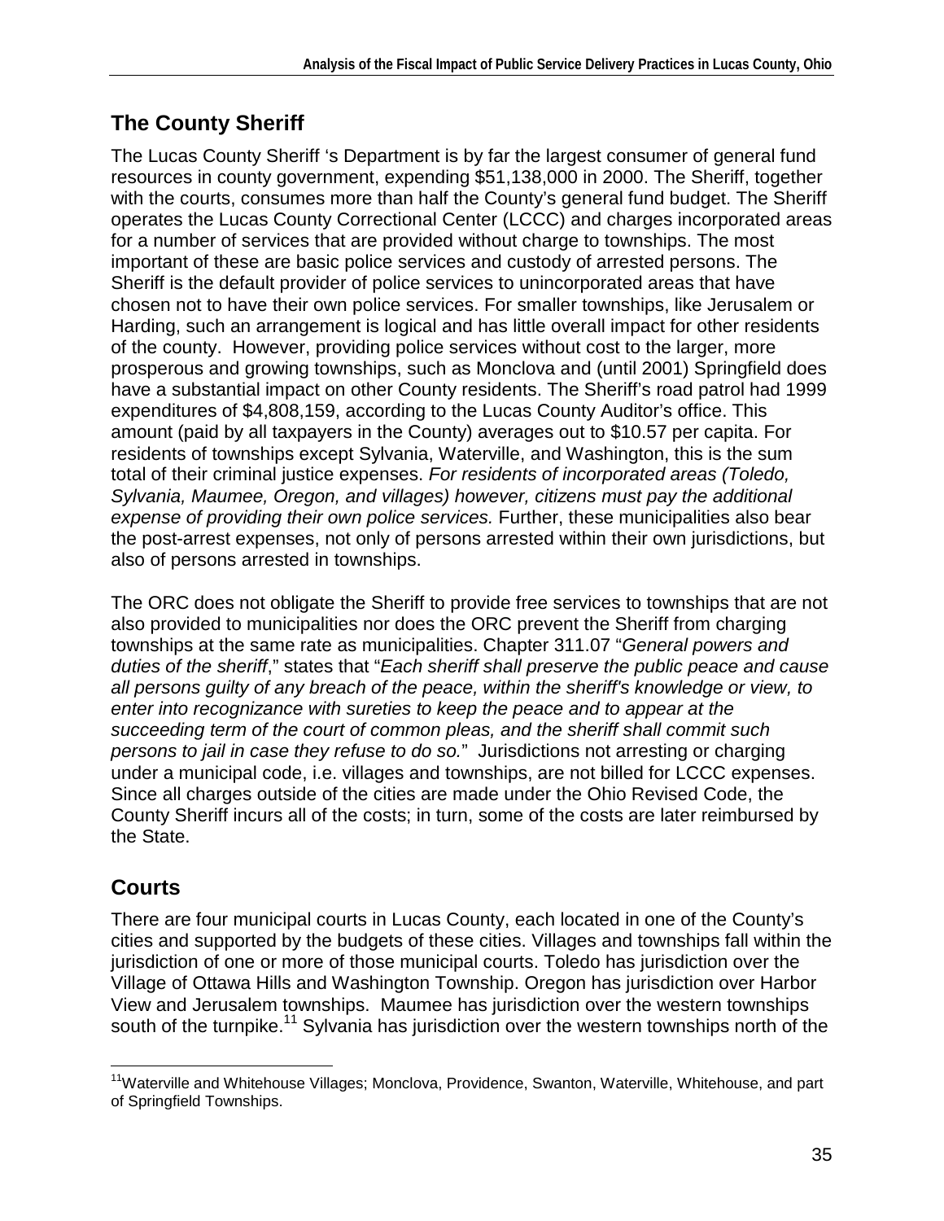## The County Sheriff

The Lucas County Sheriff 's Department is by far the largest consumer of general fund resources in county government, expending $51,138,000 in 2000. The Sheriff, together with the courts, consumes more than half the County's general fund budget. The Sheriff operates the Lucas County Correctional Center (LCCC) and charges incorporated areas for a number of services that are provided without charge to townships. The most important of these are basic police services and custody of arrested persons. The Sheriff is the default provider of police services to unincorporated areas that have chosen not to have their own police services. For smaller townships, like Jerusalem or Harding, such an arrangement is logical and has little overall impact for other residents of the county. However, providing police services without cost to the larger, more prosperous and growing townships, such as Monclova and (until 2001) Springfield does have a substantial impact on other County residents. The Sheriff's road patrol had 1999 expenditures of $4,808,159, according to the Lucas County Auditor's office. This amount (paid by all taxpayers in the County) averages out to $10.57 per capita. For residents of townships except Sylvania, Waterville, and Washington, this is the sum total of their criminal justice expenses. *For residents of incorporated areas (Toledo, Sylvania, Maumee, Oregon, and villages) however, citizens must pay the additional expense of providing their own police services.* Further, these municipalities also bear the post-arrest expenses, not only of persons arrested within their own jurisdictions, but also of persons arrested in townships.

The ORC does not obligate the Sheriff to provide free services to townships that are not also provided to municipalities nor does the ORC prevent the Sheriff from charging townships at the same rate as municipalities. Chapter 311.07 "*General powers and duties of the sheriff*," states that "*Each sheriff shall preserve the public peace and cause all persons guilty of any breach of the peace, within the sheriff's knowledge or view, to enter into recognizance with sureties to keep the peace and to appear at the succeeding term of the court of common pleas, and the sheriff shall commit such persons to jail in case they refuse to do so.*" Jurisdictions not arresting or charging under a municipal code, i.e. villages and townships, are not billed for LCCC expenses. Since all charges outside of the cities are made under the Ohio Revised Code, the County Sheriff incurs all of the costs; in turn, some of the costs are later reimbursed by the State.

## Courts

There are four municipal courts in Lucas County, each located in one of the County's cities and supported by the budgets of these cities. Villages and townships fall within the jurisdiction of one or more of those municipal courts. Toledo has jurisdiction over the Village of Ottawa Hills and Washington Township. Oregon has jurisdiction over Harbor View and Jerusalem townships. Maumee has jurisdiction over the western townships south of the turnpike.[11] Sylvania has jurisdiction over the western townships north of the

[11] Waterville and Whitehouse Villages; Monclova, Providence, Swanton, Waterville, Whitehouse, and part of Springfield Townships.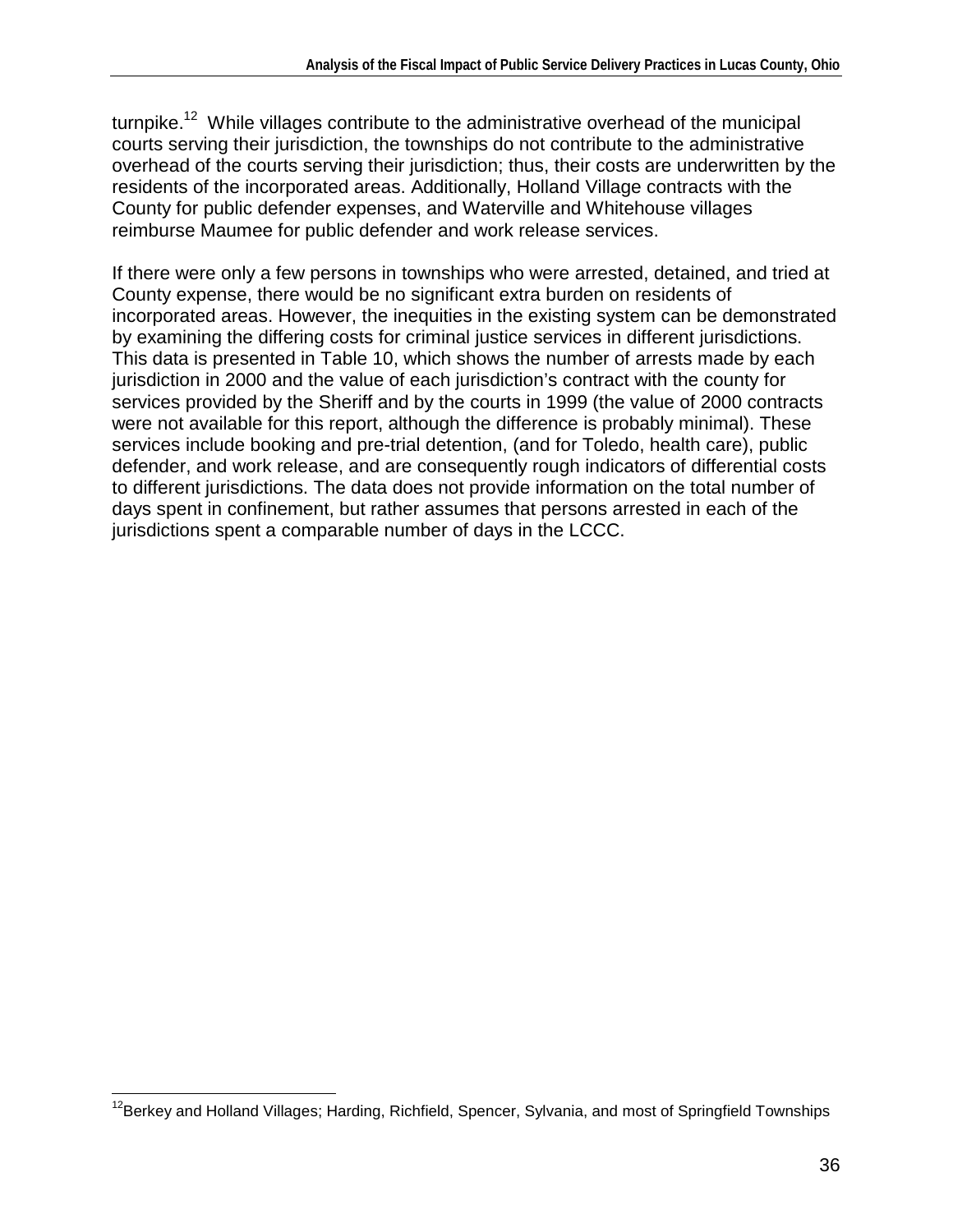turnpike.[12] While villages contribute to the administrative overhead of the municipal courts serving their jurisdiction, the townships do not contribute to the administrative overhead of the courts serving their jurisdiction; thus, their costs are underwritten by the residents of the incorporated areas. Additionally, Holland Village contracts with the County for public defender expenses, and Waterville and Whitehouse villages reimburse Maumee for public defender and work release services.

If there were only a few persons in townships who were arrested, detained, and tried at County expense, there would be no significant extra burden on residents of incorporated areas. However, the inequities in the existing system can be demonstrated by examining the differing costs for criminal justice services in different jurisdictions. This data is presented in Table 10, which shows the number of arrests made by each jurisdiction in 2000 and the value of each jurisdiction's contract with the county for services provided by the Sheriff and by the courts in 1999 (the value of 2000 contracts were not available for this report, although the difference is probably minimal). These services include booking and pre-trial detention, (and for Toledo, health care), public defender, and work release, and are consequently rough indicators of differential costs to different jurisdictions. The data does not provide information on the total number of days spent in confinement, but rather assumes that persons arrested in each of the jurisdictions spent a comparable number of days in the LCCC.

[12] Berkey and Holland Villages; Harding, Richfield, Spencer, Sylvania, and most of Springfield Townships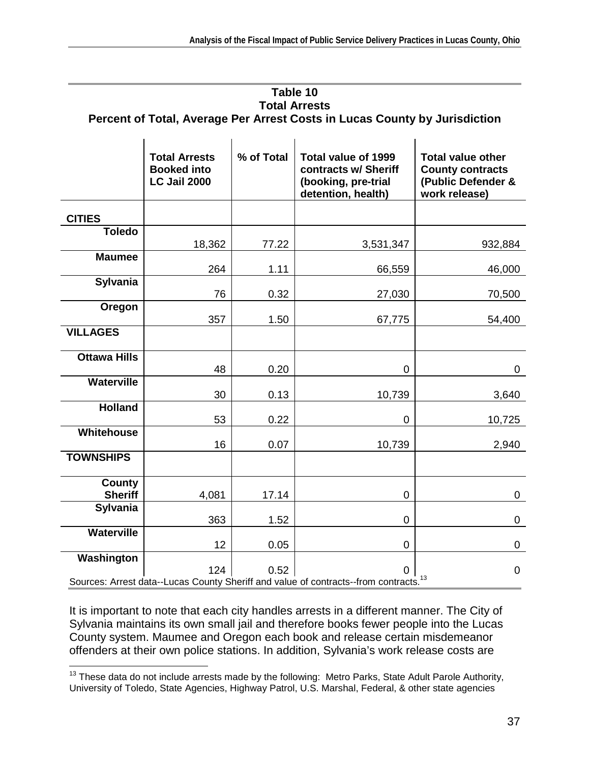**Table 10**
**Total Arrests**
**Percent of Total, Average Per Arrest Costs in Lucas County by Jurisdiction**

| | Total Arrests Booked into LC Jail 2000 | % of Total | Total value of 1999 contracts w/ Sheriff (booking, pre-trial detention, health) | Total value other County contracts (Public Defender & work release) |
|---|---|---|---|---|
| **CITIES** | | | | |
| **Toledo** | 18,362 | 77.22 | 3,531,347 | 932,884 |
| **Maumee** | 264 | 1.11 | 66,559 | 46,000 |
| **Sylvania** | 76 | 0.32 | 27,030 | 70,500 |
| **Oregon** | 357 | 1.50 | 67,775 | 54,400 |
| **VILLAGES** | | | | |
| **Ottawa Hills** | 48 | 0.20 | 0 | 0 |
| **Waterville** | 30 | 0.13 | 10,739 | 3,640 |
| **Holland** | 53 | 0.22 | 0 | 10,725 |
| **Whitehouse** | 16 | 0.07 | 10,739 | 2,940 |
| **TOWNSHIPS** | | | | |
| **County Sheriff** | 4,081 | 17.14 | 0 | 0 |
| **Sylvania** | 363 | 1.52 | 0 | 0 |
| **Waterville** | 12 | 0.05 | 0 | 0 |
| **Washington** | 124 | 0.52 | 0 | 0 |

Sources: Arrest data--Lucas County Sheriff and value of contracts--from contracts.[13]

It is important to note that each city handles arrests in a different manner. The City of Sylvania maintains its own small jail and therefore books fewer people into the Lucas County system. Maumee and Oregon each book and release certain misdemeanor offenders at their own police stations. In addition, Sylvania's work release costs are

[13] These data do not include arrests made by the following: Metro Parks, State Adult Parole Authority, University of Toledo, State Agencies, Highway Patrol, U.S. Marshal, Federal, & other state agencies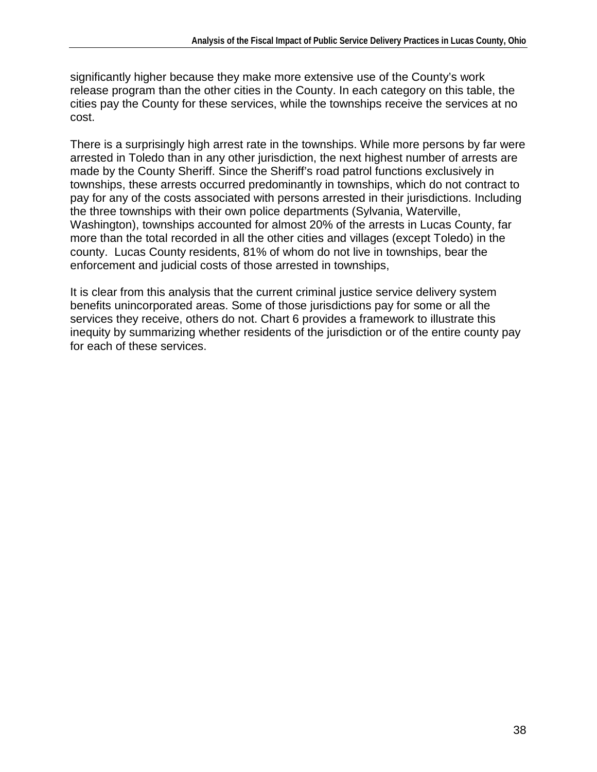significantly higher because they make more extensive use of the County's work release program than the other cities in the County. In each category on this table, the cities pay the County for these services, while the townships receive the services at no cost.

There is a surprisingly high arrest rate in the townships. While more persons by far were arrested in Toledo than in any other jurisdiction, the next highest number of arrests are made by the County Sheriff. Since the Sheriff's road patrol functions exclusively in townships, these arrests occurred predominantly in townships, which do not contract to pay for any of the costs associated with persons arrested in their jurisdictions. Including the three townships with their own police departments (Sylvania, Waterville, Washington), townships accounted for almost 20% of the arrests in Lucas County, far more than the total recorded in all the other cities and villages (except Toledo) in the county. Lucas County residents, 81% of whom do not live in townships, bear the enforcement and judicial costs of those arrested in townships,

It is clear from this analysis that the current criminal justice service delivery system benefits unincorporated areas. Some of those jurisdictions pay for some or all the services they receive, others do not. Chart 6 provides a framework to illustrate this inequity by summarizing whether residents of the jurisdiction or of the entire county pay for each of these services.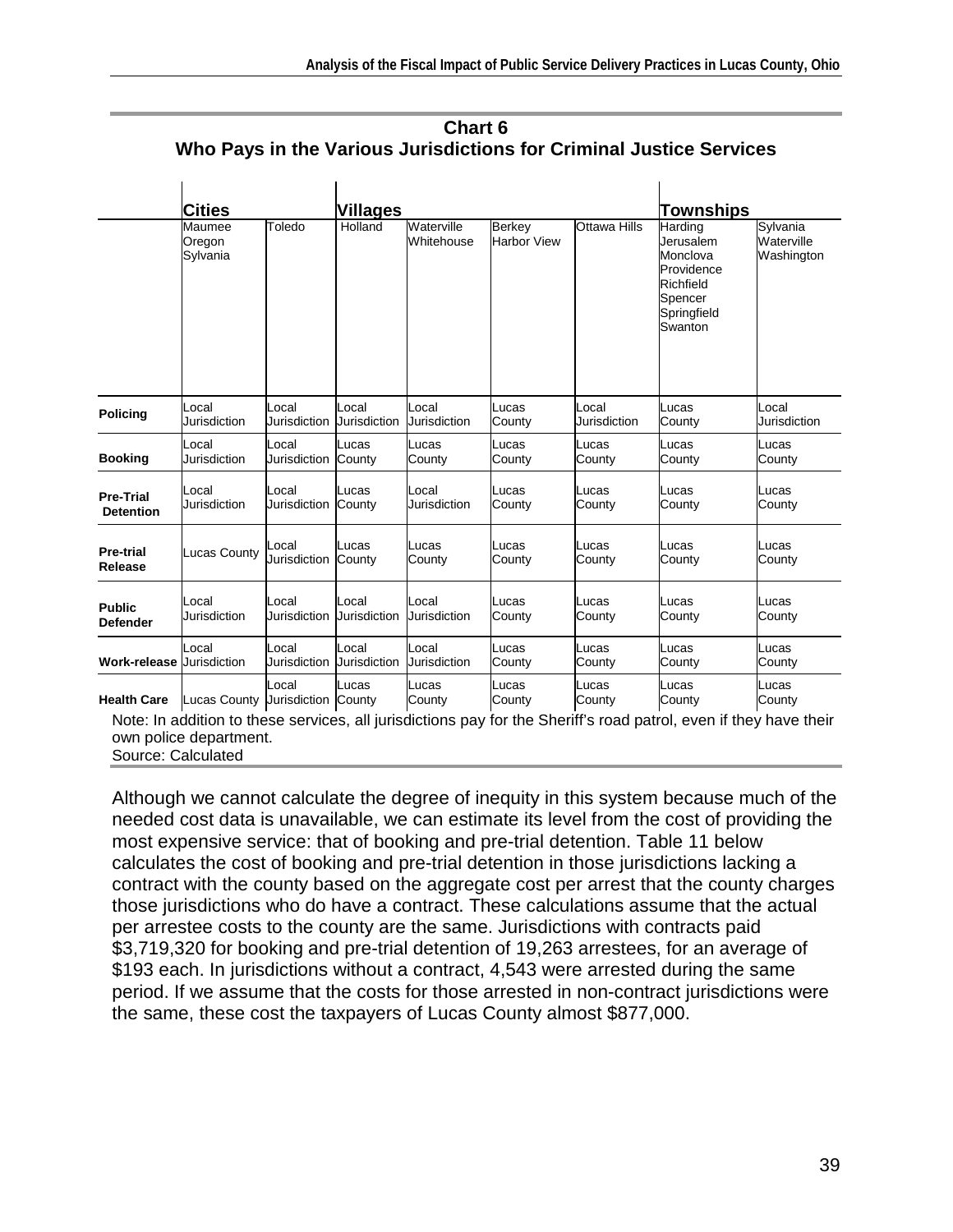**Chart 6**
**Who Pays in the Various Jurisdictions for Criminal Justice Services**

| | **Cities** | | **Villages** | | | | **Townships** | |
|---|---|---|---|---|---|---|---|---|
| | Maumee Oregon Sylvania | Toledo | Holland | Waterville Whitehouse | Berkey Harbor View | Ottawa Hills | Harding Jerusalem Monclova Providence Richfield Spencer Springfield Swanton | Sylvania Waterville Washington |
| **Policing** | Local Jurisdiction | Local Jurisdiction | Local Jurisdiction | Local Jurisdiction | Lucas County | Local Jurisdiction | Lucas County | Local Jurisdiction |
| **Booking** | Local Jurisdiction | Local Jurisdiction | Lucas County | Lucas County | Lucas County | Lucas County | Lucas County | Lucas County |
| **Pre-Trial Detention** | Local Jurisdiction | Local Jurisdiction | Lucas County | Local Jurisdiction | Lucas County | Lucas County | Lucas County | Lucas County |
| **Pre-trial Release** | Lucas County | Local Jurisdiction | Lucas County | Lucas County | Lucas County | Lucas County | Lucas County | Lucas County |
| **Public Defender** | Local Jurisdiction | Local Jurisdiction | Local Jurisdiction | Local Jurisdiction | Lucas County | Lucas County | Lucas County | Lucas County |
| **Work-release** | Local Jurisdiction | Local Jurisdiction | Local Jurisdiction | Local Jurisdiction | Lucas County | Lucas County | Lucas County | Lucas County |
| **Health Care** | Lucas County | Local Jurisdiction | Lucas County | Lucas County | Lucas County | Lucas County | Lucas County | Lucas County |

Note: In addition to these services, all jurisdictions pay for the Sheriff's road patrol, even if they have their own police department.
Source: Calculated

Although we cannot calculate the degree of inequity in this system because much of the needed cost data is unavailable, we can estimate its level from the cost of providing the most expensive service: that of booking and pre-trial detention. Table 11 below calculates the cost of booking and pre-trial detention in those jurisdictions lacking a contract with the county based on the aggregate cost per arrest that the county charges those jurisdictions who do have a contract. These calculations assume that the actual per arrestee costs to the county are the same. Jurisdictions with contracts paid $3,719,320 for booking and pre-trial detention of 19,263 arrestees, for an average of $193 each. In jurisdictions without a contract, 4,543 were arrested during the same period. If we assume that the costs for those arrested in non-contract jurisdictions were the same, these cost the taxpayers of Lucas County almost $877,000.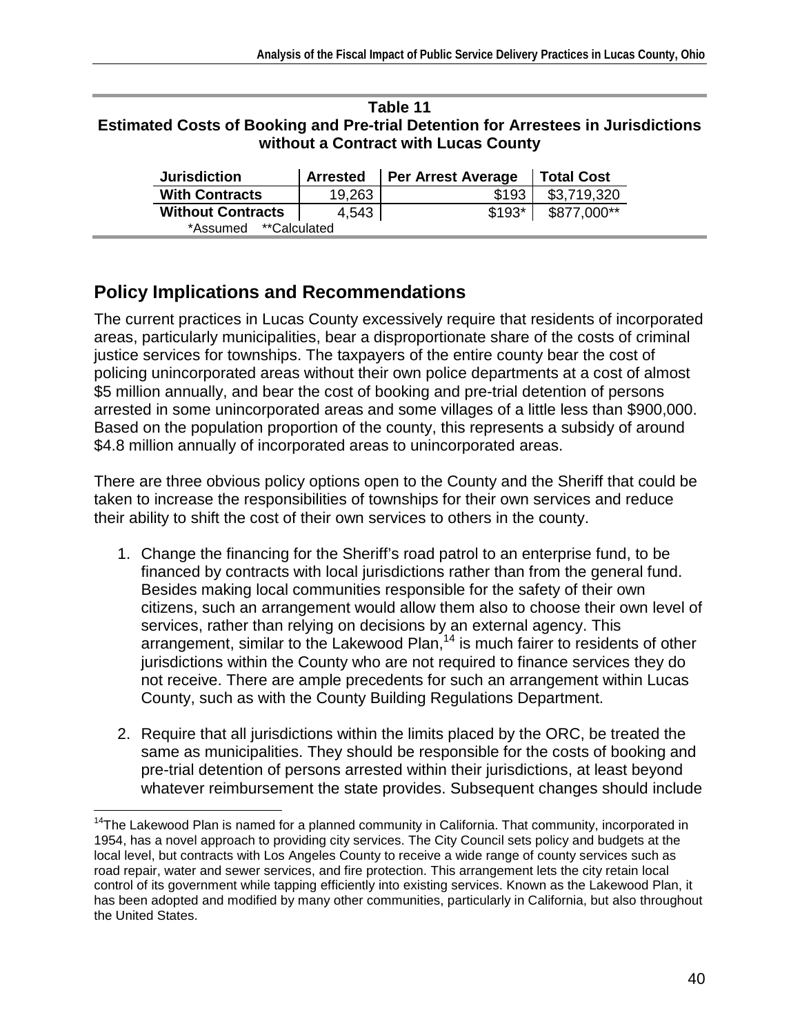**Table 11**
**Estimated Costs of Booking and Pre-trial Detention for Arrestees in Jurisdictions without a Contract with Lucas County**

| Jurisdiction | Arrested | Per Arrest Average | Total Cost |
|---|---|---|---|
| With Contracts | 19,263 | $193 | $3,719,320 |
| Without Contracts | 4,543 | $193* | $877,000** |

*Assumed **Calculated

## Policy Implications and Recommendations

The current practices in Lucas County excessively require that residents of incorporated areas, particularly municipalities, bear a disproportionate share of the costs of criminal justice services for townships. The taxpayers of the entire county bear the cost of policing unincorporated areas without their own police departments at a cost of almost $5 million annually, and bear the cost of booking and pre-trial detention of persons arrested in some unincorporated areas and some villages of a little less than $900,000. Based on the population proportion of the county, this represents a subsidy of around $4.8 million annually of incorporated areas to unincorporated areas.

There are three obvious policy options open to the County and the Sheriff that could be taken to increase the responsibilities of townships for their own services and reduce their ability to shift the cost of their own services to others in the county.

1. Change the financing for the Sheriff's road patrol to an enterprise fund, to be financed by contracts with local jurisdictions rather than from the general fund. Besides making local communities responsible for the safety of their own citizens, such an arrangement would allow them also to choose their own level of services, rather than relying on decisions by an external agency. This arrangement, similar to the Lakewood Plan,[14] is much fairer to residents of other jurisdictions within the County who are not required to finance services they do not receive. There are ample precedents for such an arrangement within Lucas County, such as with the County Building Regulations Department.

2. Require that all jurisdictions within the limits placed by the ORC, be treated the same as municipalities. They should be responsible for the costs of booking and pre-trial detention of persons arrested within their jurisdictions, at least beyond whatever reimbursement the state provides. Subsequent changes should include

[14] The Lakewood Plan is named for a planned community in California. That community, incorporated in 1954, has a novel approach to providing city services. The City Council sets policy and budgets at the local level, but contracts with Los Angeles County to receive a wide range of county services such as road repair, water and sewer services, and fire protection. This arrangement lets the city retain local control of its government while tapping efficiently into existing services. Known as the Lakewood Plan, it has been adopted and modified by many other communities, particularly in California, but also throughout the United States.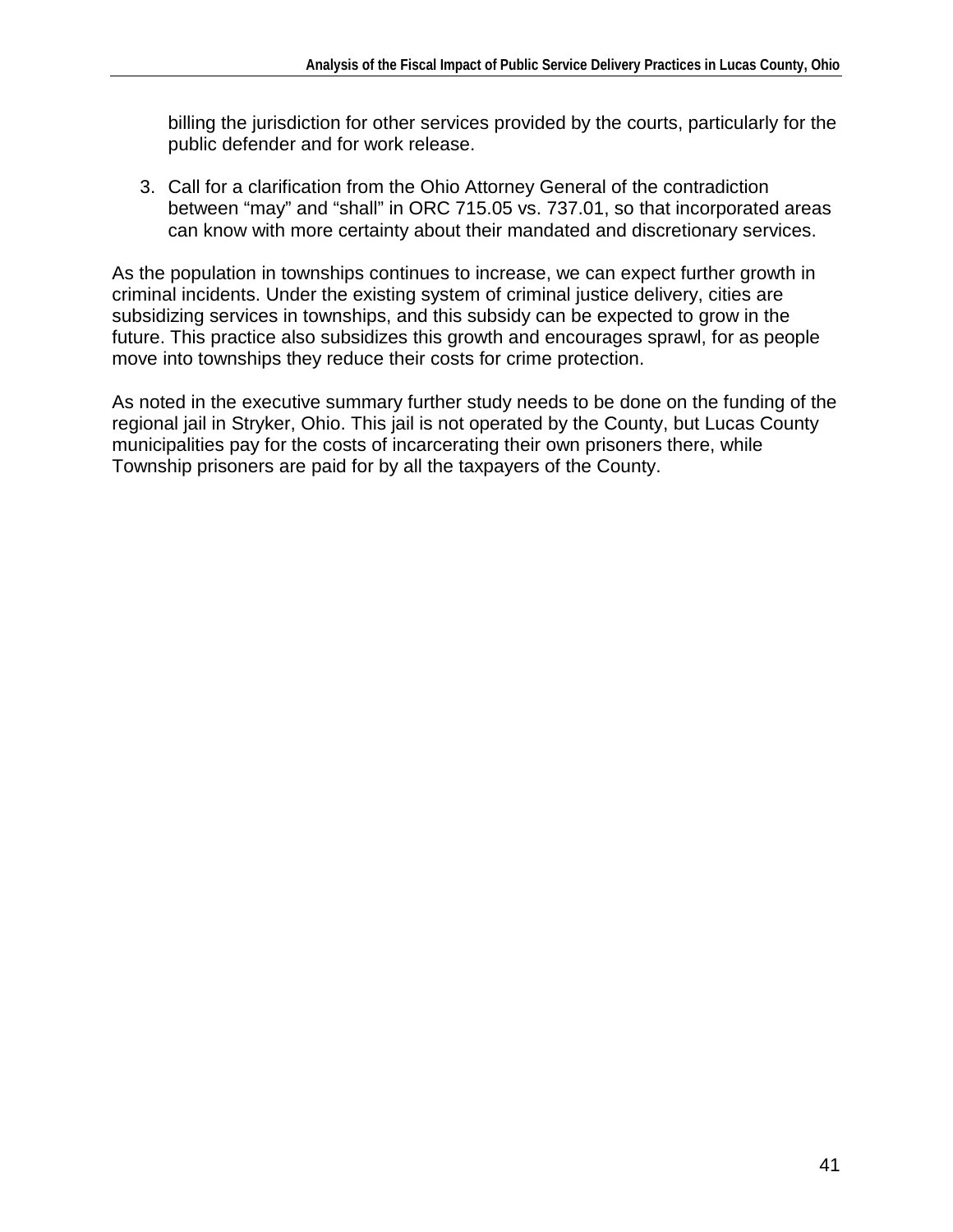billing the jurisdiction for other services provided by the courts, particularly for the public defender and for work release.

3. Call for a clarification from the Ohio Attorney General of the contradiction between “may” and “shall” in ORC 715.05 vs. 737.01, so that incorporated areas can know with more certainty about their mandated and discretionary services.

As the population in townships continues to increase, we can expect further growth in criminal incidents. Under the existing system of criminal justice delivery, cities are subsidizing services in townships, and this subsidy can be expected to grow in the future. This practice also subsidizes this growth and encourages sprawl, for as people move into townships they reduce their costs for crime protection.

As noted in the executive summary further study needs to be done on the funding of the regional jail in Stryker, Ohio. This jail is not operated by the County, but Lucas County municipalities pay for the costs of incarcerating their own prisoners there, while Township prisoners are paid for by all the taxpayers of the County.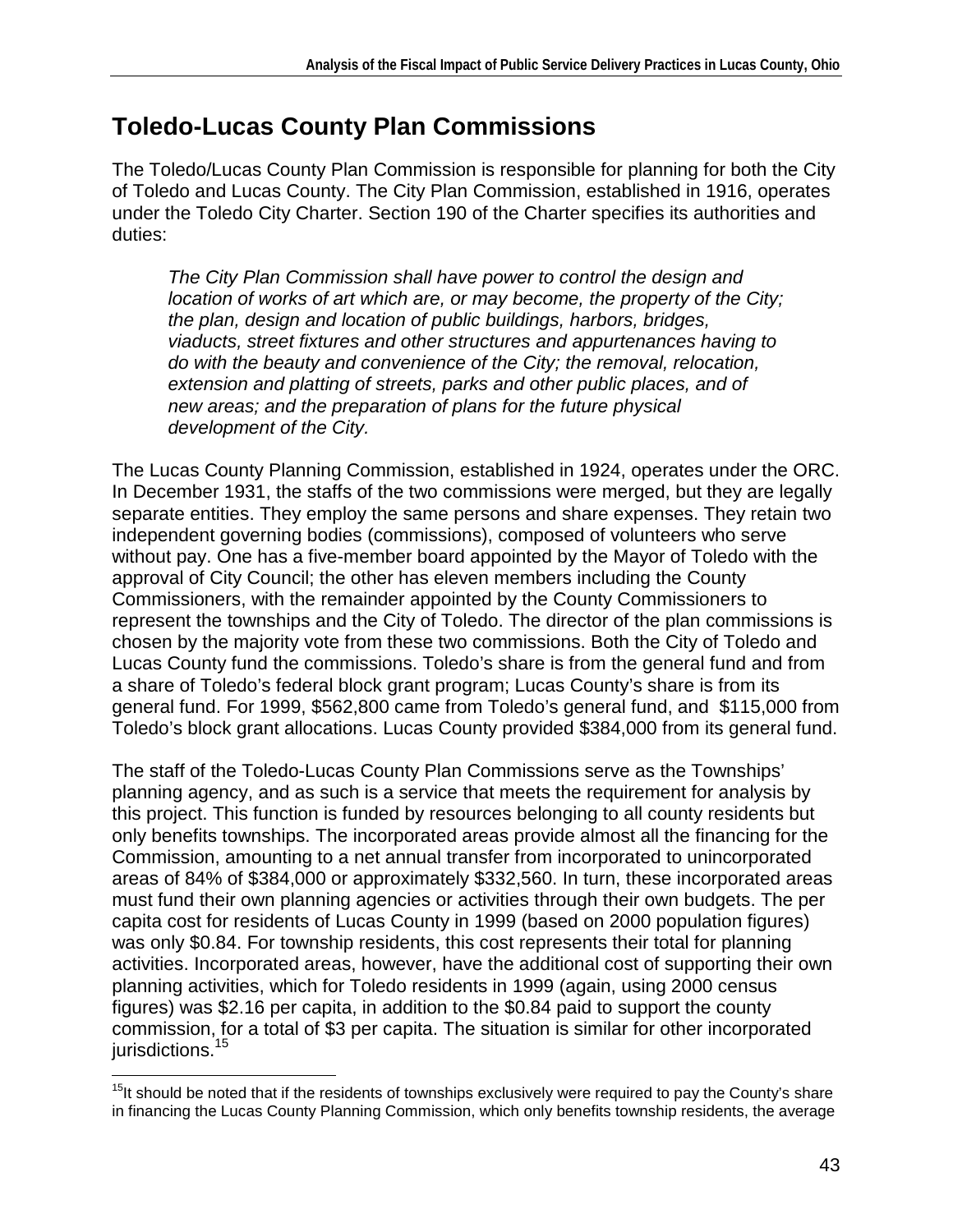## Toledo-Lucas County Plan Commissions

The Toledo/Lucas County Plan Commission is responsible for planning for both the City of Toledo and Lucas County. The City Plan Commission, established in 1916, operates under the Toledo City Charter. Section 190 of the Charter specifies its authorities and duties:

> *The City Plan Commission shall have power to control the design and location of works of art which are, or may become, the property of the City; the plan, design and location of public buildings, harbors, bridges, viaducts, street fixtures and other structures and appurtenances having to do with the beauty and convenience of the City; the removal, relocation, extension and platting of streets, parks and other public places, and of new areas; and the preparation of plans for the future physical development of the City.*

The Lucas County Planning Commission, established in 1924, operates under the ORC. In December 1931, the staffs of the two commissions were merged, but they are legally separate entities. They employ the same persons and share expenses. They retain two independent governing bodies (commissions), composed of volunteers who serve without pay. One has a five-member board appointed by the Mayor of Toledo with the approval of City Council; the other has eleven members including the County Commissioners, with the remainder appointed by the County Commissioners to represent the townships and the City of Toledo. The director of the plan commissions is chosen by the majority vote from these two commissions. Both the City of Toledo and Lucas County fund the commissions. Toledo's share is from the general fund and from a share of Toledo's federal block grant program; Lucas County's share is from its general fund. For 1999, $562,800 came from Toledo's general fund, and $115,000 from Toledo's block grant allocations. Lucas County provided $384,000 from its general fund.

The staff of the Toledo-Lucas County Plan Commissions serve as the Townships' planning agency, and as such is a service that meets the requirement for analysis by this project. This function is funded by resources belonging to all county residents but only benefits townships. The incorporated areas provide almost all the financing for the Commission, amounting to a net annual transfer from incorporated to unincorporated areas of 84% of $384,000 or approximately $332,560. In turn, these incorporated areas must fund their own planning agencies or activities through their own budgets. The per capita cost for residents of Lucas County in 1999 (based on 2000 population figures) was only $0.84. For township residents, this cost represents their total for planning activities. Incorporated areas, however, have the additional cost of supporting their own planning activities, which for Toledo residents in 1999 (again, using 2000 census figures) was $2.16 per capita, in addition to the $0.84 paid to support the county commission, for a total of $3 per capita. The situation is similar for other incorporated jurisdictions.[15]

[15] It should be noted that if the residents of townships exclusively were required to pay the County's share in financing the Lucas County Planning Commission, which only benefits township residents, the average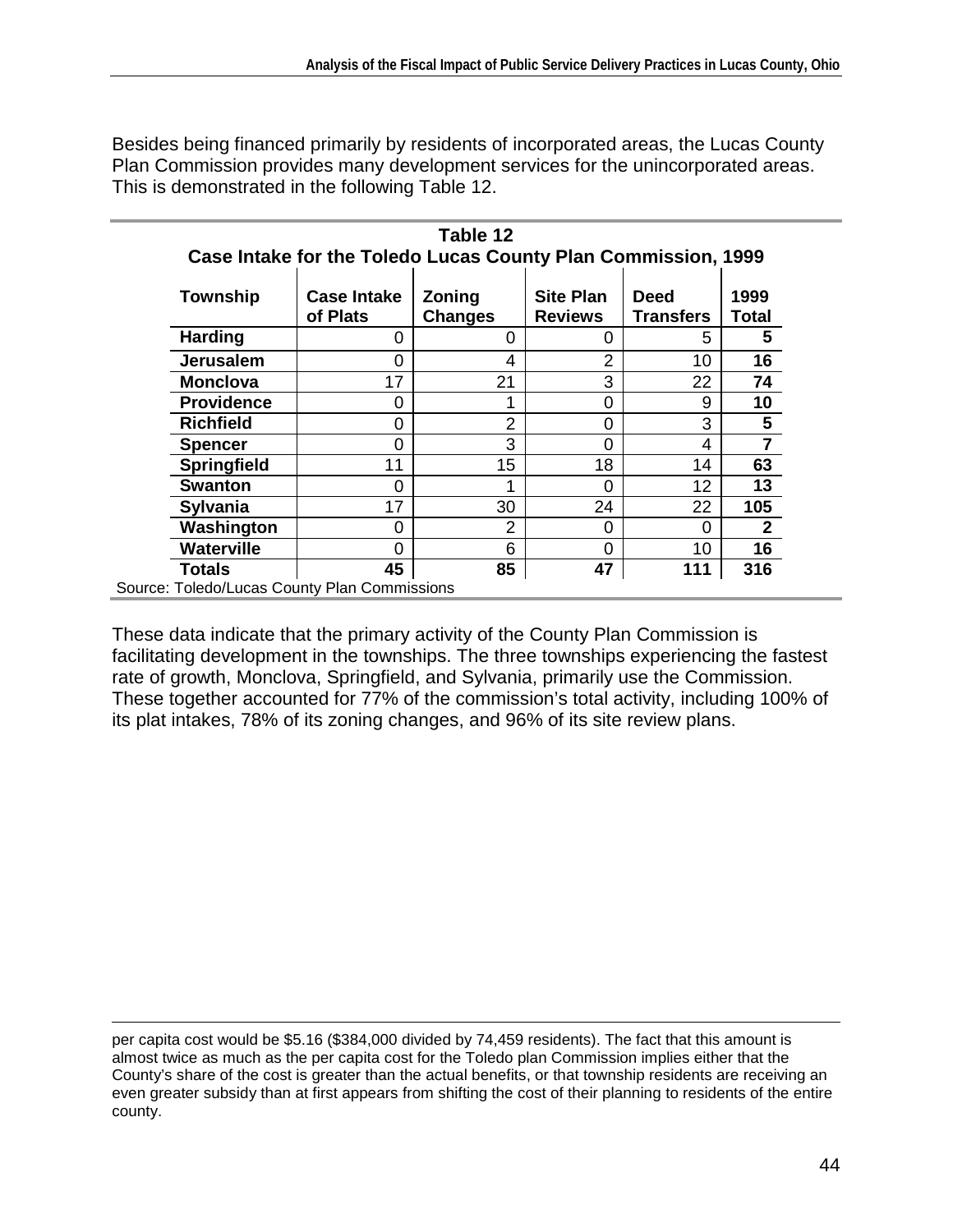Besides being financed primarily by residents of incorporated areas, the Lucas County Plan Commission provides many development services for the unincorporated areas. This is demonstrated in the following Table 12.

**Table 12**
**Case Intake for the Toledo Lucas County Plan Commission, 1999**

| Township | Case Intake of Plats | Zoning Changes | Site Plan Reviews | Deed Transfers | 1999 Total |
|---|---|---|---|---|---|
| **Harding** | 0 | 0 | 0 | 5 | **5** |
| **Jerusalem** | 0 | 4 | 2 | 10 | **16** |
| **Monclova** | 17 | 21 | 3 | 22 | **74** |
| **Providence** | 0 | 1 | 0 | 9 | **10** |
| **Richfield** | 0 | 2 | 0 | 3 | **5** |
| **Spencer** | 0 | 3 | 0 | 4 | **7** |
| **Springfield** | 11 | 15 | 18 | 14 | **63** |
| **Swanton** | 0 | 1 | 0 | 12 | **13** |
| **Sylvania** | 17 | 30 | 24 | 22 | **105** |
| **Washington** | 0 | 2 | 0 | 0 | **2** |
| **Waterville** | 0 | 6 | 0 | 10 | **16** |
| **Totals** | **45** | **85** | **47** | **111** | **316** |

Source: Toledo/Lucas County Plan Commissions

These data indicate that the primary activity of the County Plan Commission is facilitating development in the townships. The three townships experiencing the fastest rate of growth, Monclova, Springfield, and Sylvania, primarily use the Commission. These together accounted for 77% of the commission's total activity, including 100% of its plat intakes, 78% of its zoning changes, and 96% of its site review plans.

---

per capita cost would be $5.16 ($384,000 divided by 74,459 residents). The fact that this amount is almost twice as much as the per capita cost for the Toledo plan Commission implies either that the County's share of the cost is greater than the actual benefits, or that township residents are receiving an even greater subsidy than at first appears from shifting the cost of their planning to residents of the entire county.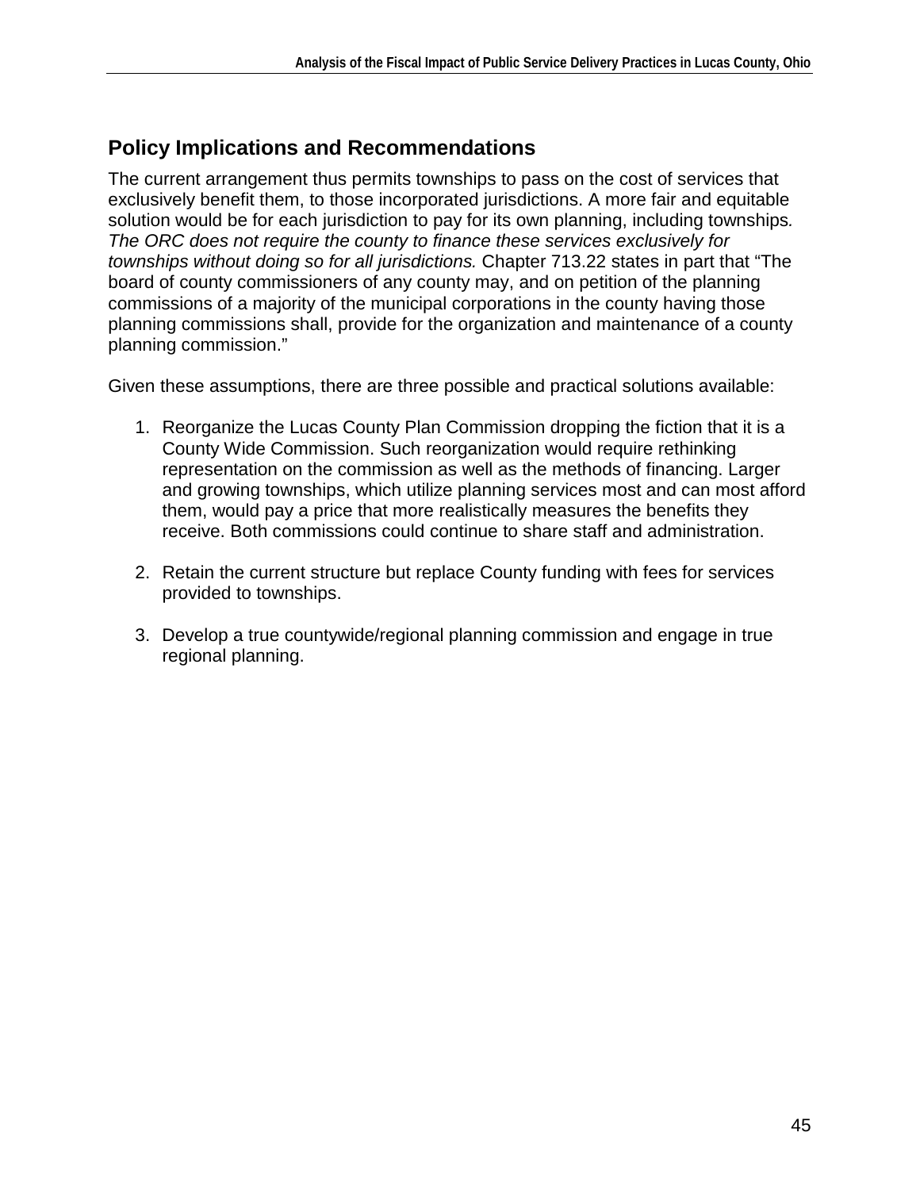## Policy Implications and Recommendations

The current arrangement thus permits townships to pass on the cost of services that exclusively benefit them, to those incorporated jurisdictions. A more fair and equitable solution would be for each jurisdiction to pay for its own planning, including townships*. The ORC does not require the county to finance these services exclusively for townships without doing so for all jurisdictions.* Chapter 713.22 states in part that “The board of county commissioners of any county may, and on petition of the planning commissions of a majority of the municipal corporations in the county having those planning commissions shall, provide for the organization and maintenance of a county planning commission.”

Given these assumptions, there are three possible and practical solutions available:

1. Reorganize the Lucas County Plan Commission dropping the fiction that it is a County Wide Commission. Such reorganization would require rethinking representation on the commission as well as the methods of financing. Larger and growing townships, which utilize planning services most and can most afford them, would pay a price that more realistically measures the benefits they receive. Both commissions could continue to share staff and administration.

2. Retain the current structure but replace County funding with fees for services provided to townships.

3. Develop a true countywide/regional planning commission and engage in true regional planning.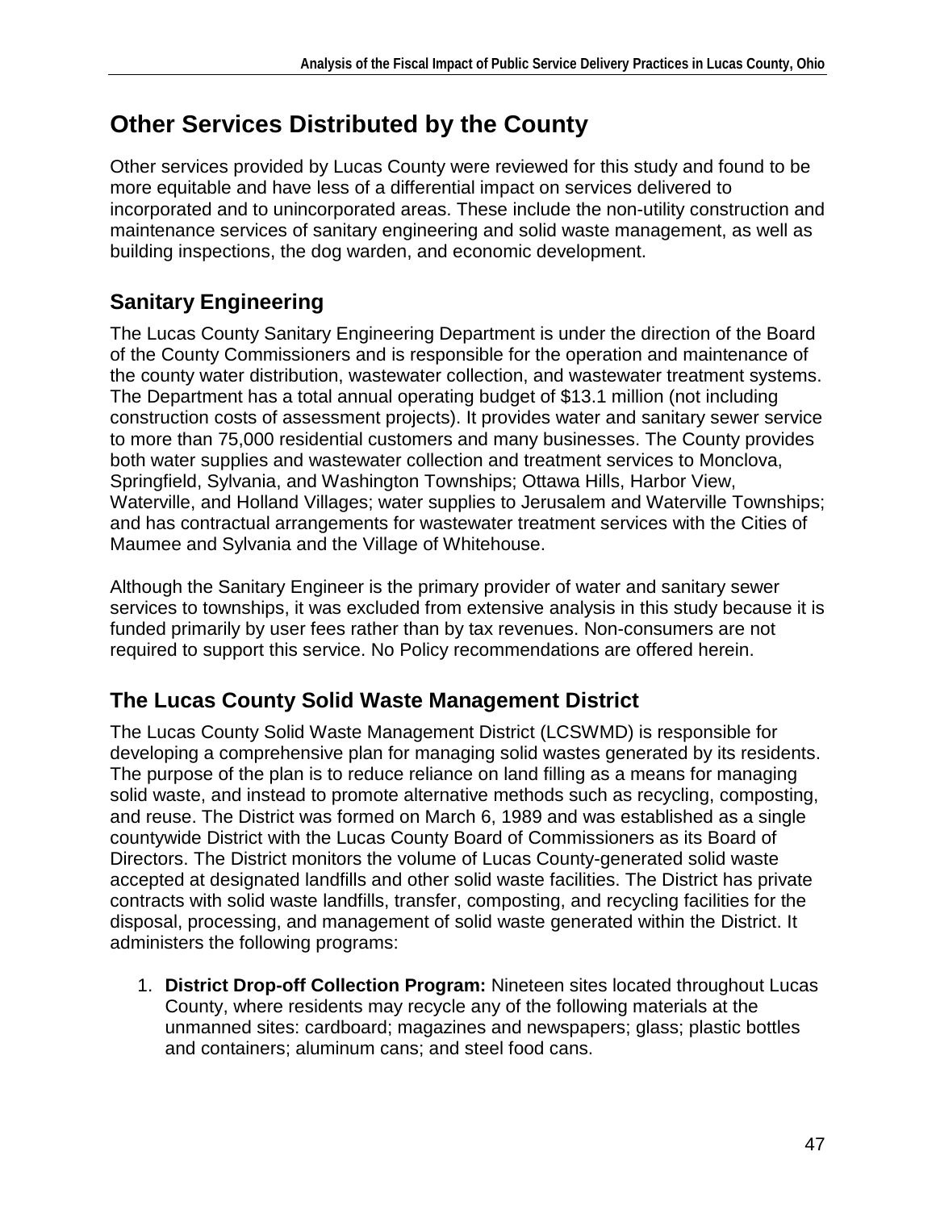# Other Services Distributed by the County

Other services provided by Lucas County were reviewed for this study and found to be more equitable and have less of a differential impact on services delivered to incorporated and to unincorporated areas. These include the non-utility construction and maintenance services of sanitary engineering and solid waste management, as well as building inspections, the dog warden, and economic development.

## Sanitary Engineering

The Lucas County Sanitary Engineering Department is under the direction of the Board of the County Commissioners and is responsible for the operation and maintenance of the county water distribution, wastewater collection, and wastewater treatment systems. The Department has a total annual operating budget of $13.1 million (not including construction costs of assessment projects). It provides water and sanitary sewer service to more than 75,000 residential customers and many businesses. The County provides both water supplies and wastewater collection and treatment services to Monclova, Springfield, Sylvania, and Washington Townships; Ottawa Hills, Harbor View, Waterville, and Holland Villages; water supplies to Jerusalem and Waterville Townships; and has contractual arrangements for wastewater treatment services with the Cities of Maumee and Sylvania and the Village of Whitehouse.

Although the Sanitary Engineer is the primary provider of water and sanitary sewer services to townships, it was excluded from extensive analysis in this study because it is funded primarily by user fees rather than by tax revenues. Non-consumers are not required to support this service. No Policy recommendations are offered herein.

## The Lucas County Solid Waste Management District

The Lucas County Solid Waste Management District (LCSWMD) is responsible for developing a comprehensive plan for managing solid wastes generated by its residents. The purpose of the plan is to reduce reliance on land filling as a means for managing solid waste, and instead to promote alternative methods such as recycling, composting, and reuse. The District was formed on March 6, 1989 and was established as a single countywide District with the Lucas County Board of Commissioners as its Board of Directors. The District monitors the volume of Lucas County-generated solid waste accepted at designated landfills and other solid waste facilities. The District has private contracts with solid waste landfills, transfer, composting, and recycling facilities for the disposal, processing, and management of solid waste generated within the District. It administers the following programs:

1. **District Drop-off Collection Program:** Nineteen sites located throughout Lucas County, where residents may recycle any of the following materials at the unmanned sites: cardboard; magazines and newspapers; glass; plastic bottles and containers; aluminum cans; and steel food cans.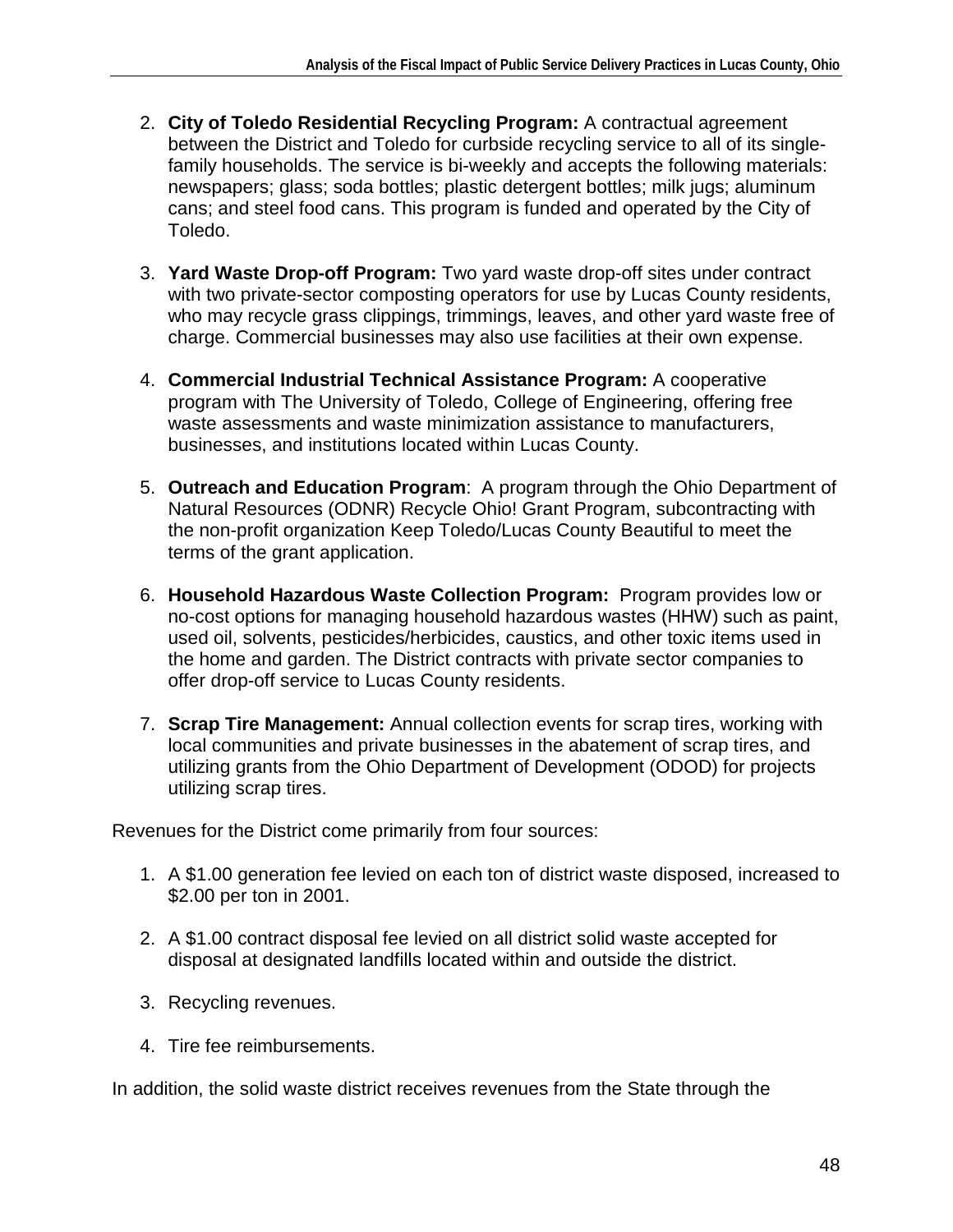2. **City of Toledo Residential Recycling Program:** A contractual agreement between the District and Toledo for curbside recycling service to all of its single-family households. The service is bi-weekly and accepts the following materials: newspapers; glass; soda bottles; plastic detergent bottles; milk jugs; aluminum cans; and steel food cans. This program is funded and operated by the City of Toledo.

3. **Yard Waste Drop-off Program:** Two yard waste drop-off sites under contract with two private-sector composting operators for use by Lucas County residents, who may recycle grass clippings, trimmings, leaves, and other yard waste free of charge. Commercial businesses may also use facilities at their own expense.

4. **Commercial Industrial Technical Assistance Program:** A cooperative program with The University of Toledo, College of Engineering, offering free waste assessments and waste minimization assistance to manufacturers, businesses, and institutions located within Lucas County.

5. **Outreach and Education Program**: A program through the Ohio Department of Natural Resources (ODNR) Recycle Ohio! Grant Program, subcontracting with the non-profit organization Keep Toledo/Lucas County Beautiful to meet the terms of the grant application.

6. **Household Hazardous Waste Collection Program:** Program provides low or no-cost options for managing household hazardous wastes (HHW) such as paint, used oil, solvents, pesticides/herbicides, caustics, and other toxic items used in the home and garden. The District contracts with private sector companies to offer drop-off service to Lucas County residents.

7. **Scrap Tire Management:** Annual collection events for scrap tires, working with local communities and private businesses in the abatement of scrap tires, and utilizing grants from the Ohio Department of Development (ODOD) for projects utilizing scrap tires.

Revenues for the District come primarily from four sources:

1. A $1.00 generation fee levied on each ton of district waste disposed, increased to $2.00 per ton in 2001.

2. A $1.00 contract disposal fee levied on all district solid waste accepted for disposal at designated landfills located within and outside the district.

3. Recycling revenues.

4. Tire fee reimbursements.

In addition, the solid waste district receives revenues from the State through the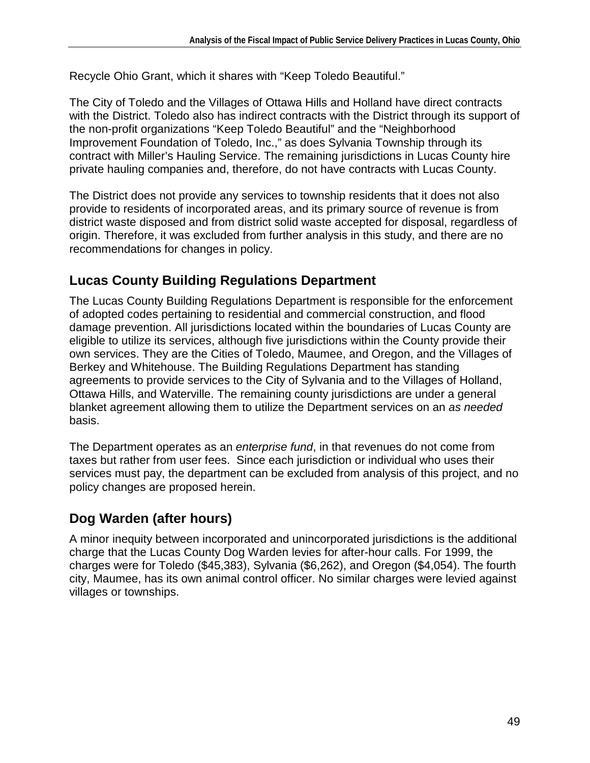Recycle Ohio Grant, which it shares with "Keep Toledo Beautiful."

The City of Toledo and the Villages of Ottawa Hills and Holland have direct contracts with the District. Toledo also has indirect contracts with the District through its support of the non-profit organizations "Keep Toledo Beautiful" and the "Neighborhood Improvement Foundation of Toledo, Inc.," as does Sylvania Township through its contract with Miller's Hauling Service. The remaining jurisdictions in Lucas County hire private hauling companies and, therefore, do not have contracts with Lucas County.

The District does not provide any services to township residents that it does not also provide to residents of incorporated areas, and its primary source of revenue is from district waste disposed and from district solid waste accepted for disposal, regardless of origin. Therefore, it was excluded from further analysis in this study, and there are no recommendations for changes in policy.

## Lucas County Building Regulations Department

The Lucas County Building Regulations Department is responsible for the enforcement of adopted codes pertaining to residential and commercial construction, and flood damage prevention. All jurisdictions located within the boundaries of Lucas County are eligible to utilize its services, although five jurisdictions within the County provide their own services. They are the Cities of Toledo, Maumee, and Oregon, and the Villages of Berkey and Whitehouse. The Building Regulations Department has standing agreements to provide services to the City of Sylvania and to the Villages of Holland, Ottawa Hills, and Waterville. The remaining county jurisdictions are under a general blanket agreement allowing them to utilize the Department services on an *as needed* basis.

The Department operates as an *enterprise fund*, in that revenues do not come from taxes but rather from user fees. Since each jurisdiction or individual who uses their services must pay, the department can be excluded from analysis of this project, and no policy changes are proposed herein.

## Dog Warden (after hours)

A minor inequity between incorporated and unincorporated jurisdictions is the additional charge that the Lucas County Dog Warden levies for after-hour calls. For 1999, the charges were for Toledo ($45,383), Sylvania ($6,262), and Oregon ($4,054). The fourth city, Maumee, has its own animal control officer. No similar charges were levied against villages or townships.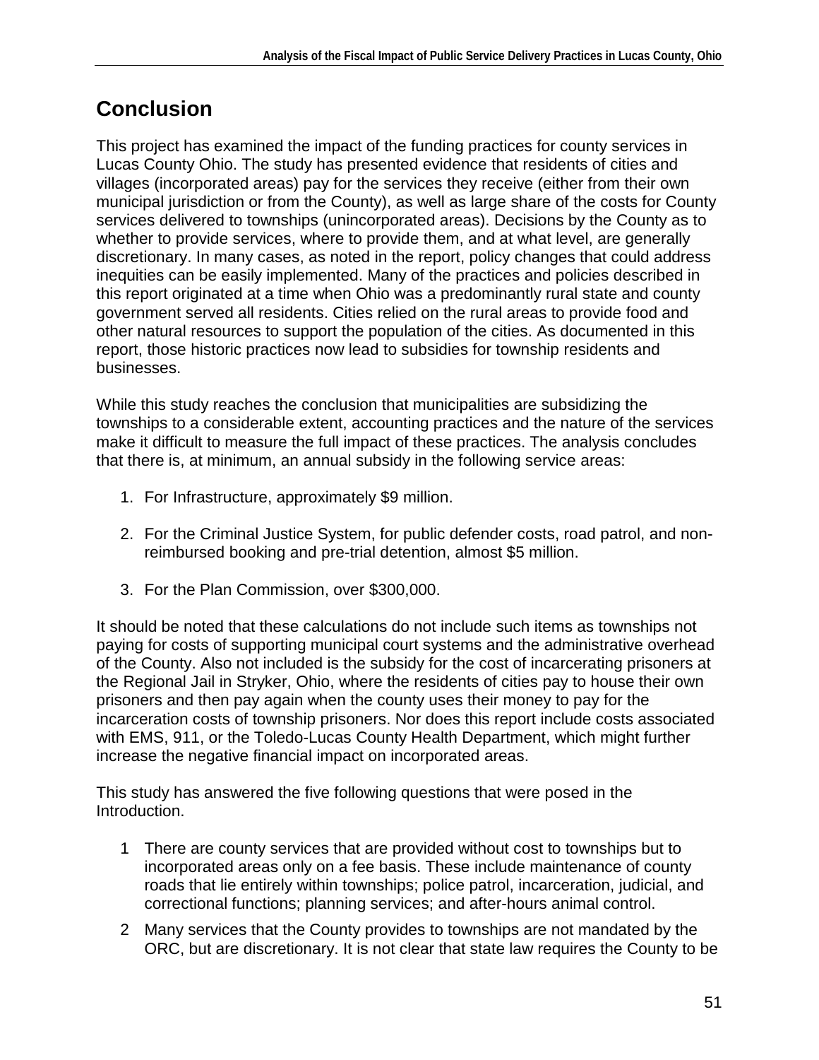## Conclusion

This project has examined the impact of the funding practices for county services in Lucas County Ohio. The study has presented evidence that residents of cities and villages (incorporated areas) pay for the services they receive (either from their own municipal jurisdiction or from the County), as well as large share of the costs for County services delivered to townships (unincorporated areas). Decisions by the County as to whether to provide services, where to provide them, and at what level, are generally discretionary. In many cases, as noted in the report, policy changes that could address inequities can be easily implemented. Many of the practices and policies described in this report originated at a time when Ohio was a predominantly rural state and county government served all residents. Cities relied on the rural areas to provide food and other natural resources to support the population of the cities. As documented in this report, those historic practices now lead to subsidies for township residents and businesses.

While this study reaches the conclusion that municipalities are subsidizing the townships to a considerable extent, accounting practices and the nature of the services make it difficult to measure the full impact of these practices. The analysis concludes that there is, at minimum, an annual subsidy in the following service areas:

1. For Infrastructure, approximately $9 million.
2. For the Criminal Justice System, for public defender costs, road patrol, and non-reimbursed booking and pre-trial detention, almost $5 million.
3. For the Plan Commission, over $300,000.

It should be noted that these calculations do not include such items as townships not paying for costs of supporting municipal court systems and the administrative overhead of the County. Also not included is the subsidy for the cost of incarcerating prisoners at the Regional Jail in Stryker, Ohio, where the residents of cities pay to house their own prisoners and then pay again when the county uses their money to pay for the incarceration costs of township prisoners. Nor does this report include costs associated with EMS, 911, or the Toledo-Lucas County Health Department, which might further increase the negative financial impact on incorporated areas.

This study has answered the five following questions that were posed in the Introduction.

1 There are county services that are provided without cost to townships but to incorporated areas only on a fee basis. These include maintenance of county roads that lie entirely within townships; police patrol, incarceration, judicial, and correctional functions; planning services; and after-hours animal control.

2 Many services that the County provides to townships are not mandated by the ORC, but are discretionary. It is not clear that state law requires the County to be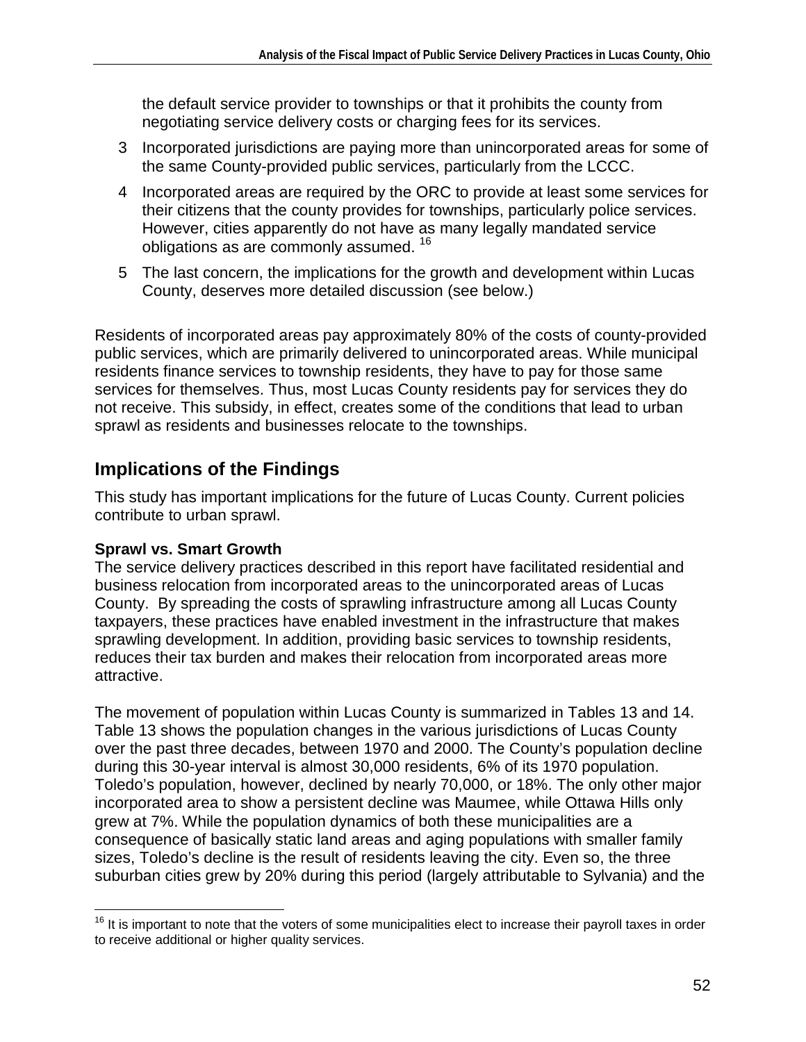the default service provider to townships or that it prohibits the county from negotiating service delivery costs or charging fees for its services.

3 Incorporated jurisdictions are paying more than unincorporated areas for some of the same County-provided public services, particularly from the LCCC.

4 Incorporated areas are required by the ORC to provide at least some services for their citizens that the county provides for townships, particularly police services. However, cities apparently do not have as many legally mandated service obligations as are commonly assumed. [16]

5 The last concern, the implications for the growth and development within Lucas County, deserves more detailed discussion (see below.)

Residents of incorporated areas pay approximately 80% of the costs of county-provided public services, which are primarily delivered to unincorporated areas. While municipal residents finance services to township residents, they have to pay for those same services for themselves. Thus, most Lucas County residents pay for services they do not receive. This subsidy, in effect, creates some of the conditions that lead to urban sprawl as residents and businesses relocate to the townships.

## Implications of the Findings

This study has important implications for the future of Lucas County. Current policies contribute to urban sprawl.

**Sprawl vs. Smart Growth**

The service delivery practices described in this report have facilitated residential and business relocation from incorporated areas to the unincorporated areas of Lucas County. By spreading the costs of sprawling infrastructure among all Lucas County taxpayers, these practices have enabled investment in the infrastructure that makes sprawling development. In addition, providing basic services to township residents, reduces their tax burden and makes their relocation from incorporated areas more attractive.

The movement of population within Lucas County is summarized in Tables 13 and 14. Table 13 shows the population changes in the various jurisdictions of Lucas County over the past three decades, between 1970 and 2000. The County's population decline during this 30-year interval is almost 30,000 residents, 6% of its 1970 population. Toledo's population, however, declined by nearly 70,000, or 18%. The only other major incorporated area to show a persistent decline was Maumee, while Ottawa Hills only grew at 7%. While the population dynamics of both these municipalities are a consequence of basically static land areas and aging populations with smaller family sizes, Toledo's decline is the result of residents leaving the city. Even so, the three suburban cities grew by 20% during this period (largely attributable to Sylvania) and the

[16] It is important to note that the voters of some municipalities elect to increase their payroll taxes in order to receive additional or higher quality services.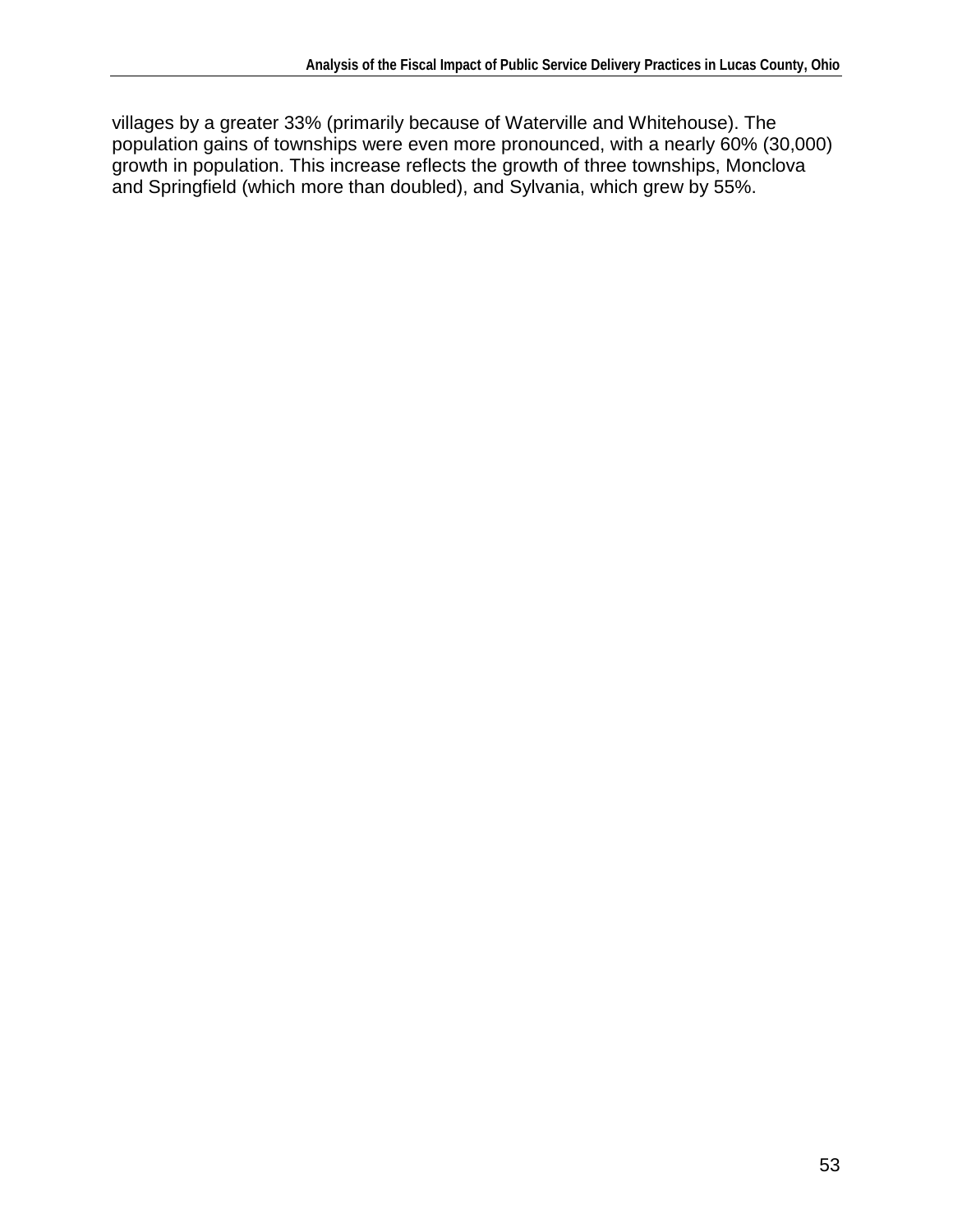villages by a greater 33% (primarily because of Waterville and Whitehouse). The population gains of townships were even more pronounced, with a nearly 60% (30,000) growth in population. This increase reflects the growth of three townships, Monclova and Springfield (which more than doubled), and Sylvania, which grew by 55%.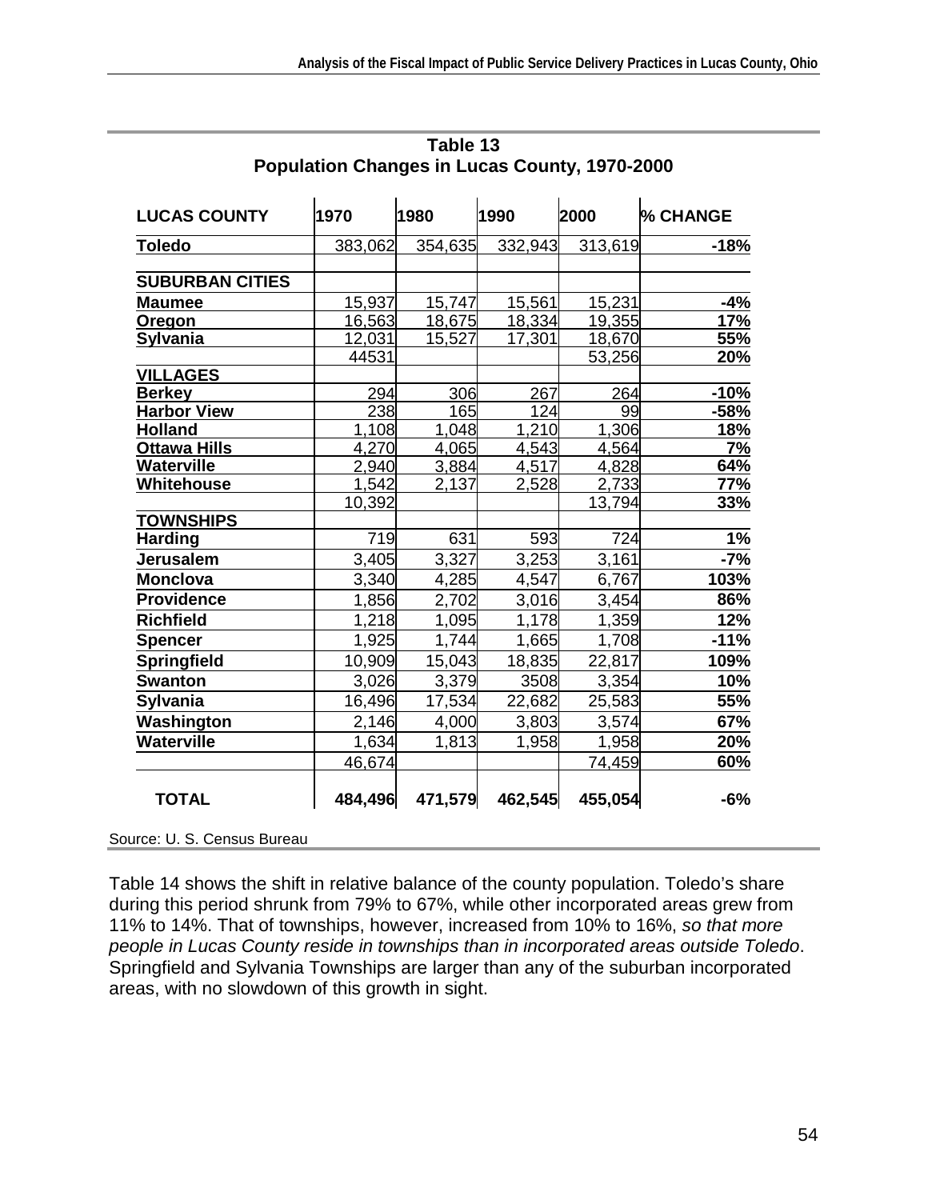**Table 13**
**Population Changes in Lucas County, 1970-2000**

| LUCAS COUNTY | 1970 | 1980 | 1990 | 2000 | % CHANGE |
|---|---|---|---|---|---|
| **Toledo** | 383,062 | 354,635 | 332,943 | 313,619 | **-18%** |
| | | | | | |
| **SUBURBAN CITIES** | | | | | |
| **Maumee** | 15,937 | 15,747 | 15,561 | 15,231 | **-4%** |
| **Oregon** | 16,563 | 18,675 | 18,334 | 19,355 | **17%** |
| **Sylvania** | 12,031 | 15,527 | 17,301 | 18,670 | **55%** |
| | 44531 | | | 53,256 | **20%** |
| **VILLAGES** | | | | | |
| **Berkey** | 294 | 306 | 267 | 264 | **-10%** |
| **Harbor View** | 238 | 165 | 124 | 99 | **-58%** |
| **Holland** | 1,108 | 1,048 | 1,210 | 1,306 | **18%** |
| **Ottawa Hills** | 4,270 | 4,065 | 4,543 | 4,564 | **7%** |
| **Waterville** | 2,940 | 3,884 | 4,517 | 4,828 | **64%** |
| **Whitehouse** | 1,542 | 2,137 | 2,528 | 2,733 | **77%** |
| | 10,392 | | | 13,794 | **33%** |
| **TOWNSHIPS** | | | | | |
| **Harding** | 719 | 631 | 593 | 724 | **1%** |
| **Jerusalem** | 3,405 | 3,327 | 3,253 | 3,161 | **-7%** |
| **Monclova** | 3,340 | 4,285 | 4,547 | 6,767 | **103%** |
| **Providence** | 1,856 | 2,702 | 3,016 | 3,454 | **86%** |
| **Richfield** | 1,218 | 1,095 | 1,178 | 1,359 | **12%** |
| **Spencer** | 1,925 | 1,744 | 1,665 | 1,708 | **-11%** |
| **Springfield** | 10,909 | 15,043 | 18,835 | 22,817 | **109%** |
| **Swanton** | 3,026 | 3,379 | 3508 | 3,354 | **10%** |
| **Sylvania** | 16,496 | 17,534 | 22,682 | 25,583 | **55%** |
| **Washington** | 2,146 | 4,000 | 3,803 | 3,574 | **67%** |
| **Waterville** | 1,634 | 1,813 | 1,958 | 1,958 | **20%** |
| | 46,674 | | | 74,459 | **60%** |
| **TOTAL** | **484,496** | **471,579** | **462,545** | **455,054** | **-6%** |

Source: U. S. Census Bureau

Table 14 shows the shift in relative balance of the county population. Toledo's share during this period shrunk from 79% to 67%, while other incorporated areas grew from 11% to 14%. That of townships, however, increased from 10% to 16%, *so that more people in Lucas County reside in townships than in incorporated areas outside Toledo*. Springfield and Sylvania Townships are larger than any of the suburban incorporated areas, with no slowdown of this growth in sight.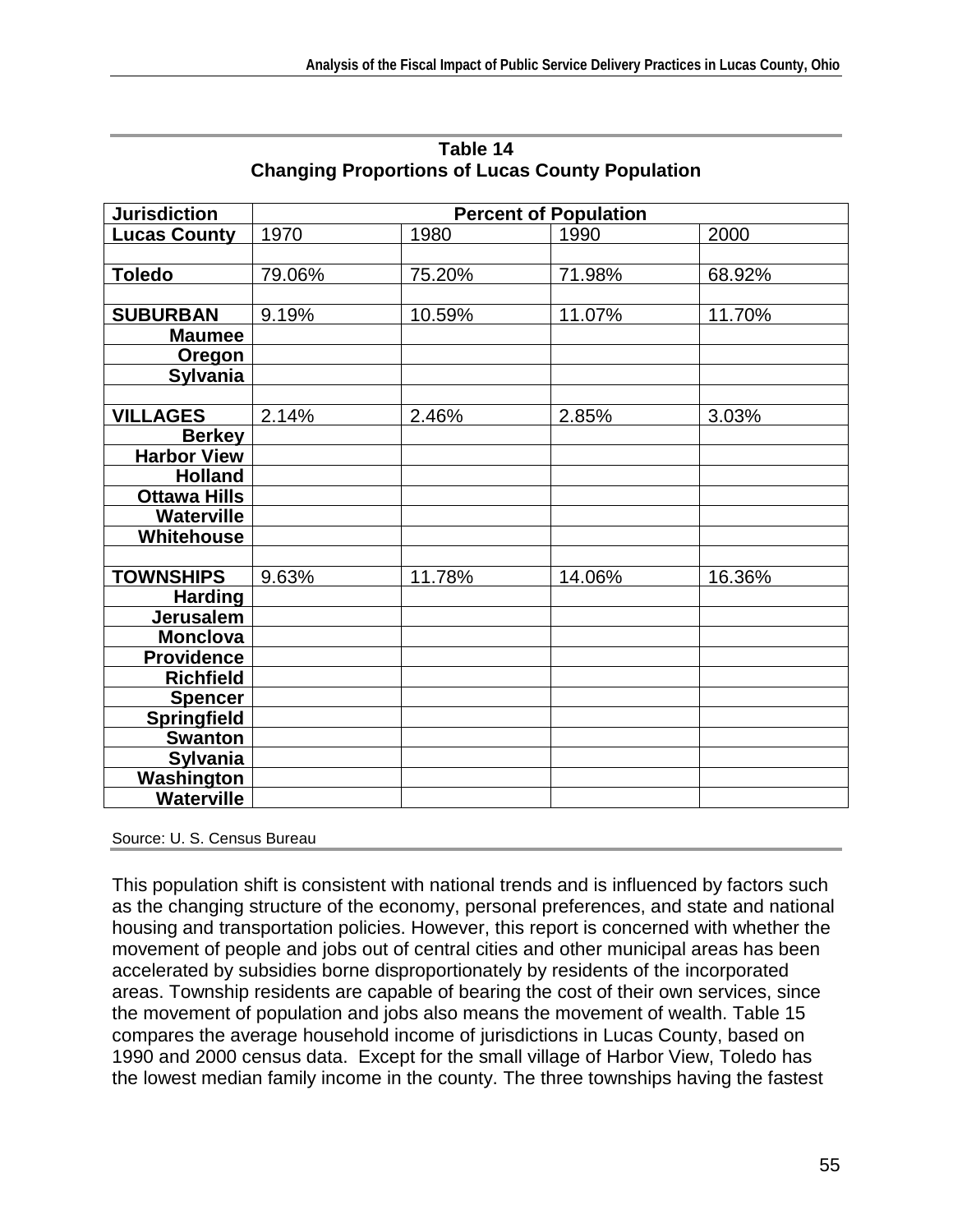**Table 14**
**Changing Proportions of Lucas County Population**

| **Jurisdiction** | **Percent of Population** | | | |
|---|---|---|---|---|
| **Lucas County** | 1970 | 1980 | 1990 | 2000 |
| | | | | |
| **Toledo** | 79.06% | 75.20% | 71.98% | 68.92% |
| | | | | |
| **SUBURBAN** | 9.19% | 10.59% | 11.07% | 11.70% |
| **Maumee** | | | | |
| **Oregon** | | | | |
| **Sylvania** | | | | |
| | | | | |
| **VILLAGES** | 2.14% | 2.46% | 2.85% | 3.03% |
| **Berkey** | | | | |
| **Harbor View** | | | | |
| **Holland** | | | | |
| **Ottawa Hills** | | | | |
| **Waterville** | | | | |
| **Whitehouse** | | | | |
| | | | | |
| **TOWNSHIPS** | 9.63% | 11.78% | 14.06% | 16.36% |
| **Harding** | | | | |
| **Jerusalem** | | | | |
| **Monclova** | | | | |
| **Providence** | | | | |
| **Richfield** | | | | |
| **Spencer** | | | | |
| **Springfield** | | | | |
| **Swanton** | | | | |
| **Sylvania** | | | | |
| **Washington** | | | | |
| **Waterville** | | | | |

Source: U. S. Census Bureau

This population shift is consistent with national trends and is influenced by factors such as the changing structure of the economy, personal preferences, and state and national housing and transportation policies. However, this report is concerned with whether the movement of people and jobs out of central cities and other municipal areas has been accelerated by subsidies borne disproportionately by residents of the incorporated areas. Township residents are capable of bearing the cost of their own services, since the movement of population and jobs also means the movement of wealth. Table 15 compares the average household income of jurisdictions in Lucas County, based on 1990 and 2000 census data. Except for the small village of Harbor View, Toledo has the lowest median family income in the county. The three townships having the fastest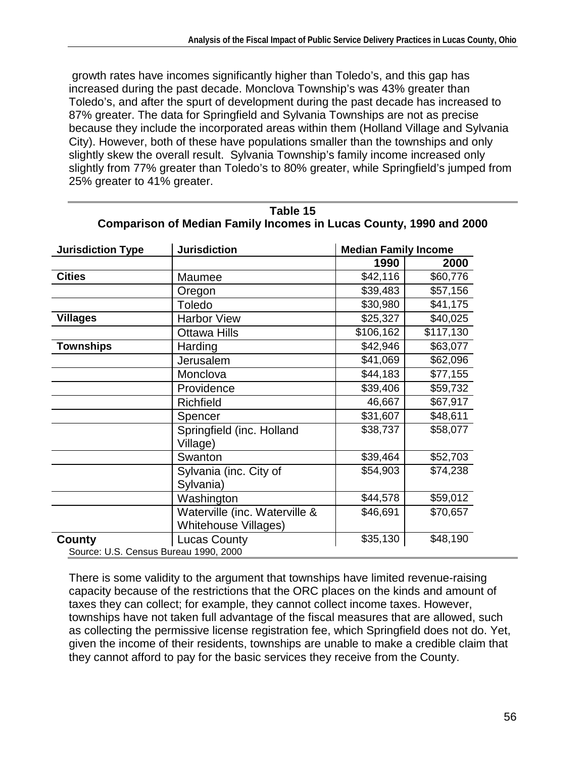growth rates have incomes significantly higher than Toledo's, and this gap has increased during the past decade. Monclova Township's was 43% greater than Toledo's, and after the spurt of development during the past decade has increased to 87% greater. The data for Springfield and Sylvania Townships are not as precise because they include the incorporated areas within them (Holland Village and Sylvania City). However, both of these have populations smaller than the townships and only slightly skew the overall result. Sylvania Township's family income increased only slightly from 77% greater than Toledo's to 80% greater, while Springfield's jumped from 25% greater to 41% greater.

**Table 15**
**Comparison of Median Family Incomes in Lucas County, 1990 and 2000**

| Jurisdiction Type | Jurisdiction | Median Family Income | |
|---|---|---|---|
| | | 1990 | 2000 |
| **Cities** | Maumee | $42,116 | $60,776 |
| | Oregon | $39,483 | $57,156 |
| | Toledo | $30,980 | $41,175 |
| **Villages** | Harbor View | $25,327 | $40,025 |
| | Ottawa Hills | $106,162 | $117,130 |
| **Townships** | Harding | $42,946 | $63,077 |
| | Jerusalem | $41,069 | $62,096 |
| | Monclova | $44,183 | $77,155 |
| | Providence | $39,406 | $59,732 |
| | Richfield | 46,667 | $67,917 |
| | Spencer | $31,607 | $48,611 |
| | Springfield (inc. Holland Village) | $38,737 | $58,077 |
| | Swanton | $39,464 | $52,703 |
| | Sylvania (inc. City of Sylvania) | $54,903 | $74,238 |
| | Washington | $44,578 | $59,012 |
| | Waterville (inc. Waterville & Whitehouse Villages) | $46,691 | $70,657 |
| **County** | Lucas County | $35,130 | $48,190 |

Source: U.S. Census Bureau 1990, 2000

There is some validity to the argument that townships have limited revenue-raising capacity because of the restrictions that the ORC places on the kinds and amount of taxes they can collect; for example, they cannot collect income taxes. However, townships have not taken full advantage of the fiscal measures that are allowed, such as collecting the permissive license registration fee, which Springfield does not do. Yet, given the income of their residents, townships are unable to make a credible claim that they cannot afford to pay for the basic services they receive from the County.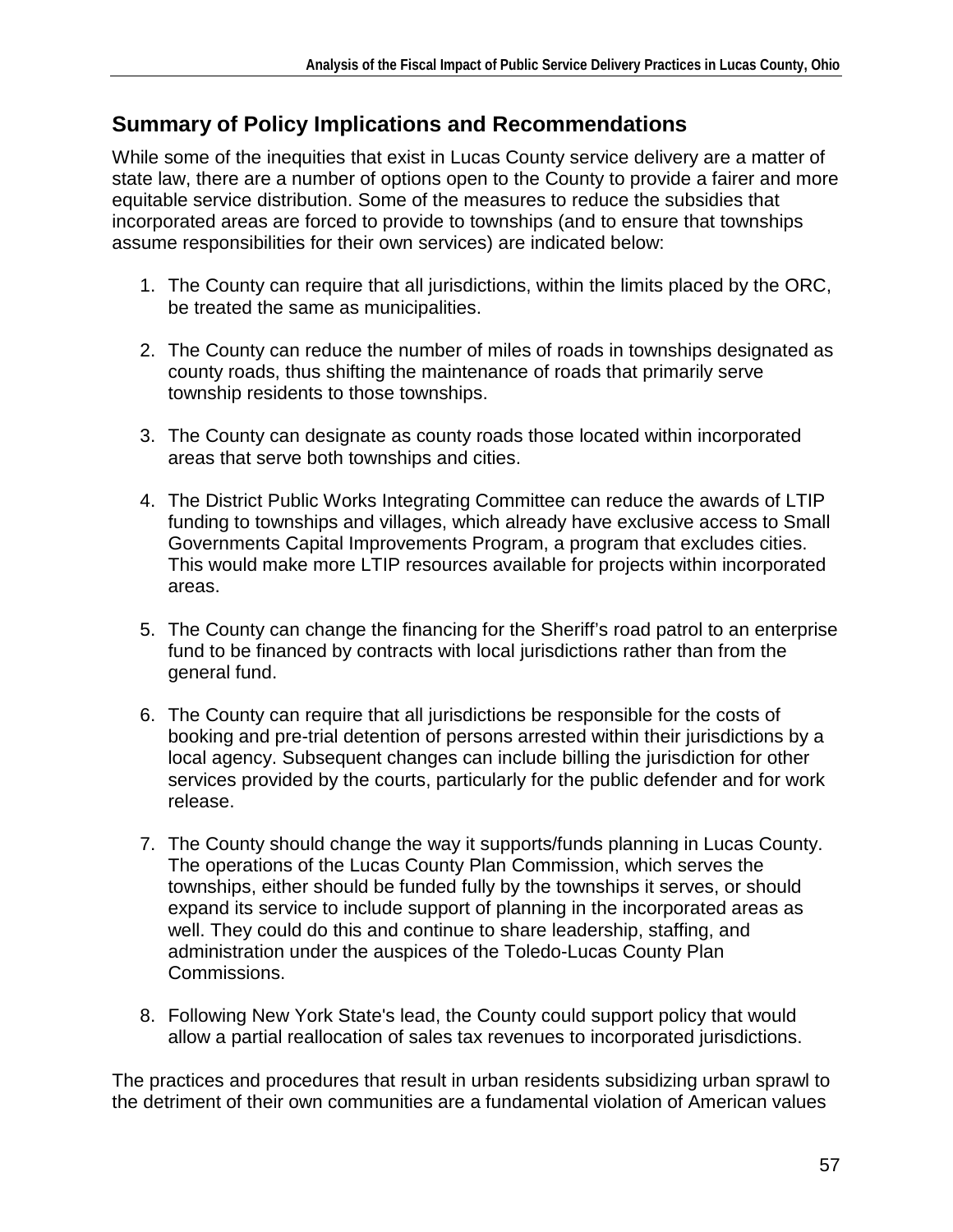## Summary of Policy Implications and Recommendations

While some of the inequities that exist in Lucas County service delivery are a matter of state law, there are a number of options open to the County to provide a fairer and more equitable service distribution. Some of the measures to reduce the subsidies that incorporated areas are forced to provide to townships (and to ensure that townships assume responsibilities for their own services) are indicated below:

1. The County can require that all jurisdictions, within the limits placed by the ORC, be treated the same as municipalities.

2. The County can reduce the number of miles of roads in townships designated as county roads, thus shifting the maintenance of roads that primarily serve township residents to those townships.

3. The County can designate as county roads those located within incorporated areas that serve both townships and cities.

4. The District Public Works Integrating Committee can reduce the awards of LTIP funding to townships and villages, which already have exclusive access to Small Governments Capital Improvements Program, a program that excludes cities. This would make more LTIP resources available for projects within incorporated areas.

5. The County can change the financing for the Sheriff's road patrol to an enterprise fund to be financed by contracts with local jurisdictions rather than from the general fund.

6. The County can require that all jurisdictions be responsible for the costs of booking and pre-trial detention of persons arrested within their jurisdictions by a local agency. Subsequent changes can include billing the jurisdiction for other services provided by the courts, particularly for the public defender and for work release.

7. The County should change the way it supports/funds planning in Lucas County. The operations of the Lucas County Plan Commission, which serves the townships, either should be funded fully by the townships it serves, or should expand its service to include support of planning in the incorporated areas as well. They could do this and continue to share leadership, staffing, and administration under the auspices of the Toledo-Lucas County Plan Commissions.

8. Following New York State's lead, the County could support policy that would allow a partial reallocation of sales tax revenues to incorporated jurisdictions.

The practices and procedures that result in urban residents subsidizing urban sprawl to the detriment of their own communities are a fundamental violation of American values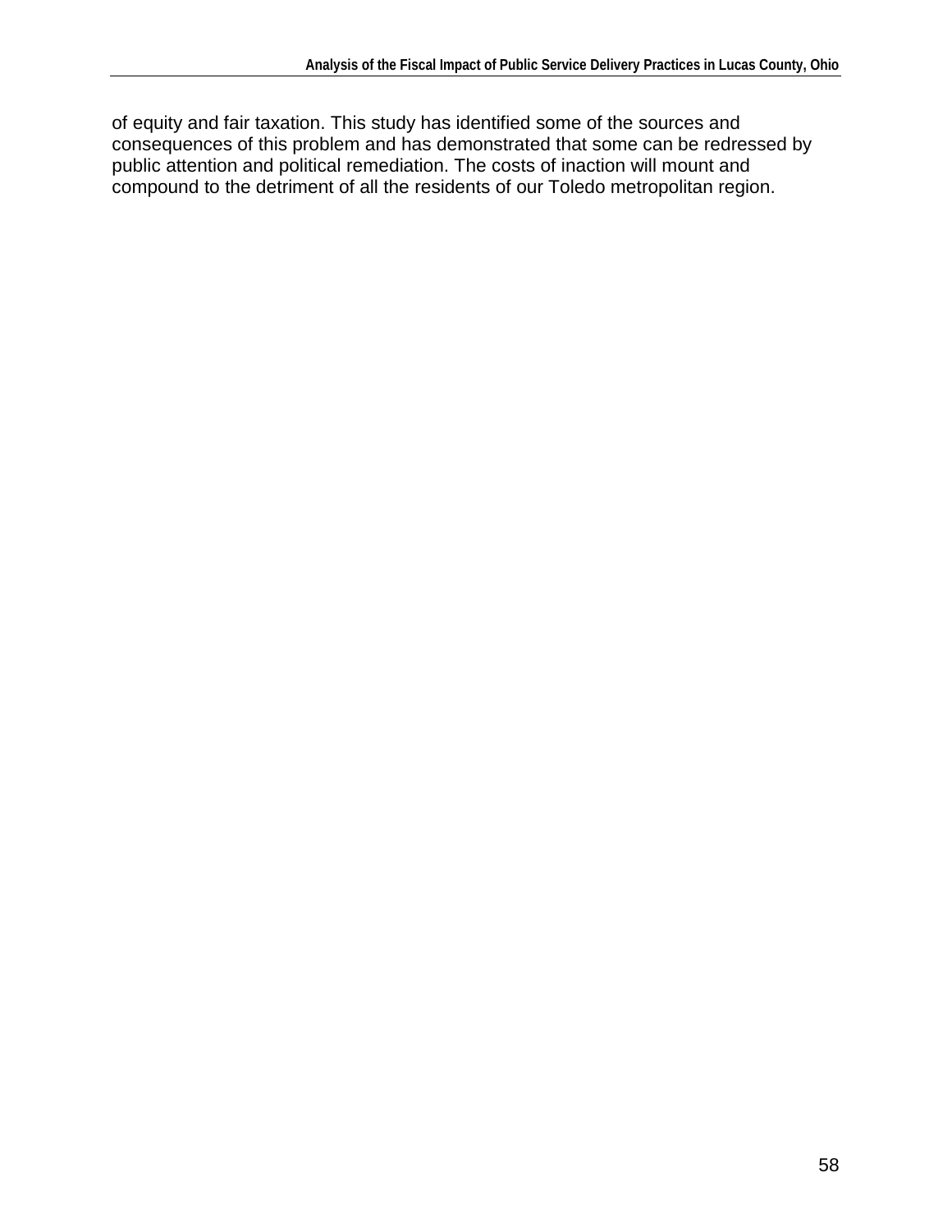of equity and fair taxation. This study has identified some of the sources and consequences of this problem and has demonstrated that some can be redressed by public attention and political remediation. The costs of inaction will mount and compound to the detriment of all the residents of our Toledo metropolitan region.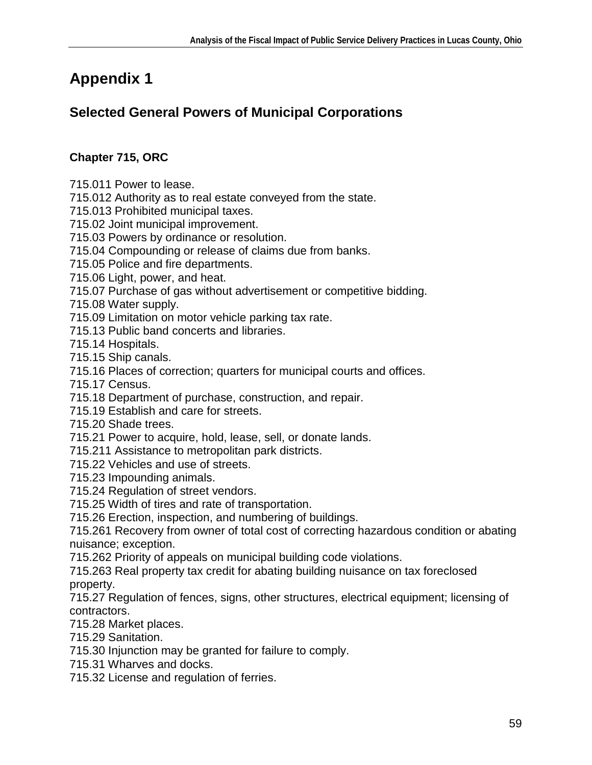# Appendix 1

## Selected General Powers of Municipal Corporations

### Chapter 715, ORC

715.011 Power to lease.
715.012 Authority as to real estate conveyed from the state.
715.013 Prohibited municipal taxes.
715.02 Joint municipal improvement.
715.03 Powers by ordinance or resolution.
715.04 Compounding or release of claims due from banks.
715.05 Police and fire departments.
715.06 Light, power, and heat.
715.07 Purchase of gas without advertisement or competitive bidding.
715.08 Water supply.
715.09 Limitation on motor vehicle parking tax rate.
715.13 Public band concerts and libraries.
715.14 Hospitals.
715.15 Ship canals.
715.16 Places of correction; quarters for municipal courts and offices.
715.17 Census.
715.18 Department of purchase, construction, and repair.
715.19 Establish and care for streets.
715.20 Shade trees.
715.21 Power to acquire, hold, lease, sell, or donate lands.
715.211 Assistance to metropolitan park districts.
715.22 Vehicles and use of streets.
715.23 Impounding animals.
715.24 Regulation of street vendors.
715.25 Width of tires and rate of transportation.
715.26 Erection, inspection, and numbering of buildings.
715.261 Recovery from owner of total cost of correcting hazardous condition or abating nuisance; exception.
715.262 Priority of appeals on municipal building code violations.
715.263 Real property tax credit for abating building nuisance on tax foreclosed property.
715.27 Regulation of fences, signs, other structures, electrical equipment; licensing of contractors.
715.28 Market places.
715.29 Sanitation.
715.30 Injunction may be granted for failure to comply.
715.31 Wharves and docks.
715.32 License and regulation of ferries.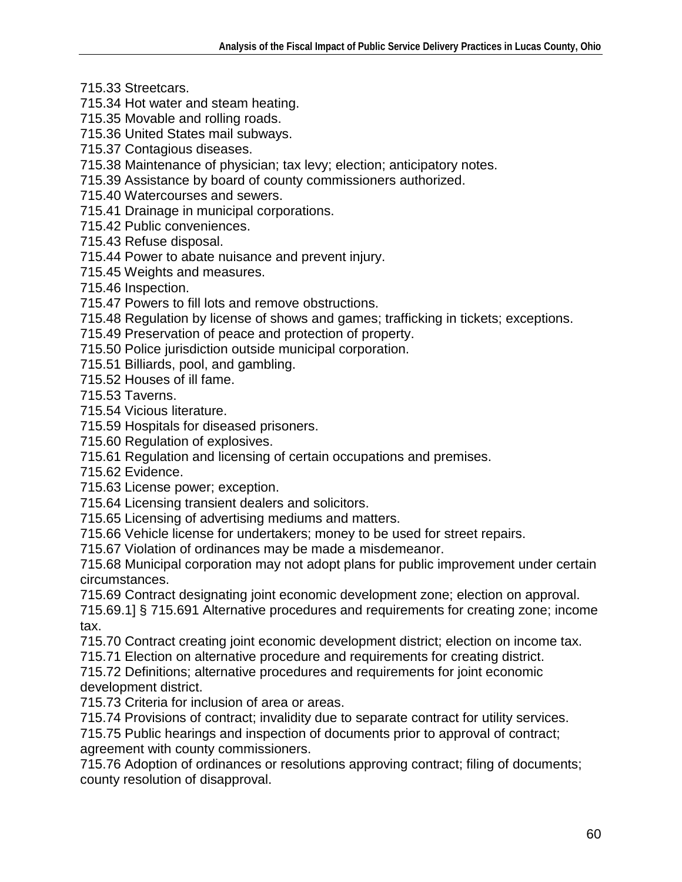715.33 Streetcars.
715.34 Hot water and steam heating.
715.35 Movable and rolling roads.
715.36 United States mail subways.
715.37 Contagious diseases.
715.38 Maintenance of physician; tax levy; election; anticipatory notes.
715.39 Assistance by board of county commissioners authorized.
715.40 Watercourses and sewers.
715.41 Drainage in municipal corporations.
715.42 Public conveniences.
715.43 Refuse disposal.
715.44 Power to abate nuisance and prevent injury.
715.45 Weights and measures.
715.46 Inspection.
715.47 Powers to fill lots and remove obstructions.
715.48 Regulation by license of shows and games; trafficking in tickets; exceptions.
715.49 Preservation of peace and protection of property.
715.50 Police jurisdiction outside municipal corporation.
715.51 Billiards, pool, and gambling.
715.52 Houses of ill fame.
715.53 Taverns.
715.54 Vicious literature.
715.59 Hospitals for diseased prisoners.
715.60 Regulation of explosives.
715.61 Regulation and licensing of certain occupations and premises.
715.62 Evidence.
715.63 License power; exception.
715.64 Licensing transient dealers and solicitors.
715.65 Licensing of advertising mediums and matters.
715.66 Vehicle license for undertakers; money to be used for street repairs.
715.67 Violation of ordinances may be made a misdemeanor.
715.68 Municipal corporation may not adopt plans for public improvement under certain circumstances.
715.69 Contract designating joint economic development zone; election on approval.
715.69.1] § 715.691 Alternative procedures and requirements for creating zone; income tax.
715.70 Contract creating joint economic development district; election on income tax.
715.71 Election on alternative procedure and requirements for creating district.
715.72 Definitions; alternative procedures and requirements for joint economic development district.
715.73 Criteria for inclusion of area or areas.
715.74 Provisions of contract; invalidity due to separate contract for utility services.
715.75 Public hearings and inspection of documents prior to approval of contract; agreement with county commissioners.
715.76 Adoption of ordinances or resolutions approving contract; filing of documents; county resolution of disapproval.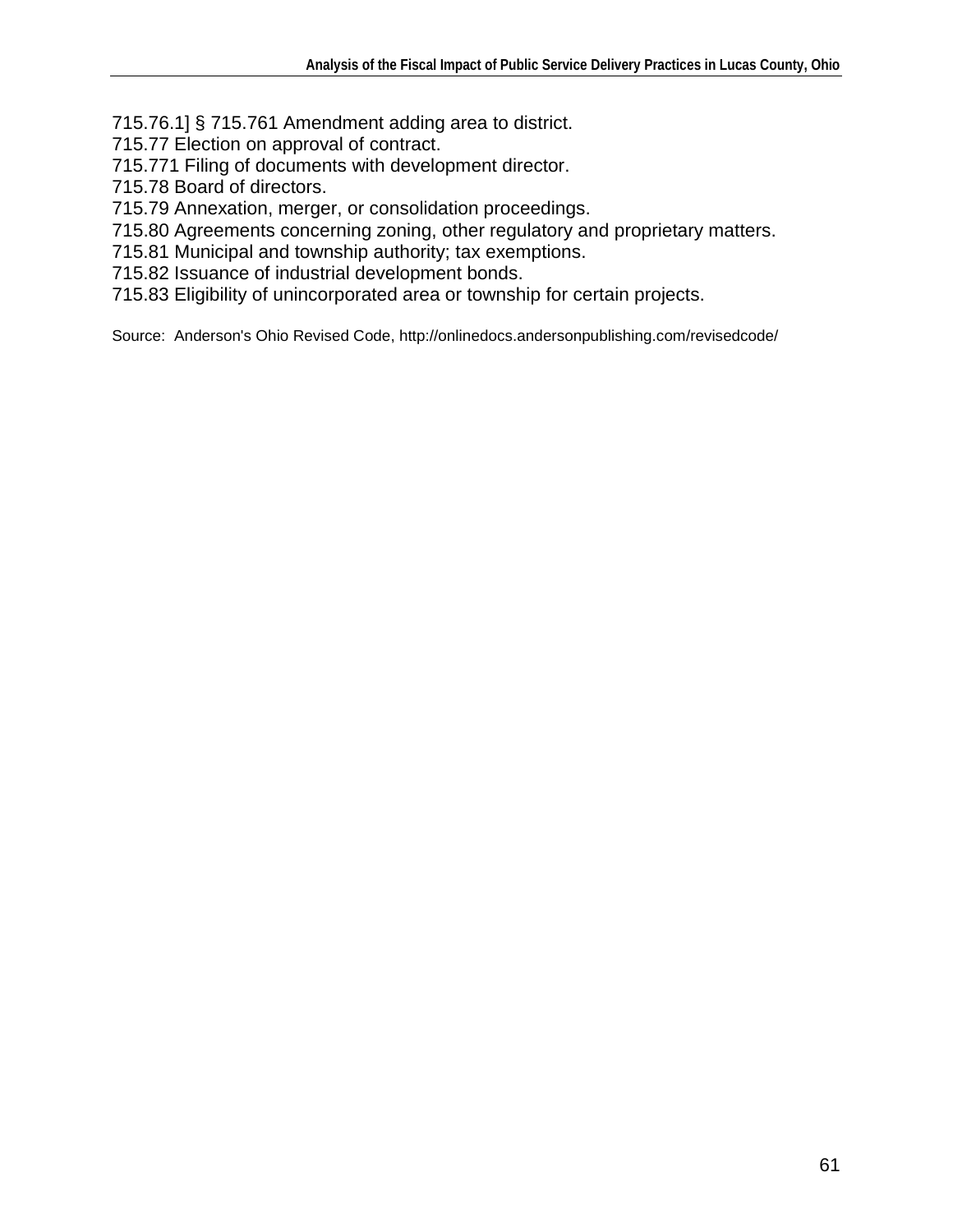715.76.1] § 715.761 Amendment adding area to district.
715.77 Election on approval of contract.
715.771 Filing of documents with development director.
715.78 Board of directors.
715.79 Annexation, merger, or consolidation proceedings.
715.80 Agreements concerning zoning, other regulatory and proprietary matters.
715.81 Municipal and township authority; tax exemptions.
715.82 Issuance of industrial development bonds.
715.83 Eligibility of unincorporated area or township for certain projects.

Source: Anderson's Ohio Revised Code, http://onlinedocs.andersonpublishing.com/revisedcode/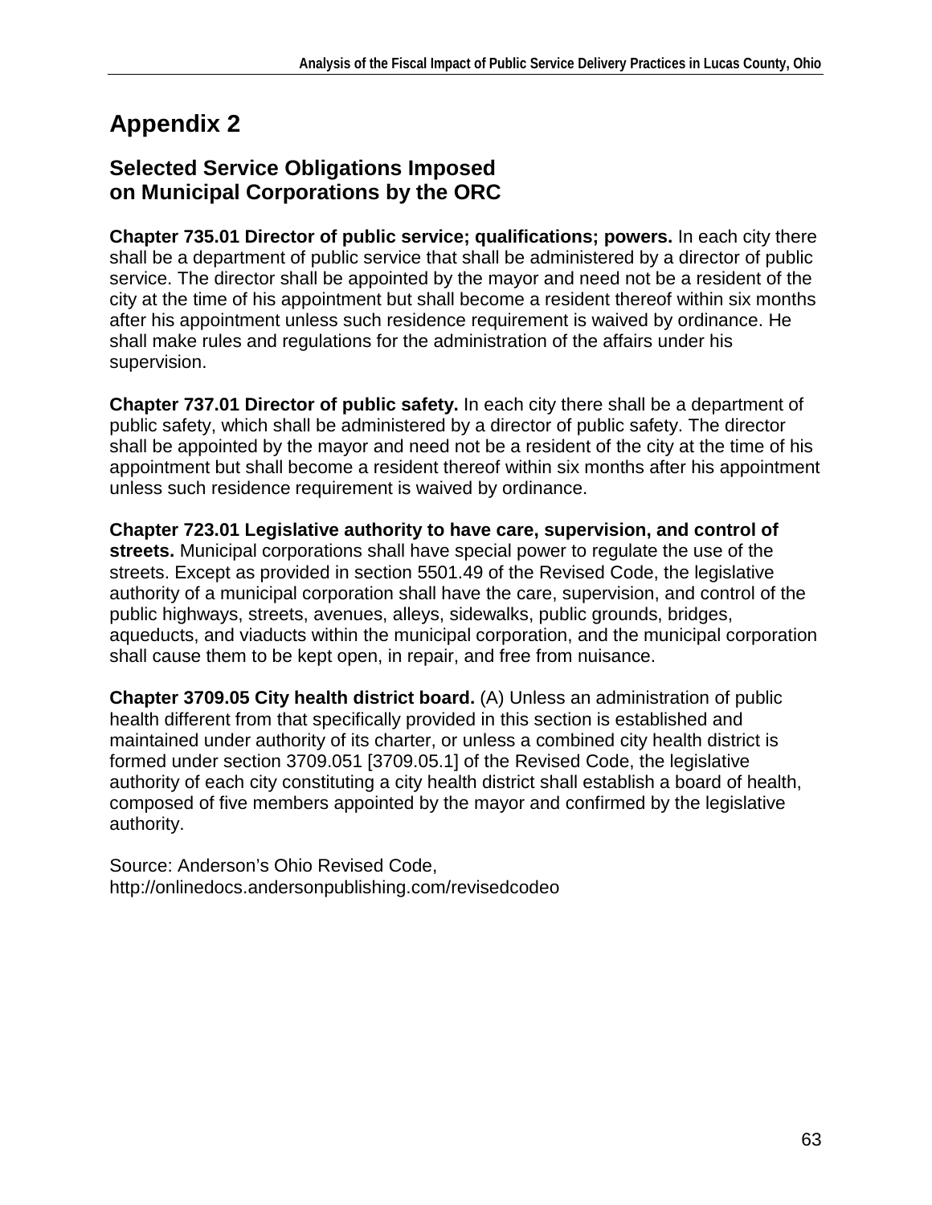# Appendix 2

## Selected Service Obligations Imposed on Municipal Corporations by the ORC

**Chapter 735.01 Director of public service; qualifications; powers.** In each city there shall be a department of public service that shall be administered by a director of public service. The director shall be appointed by the mayor and need not be a resident of the city at the time of his appointment but shall become a resident thereof within six months after his appointment unless such residence requirement is waived by ordinance. He shall make rules and regulations for the administration of the affairs under his supervision.

**Chapter 737.01 Director of public safety.** In each city there shall be a department of public safety, which shall be administered by a director of public safety. The director shall be appointed by the mayor and need not be a resident of the city at the time of his appointment but shall become a resident thereof within six months after his appointment unless such residence requirement is waived by ordinance.

**Chapter 723.01 Legislative authority to have care, supervision, and control of streets.** Municipal corporations shall have special power to regulate the use of the streets. Except as provided in section 5501.49 of the Revised Code, the legislative authority of a municipal corporation shall have the care, supervision, and control of the public highways, streets, avenues, alleys, sidewalks, public grounds, bridges, aqueducts, and viaducts within the municipal corporation, and the municipal corporation shall cause them to be kept open, in repair, and free from nuisance.

**Chapter 3709.05 City health district board.** (A) Unless an administration of public health different from that specifically provided in this section is established and maintained under authority of its charter, or unless a combined city health district is formed under section 3709.051 [3709.05.1] of the Revised Code, the legislative authority of each city constituting a city health district shall establish a board of health, composed of five members appointed by the mayor and confirmed by the legislative authority.

Source: Anderson's Ohio Revised Code,
http://onlinedocs.andersonpublishing.com/revisedcodeo